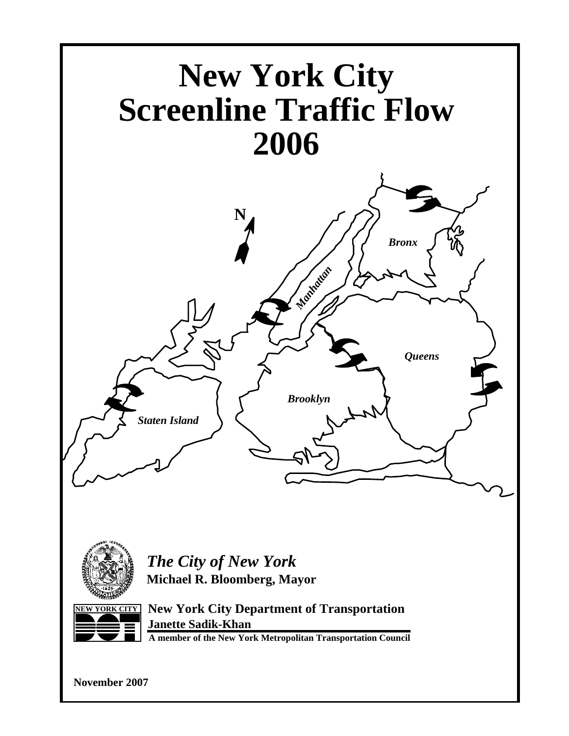# New York City Screenline Traffic Flow 2006

N

*Bronx*

*Manhattan*

*Queens*

*Brooklyn*

*Staten Island*

*The City of New York*

**Michael R. Bloomberg, Mayor**

NEW YORK CITY DOT

**New York City Department of Transportation**

**Janette Sadik-Khan**

**A member of the New York Metropolitan Transportation Council**

**November 2007**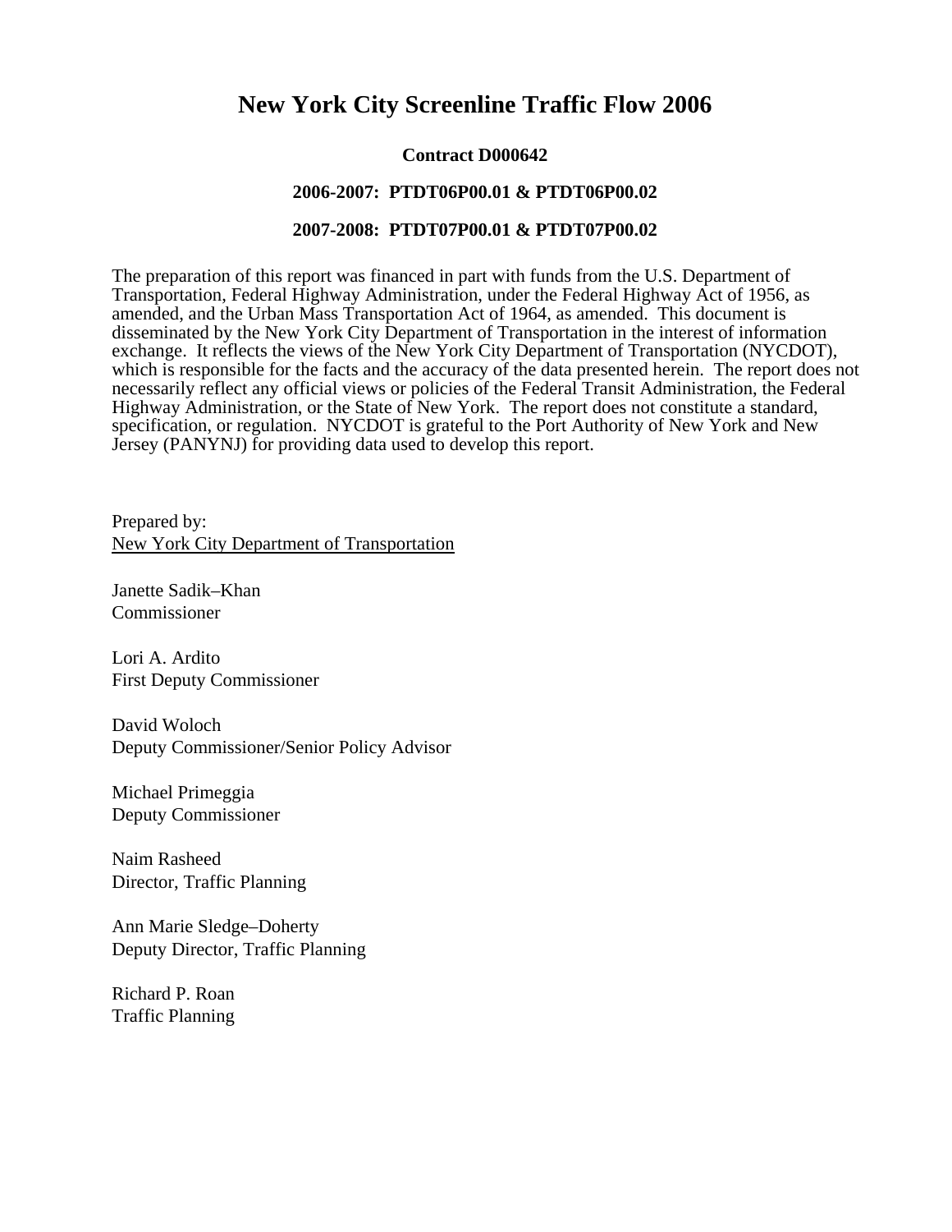# New York City Screenline Traffic Flow 2006

**Contract D000642**

**2006-2007: PTDT06P00.01 & PTDT06P00.02**

**2007-2008: PTDT07P00.01 & PTDT07P00.02**

The preparation of this report was financed in part with funds from the U.S. Department of Transportation, Federal Highway Administration, under the Federal Highway Act of 1956, as amended, and the Urban Mass Transportation Act of 1964, as amended. This document is disseminated by the New York City Department of Transportation in the interest of information exchange. It reflects the views of the New York City Department of Transportation (NYCDOT), which is responsible for the facts and the accuracy of the data presented herein. The report does not necessarily reflect any official views or policies of the Federal Transit Administration, the Federal Highway Administration, or the State of New York. The report does not constitute a standard, specification, or regulation. NYCDOT is grateful to the Port Authority of New York and New Jersey (PANYNJ) for providing data used to develop this report.

Prepared by:
New York City Department of Transportation

Janette Sadik–Khan
Commissioner

Lori A. Ardito
First Deputy Commissioner

David Woloch
Deputy Commissioner/Senior Policy Advisor

Michael Primeggia
Deputy Commissioner

Naim Rasheed
Director, Traffic Planning

Ann Marie Sledge–Doherty
Deputy Director, Traffic Planning

Richard P. Roan
Traffic Planning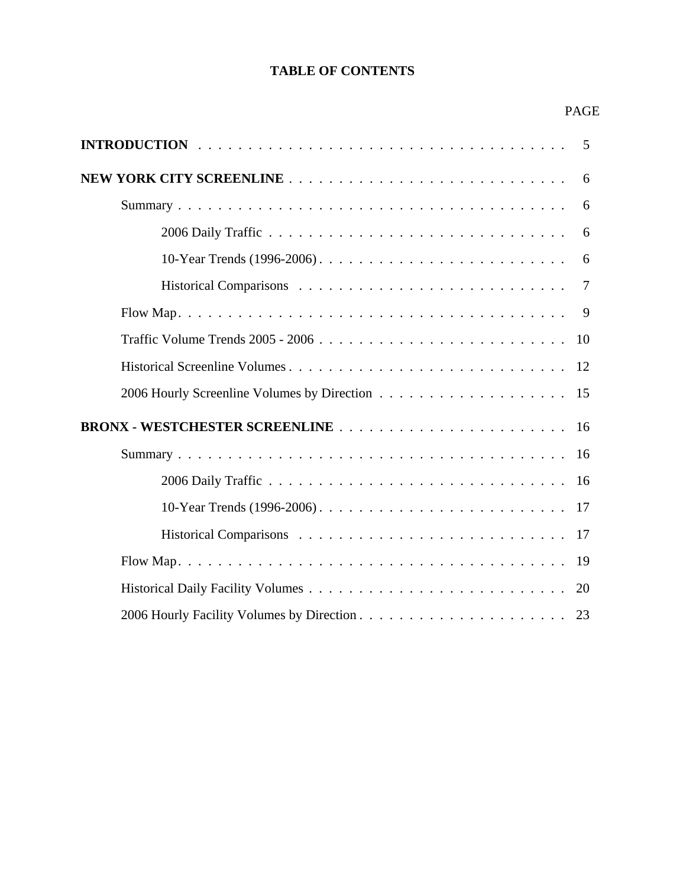# TABLE OF CONTENTS

| | PAGE |
|---|---|
| **INTRODUCTION** | 5 |
| **NEW YORK CITY SCREENLINE** | 6 |
| Summary | 6 |
| 2006 Daily Traffic | 6 |
| 10-Year Trends (1996-2006) | 6 |
| Historical Comparisons | 7 |
| Flow Map | 9 |
| Traffic Volume Trends 2005 - 2006 | 10 |
| Historical Screenline Volumes | 12 |
| 2006 Hourly Screenline Volumes by Direction | 15 |
| **BRONX - WESTCHESTER SCREENLINE** | 16 |
| Summary | 16 |
| 2006 Daily Traffic | 16 |
| 10-Year Trends (1996-2006) | 17 |
| Historical Comparisons | 17 |
| Flow Map | 19 |
| Historical Daily Facility Volumes | 20 |
| 2006 Hourly Facility Volumes by Direction | 23 |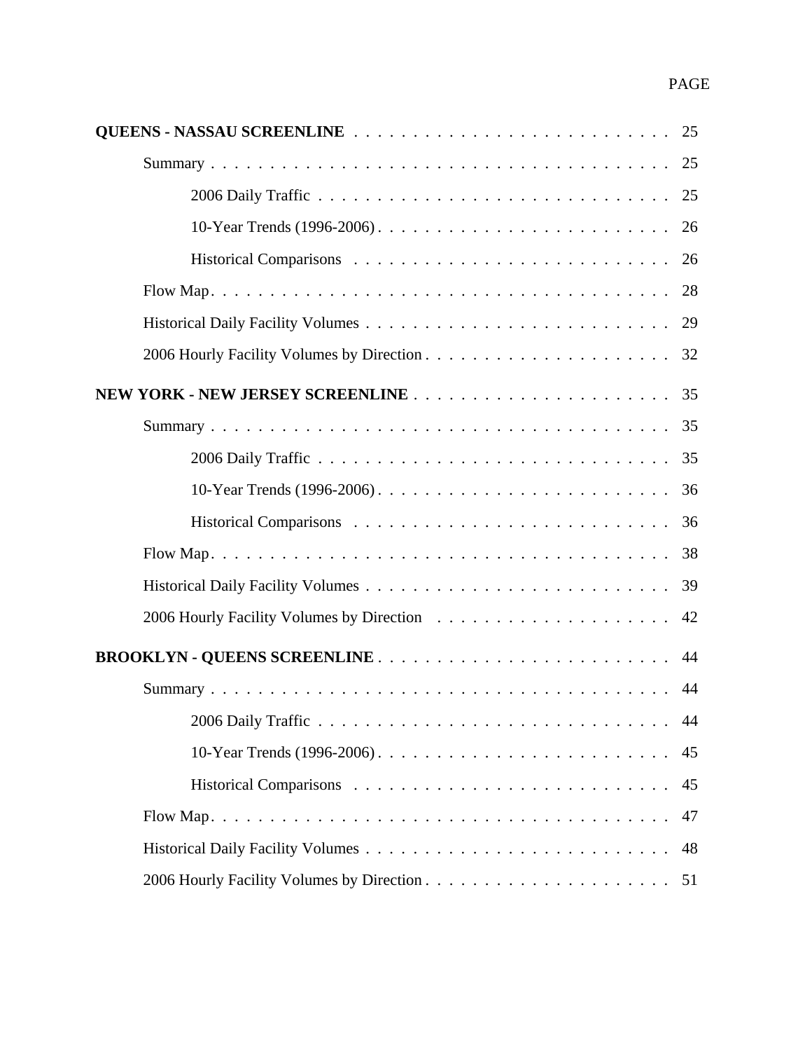| | PAGE |
|---|---|
| **QUEENS - NASSAU SCREENLINE** | 25 |
| Summary | 25 |
| 2006 Daily Traffic | 25 |
| 10-Year Trends (1996-2006) | 26 |
| Historical Comparisons | 26 |
| Flow Map | 28 |
| Historical Daily Facility Volumes | 29 |
| 2006 Hourly Facility Volumes by Direction | 32 |
| **NEW YORK - NEW JERSEY SCREENLINE** | 35 |
| Summary | 35 |
| 2006 Daily Traffic | 35 |
| 10-Year Trends (1996-2006) | 36 |
| Historical Comparisons | 36 |
| Flow Map | 38 |
| Historical Daily Facility Volumes | 39 |
| 2006 Hourly Facility Volumes by Direction | 42 |
| **BROOKLYN - QUEENS SCREENLINE** | 44 |
| Summary | 44 |
| 2006 Daily Traffic | 44 |
| 10-Year Trends (1996-2006) | 45 |
| Historical Comparisons | 45 |
| Flow Map | 47 |
| Historical Daily Facility Volumes | 48 |
| 2006 Hourly Facility Volumes by Direction | 51 |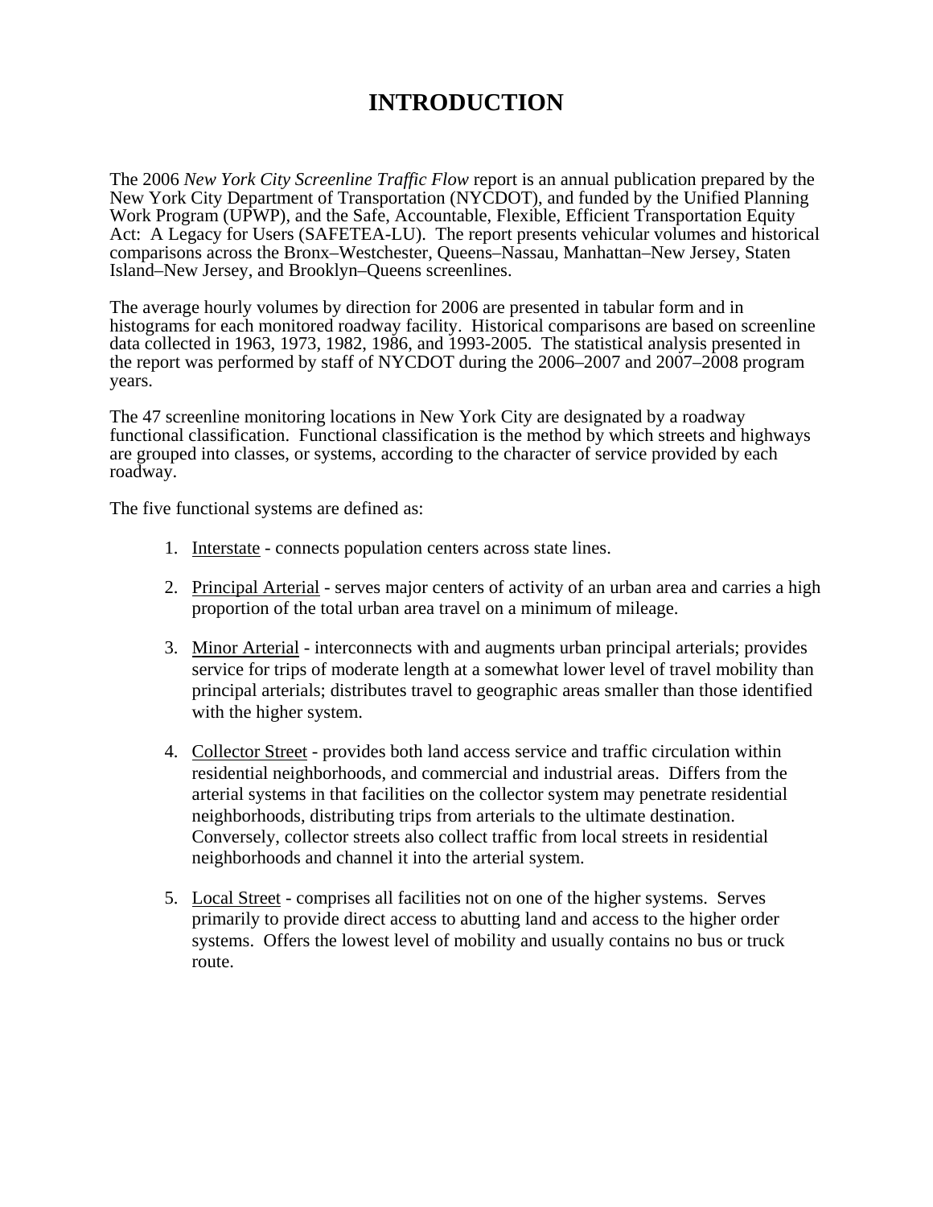# INTRODUCTION

The 2006 *New York City Screenline Traffic Flow* report is an annual publication prepared by the New York City Department of Transportation (NYCDOT), and funded by the Unified Planning Work Program (UPWP), and the Safe, Accountable, Flexible, Efficient Transportation Equity Act: A Legacy for Users (SAFETEA-LU). The report presents vehicular volumes and historical comparisons across the Bronx–Westchester, Queens–Nassau, Manhattan–New Jersey, Staten Island–New Jersey, and Brooklyn–Queens screenlines.

The average hourly volumes by direction for 2006 are presented in tabular form and in histograms for each monitored roadway facility. Historical comparisons are based on screenline data collected in 1963, 1973, 1982, 1986, and 1993-2005. The statistical analysis presented in the report was performed by staff of NYCDOT during the 2006–2007 and 2007–2008 program years.

The 47 screenline monitoring locations in New York City are designated by a roadway functional classification. Functional classification is the method by which streets and highways are grouped into classes, or systems, according to the character of service provided by each roadway.

The five functional systems are defined as:

1. <u>Interstate</u> - connects population centers across state lines.

2. <u>Principal Arterial</u> - serves major centers of activity of an urban area and carries a high proportion of the total urban area travel on a minimum of mileage.

3. <u>Minor Arterial</u> - interconnects with and augments urban principal arterials; provides service for trips of moderate length at a somewhat lower level of travel mobility than principal arterials; distributes travel to geographic areas smaller than those identified with the higher system.

4. <u>Collector Street</u> - provides both land access service and traffic circulation within residential neighborhoods, and commercial and industrial areas. Differs from the arterial systems in that facilities on the collector system may penetrate residential neighborhoods, distributing trips from arterials to the ultimate destination. Conversely, collector streets also collect traffic from local streets in residential neighborhoods and channel it into the arterial system.

5. <u>Local Street</u> - comprises all facilities not on one of the higher systems. Serves primarily to provide direct access to abutting land and access to the higher order systems. Offers the lowest level of mobility and usually contains no bus or truck route.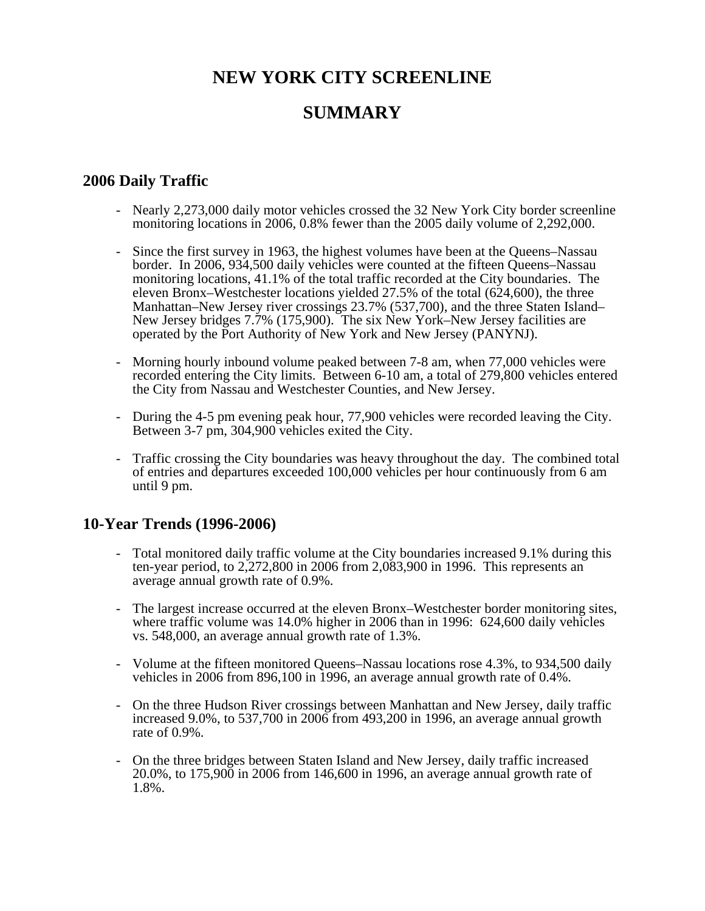# NEW YORK CITY SCREENLINE

# SUMMARY

## 2006 Daily Traffic

- Nearly 2,273,000 daily motor vehicles crossed the 32 New York City border screenline monitoring locations in 2006, 0.8% fewer than the 2005 daily volume of 2,292,000.

- Since the first survey in 1963, the highest volumes have been at the Queens–Nassau border. In 2006, 934,500 daily vehicles were counted at the fifteen Queens–Nassau monitoring locations, 41.1% of the total traffic recorded at the City boundaries. The eleven Bronx–Westchester locations yielded 27.5% of the total (624,600), the three Manhattan–New Jersey river crossings 23.7% (537,700), and the three Staten Island–New Jersey bridges 7.7% (175,900). The six New York–New Jersey facilities are operated by the Port Authority of New York and New Jersey (PANYNJ).

- Morning hourly inbound volume peaked between 7-8 am, when 77,000 vehicles were recorded entering the City limits. Between 6-10 am, a total of 279,800 vehicles entered the City from Nassau and Westchester Counties, and New Jersey.

- During the 4-5 pm evening peak hour, 77,900 vehicles were recorded leaving the City. Between 3-7 pm, 304,900 vehicles exited the City.

- Traffic crossing the City boundaries was heavy throughout the day. The combined total of entries and departures exceeded 100,000 vehicles per hour continuously from 6 am until 9 pm.

## 10-Year Trends (1996-2006)

- Total monitored daily traffic volume at the City boundaries increased 9.1% during this ten-year period, to 2,272,800 in 2006 from 2,083,900 in 1996. This represents an average annual growth rate of 0.9%.

- The largest increase occurred at the eleven Bronx–Westchester border monitoring sites, where traffic volume was 14.0% higher in 2006 than in 1996: 624,600 daily vehicles vs. 548,000, an average annual growth rate of 1.3%.

- Volume at the fifteen monitored Queens–Nassau locations rose 4.3%, to 934,500 daily vehicles in 2006 from 896,100 in 1996, an average annual growth rate of 0.4%.

- On the three Hudson River crossings between Manhattan and New Jersey, daily traffic increased 9.0%, to 537,700 in 2006 from 493,200 in 1996, an average annual growth rate of 0.9%.

- On the three bridges between Staten Island and New Jersey, daily traffic increased 20.0%, to 175,900 in 2006 from 146,600 in 1996, an average annual growth rate of 1.8%.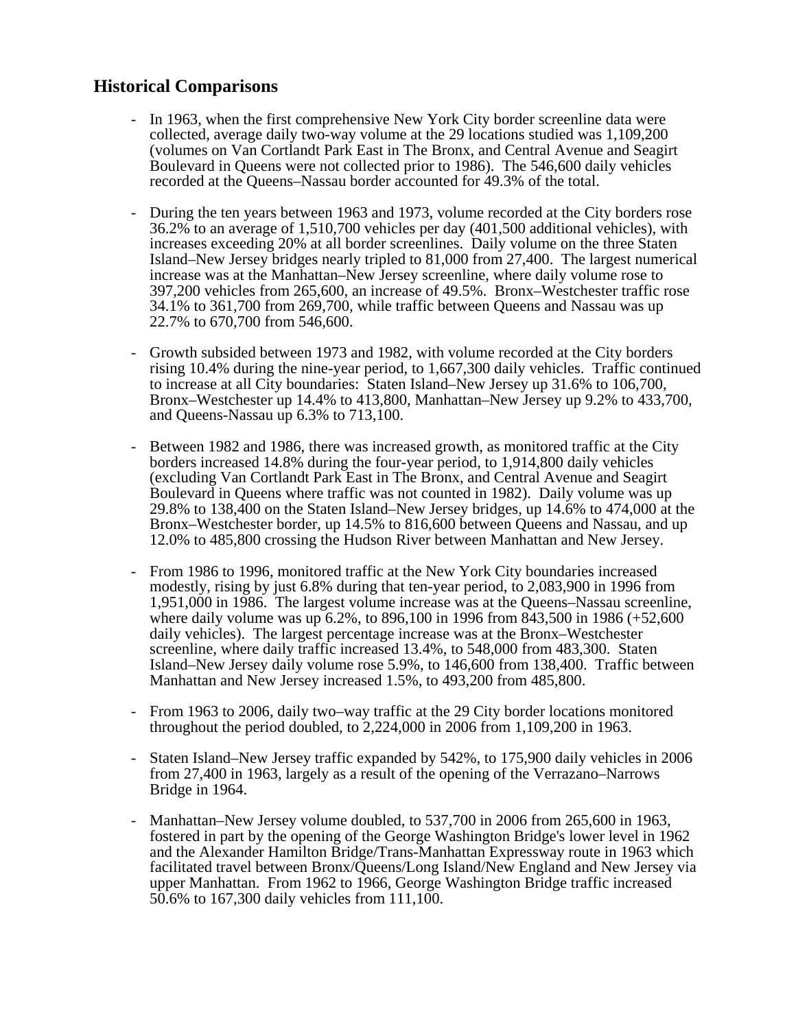## Historical Comparisons

- In 1963, when the first comprehensive New York City border screenline data were collected, average daily two-way volume at the 29 locations studied was 1,109,200 (volumes on Van Cortlandt Park East in The Bronx, and Central Avenue and Seagirt Boulevard in Queens were not collected prior to 1986). The 546,600 daily vehicles recorded at the Queens–Nassau border accounted for 49.3% of the total.

- During the ten years between 1963 and 1973, volume recorded at the City borders rose 36.2% to an average of 1,510,700 vehicles per day (401,500 additional vehicles), with increases exceeding 20% at all border screenlines. Daily volume on the three Staten Island–New Jersey bridges nearly tripled to 81,000 from 27,400. The largest numerical increase was at the Manhattan–New Jersey screenline, where daily volume rose to 397,200 vehicles from 265,600, an increase of 49.5%. Bronx–Westchester traffic rose 34.1% to 361,700 from 269,700, while traffic between Queens and Nassau was up 22.7% to 670,700 from 546,600.

- Growth subsided between 1973 and 1982, with volume recorded at the City borders rising 10.4% during the nine-year period, to 1,667,300 daily vehicles. Traffic continued to increase at all City boundaries: Staten Island–New Jersey up 31.6% to 106,700, Bronx–Westchester up 14.4% to 413,800, Manhattan–New Jersey up 9.2% to 433,700, and Queens-Nassau up 6.3% to 713,100.

- Between 1982 and 1986, there was increased growth, as monitored traffic at the City borders increased 14.8% during the four-year period, to 1,914,800 daily vehicles (excluding Van Cortlandt Park East in The Bronx, and Central Avenue and Seagirt Boulevard in Queens where traffic was not counted in 1982). Daily volume was up 29.8% to 138,400 on the Staten Island–New Jersey bridges, up 14.6% to 474,000 at the Bronx–Westchester border, up 14.5% to 816,600 between Queens and Nassau, and up 12.0% to 485,800 crossing the Hudson River between Manhattan and New Jersey.

- From 1986 to 1996, monitored traffic at the New York City boundaries increased modestly, rising by just 6.8% during that ten-year period, to 2,083,900 in 1996 from 1,951,000 in 1986. The largest volume increase was at the Queens–Nassau screenline, where daily volume was up 6.2%, to 896,100 in 1996 from 843,500 in 1986 (+52,600 daily vehicles). The largest percentage increase was at the Bronx–Westchester screenline, where daily traffic increased 13.4%, to 548,000 from 483,300. Staten Island–New Jersey daily volume rose 5.9%, to 146,600 from 138,400. Traffic between Manhattan and New Jersey increased 1.5%, to 493,200 from 485,800.

- From 1963 to 2006, daily two–way traffic at the 29 City border locations monitored throughout the period doubled, to 2,224,000 in 2006 from 1,109,200 in 1963.

- Staten Island–New Jersey traffic expanded by 542%, to 175,900 daily vehicles in 2006 from 27,400 in 1963, largely as a result of the opening of the Verrazano–Narrows Bridge in 1964.

- Manhattan–New Jersey volume doubled, to 537,700 in 2006 from 265,600 in 1963, fostered in part by the opening of the George Washington Bridge's lower level in 1962 and the Alexander Hamilton Bridge/Trans-Manhattan Expressway route in 1963 which facilitated travel between Bronx/Queens/Long Island/New England and New Jersey via upper Manhattan. From 1962 to 1966, George Washington Bridge traffic increased 50.6% to 167,300 daily vehicles from 111,100.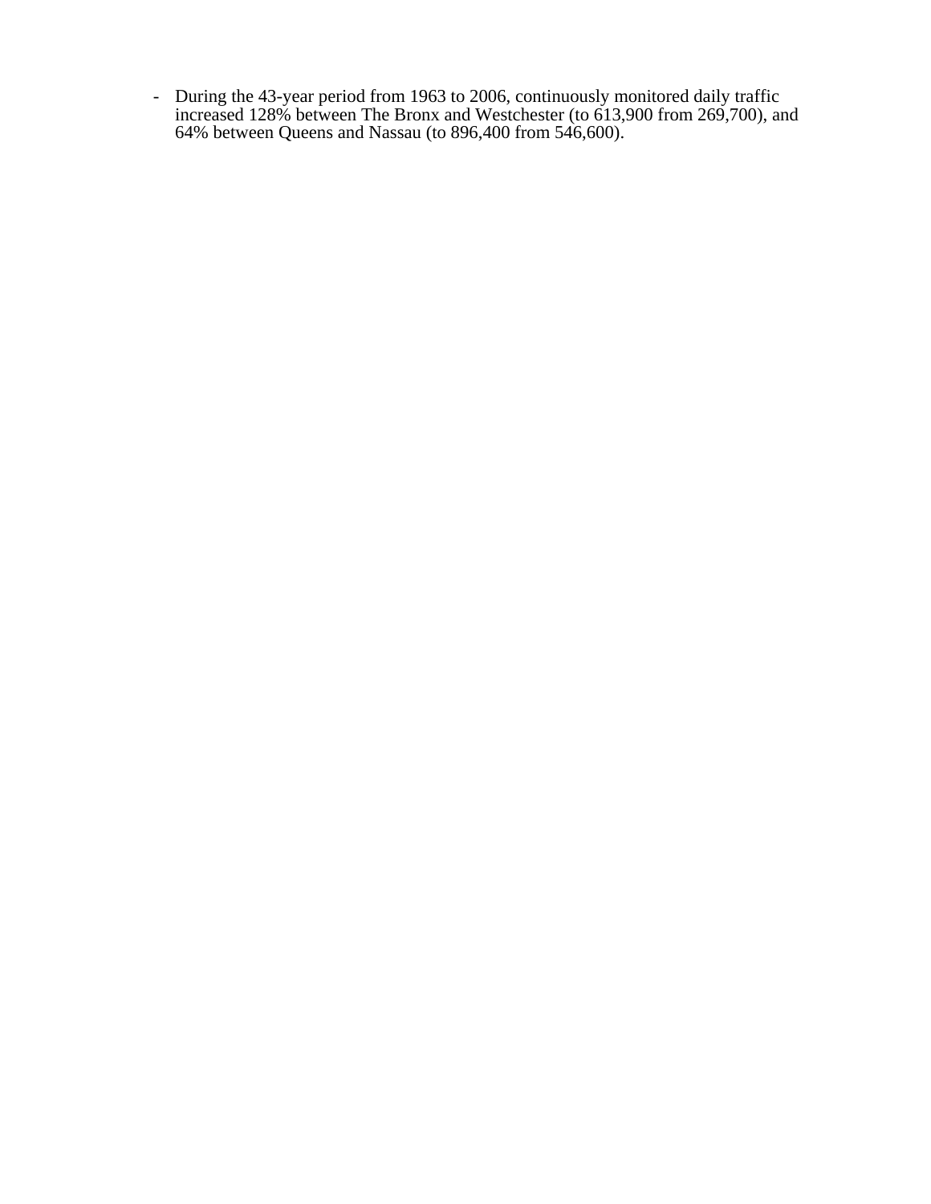- During the 43-year period from 1963 to 2006, continuously monitored daily traffic increased 128% between The Bronx and Westchester (to 613,900 from 269,700), and 64% between Queens and Nassau (to 896,400 from 546,600).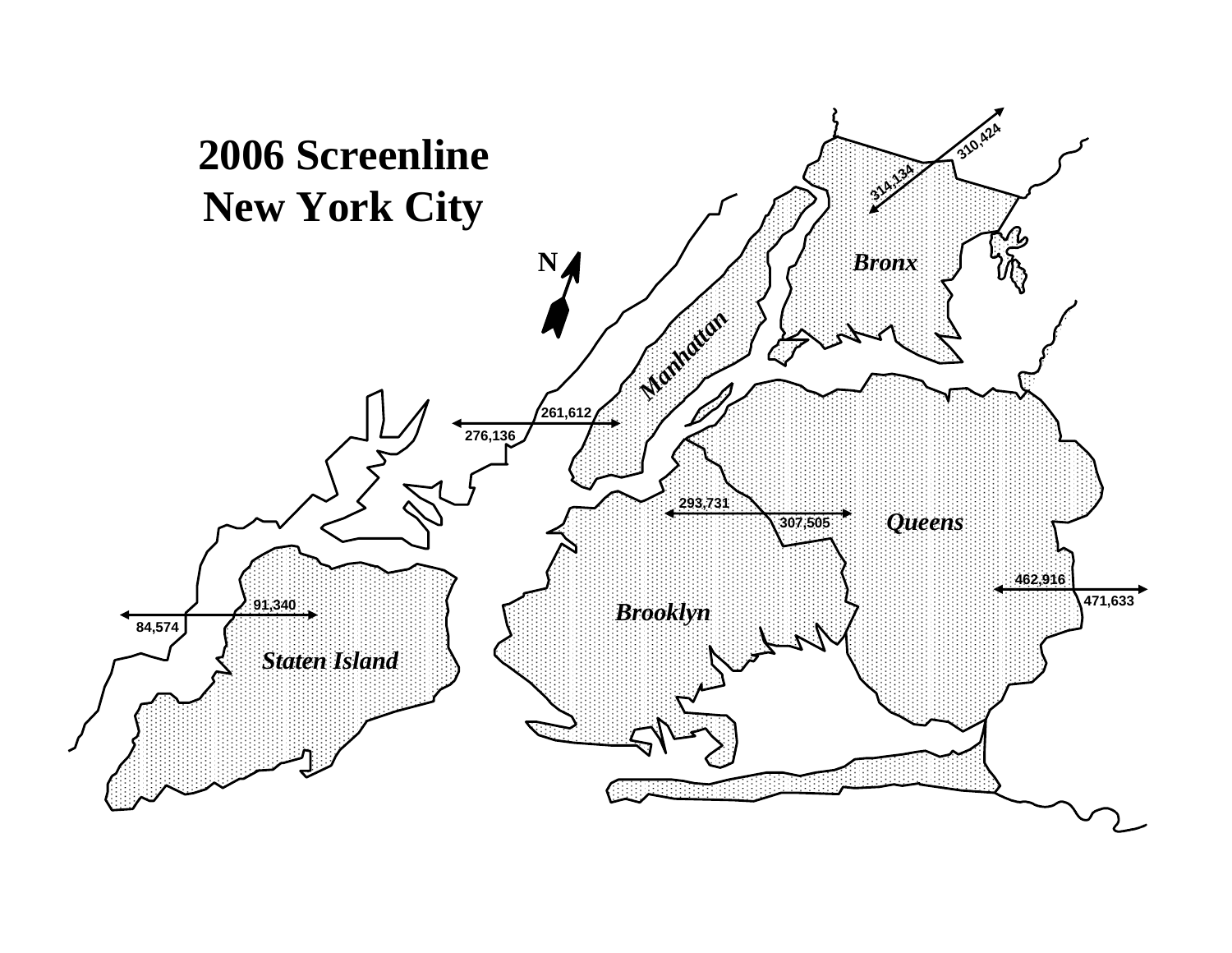# 2006 Screenline
# New York City

N

*Bronx*

310,424

314,134

*Manhattan*

261,612

276,136

293,731

307,505

*Queens*

462,916

471,633

91,340

84,574

*Brooklyn*

*Staten Island*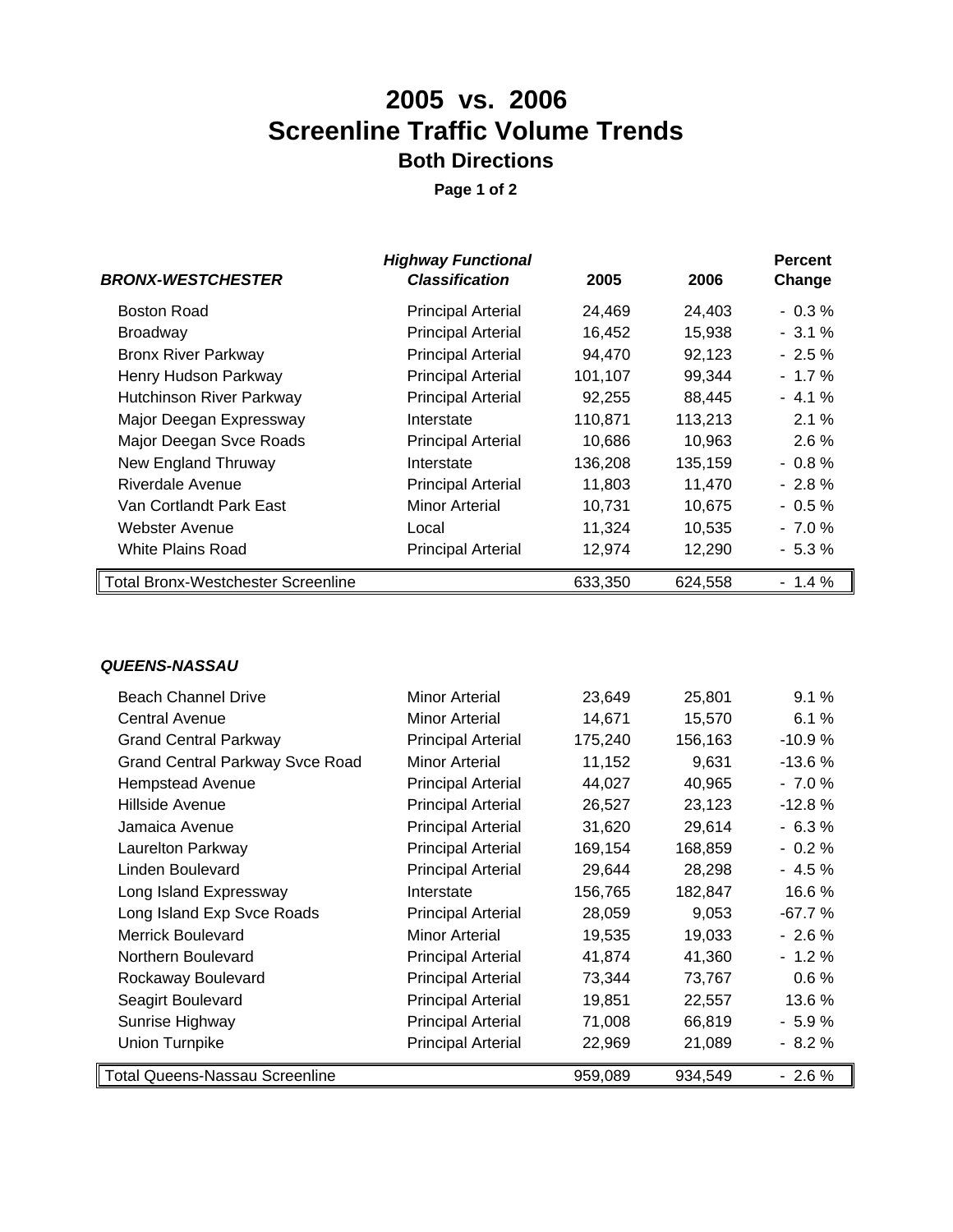# 2005 vs. 2006
# Screenline Traffic Volume Trends
## Both Directions

**Page 1 of 2**

| ***BRONX-WESTCHESTER*** | ***Highway Functional Classification*** | **2005** | **2006** | **Percent Change** |
|---|---|---|---|---|
| Boston Road | Principal Arterial | 24,469 | 24,403 | - 0.3 % |
| Broadway | Principal Arterial | 16,452 | 15,938 | - 3.1 % |
| Bronx River Parkway | Principal Arterial | 94,470 | 92,123 | - 2.5 % |
| Henry Hudson Parkway | Principal Arterial | 101,107 | 99,344 | - 1.7 % |
| Hutchinson River Parkway | Principal Arterial | 92,255 | 88,445 | - 4.1 % |
| Major Deegan Expressway | Interstate | 110,871 | 113,213 | 2.1 % |
| Major Deegan Svce Roads | Principal Arterial | 10,686 | 10,963 | 2.6 % |
| New England Thruway | Interstate | 136,208 | 135,159 | - 0.8 % |
| Riverdale Avenue | Principal Arterial | 11,803 | 11,470 | - 2.8 % |
| Van Cortlandt Park East | Minor Arterial | 10,731 | 10,675 | - 0.5 % |
| Webster Avenue | Local | 11,324 | 10,535 | - 7.0 % |
| White Plains Road | Principal Arterial | 12,974 | 12,290 | - 5.3 % |
| Total Bronx-Westchester Screenline | | 633,350 | 624,558 | - 1.4 % |

| ***QUEENS-NASSAU*** | ***Highway Functional Classification*** | **2005** | **2006** | **Percent Change** |
|---|---|---|---|---|
| Beach Channel Drive | Minor Arterial | 23,649 | 25,801 | 9.1 % |
| Central Avenue | Minor Arterial | 14,671 | 15,570 | 6.1 % |
| Grand Central Parkway | Principal Arterial | 175,240 | 156,163 | -10.9 % |
| Grand Central Parkway Svce Road | Minor Arterial | 11,152 | 9,631 | -13.6 % |
| Hempstead Avenue | Principal Arterial | 44,027 | 40,965 | - 7.0 % |
| Hillside Avenue | Principal Arterial | 26,527 | 23,123 | -12.8 % |
| Jamaica Avenue | Principal Arterial | 31,620 | 29,614 | - 6.3 % |
| Laurelton Parkway | Principal Arterial | 169,154 | 168,859 | - 0.2 % |
| Linden Boulevard | Principal Arterial | 29,644 | 28,298 | - 4.5 % |
| Long Island Expressway | Interstate | 156,765 | 182,847 | 16.6 % |
| Long Island Exp Svce Roads | Principal Arterial | 28,059 | 9,053 | -67.7 % |
| Merrick Boulevard | Minor Arterial | 19,535 | 19,033 | - 2.6 % |
| Northern Boulevard | Principal Arterial | 41,874 | 41,360 | - 1.2 % |
| Rockaway Boulevard | Principal Arterial | 73,344 | 73,767 | 0.6 % |
| Seagirt Boulevard | Principal Arterial | 19,851 | 22,557 | 13.6 % |
| Sunrise Highway | Principal Arterial | 71,008 | 66,819 | - 5.9 % |
| Union Turnpike | Principal Arterial | 22,969 | 21,089 | - 8.2 % |
| Total Queens-Nassau Screenline | | 959,089 | 934,549 | - 2.6 % |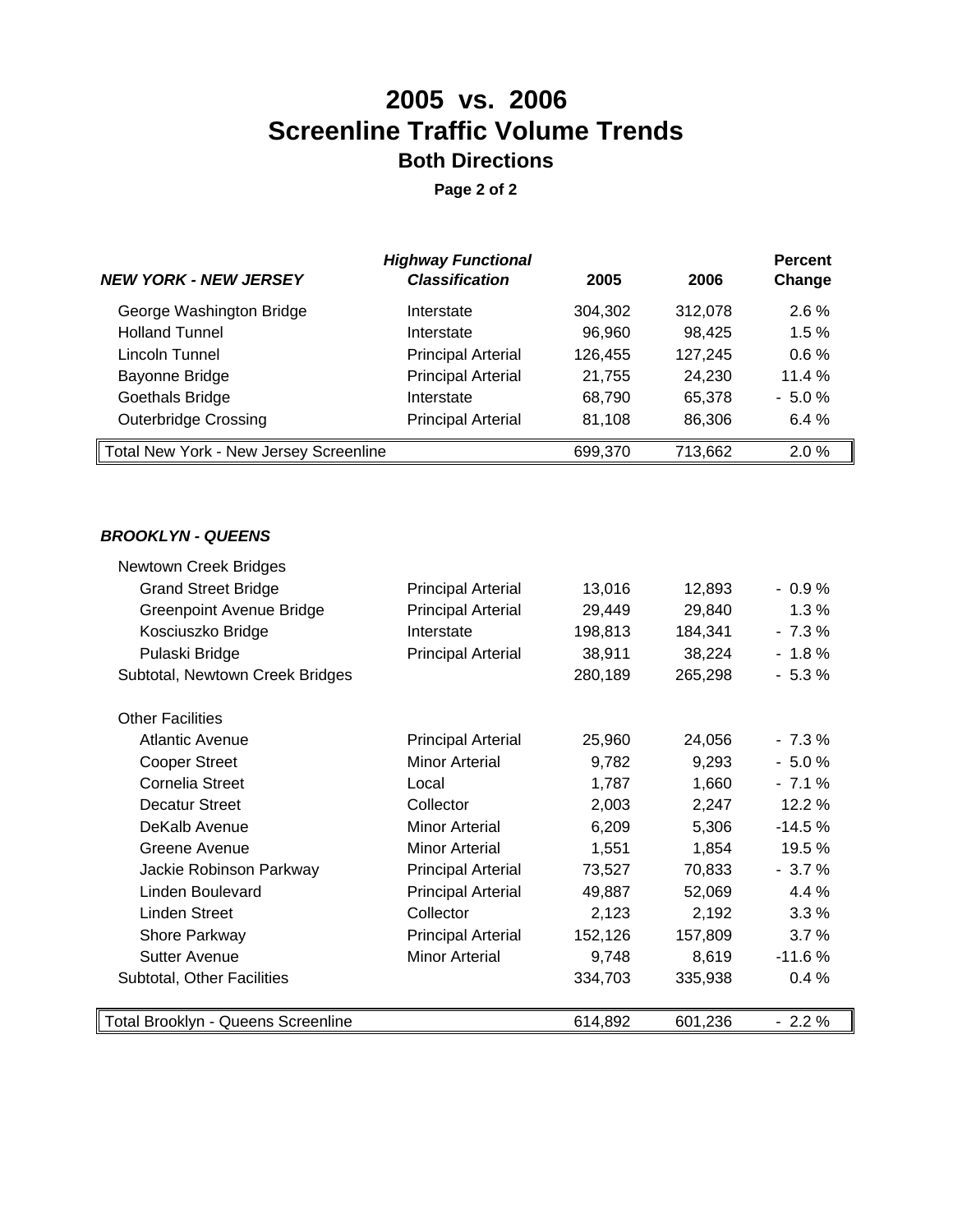# 2005 vs. 2006
# Screenline Traffic Volume Trends
## Both Directions

**Page 2 of 2**

| ***NEW YORK - NEW JERSEY*** | ***Highway Functional Classification*** | **2005** | **2006** | **Percent Change** |
|---|---|---|---|---|
| George Washington Bridge | Interstate | 304,302 | 312,078 | 2.6 % |
| Holland Tunnel | Interstate | 96,960 | 98,425 | 1.5 % |
| Lincoln Tunnel | Principal Arterial | 126,455 | 127,245 | 0.6 % |
| Bayonne Bridge | Principal Arterial | 21,755 | 24,230 | 11.4 % |
| Goethals Bridge | Interstate | 68,790 | 65,378 | - 5.0 % |
| Outerbridge Crossing | Principal Arterial | 81,108 | 86,306 | 6.4 % |
| Total New York - New Jersey Screenline | | 699,370 | 713,662 | 2.0 % |

| ***BROOKLYN - QUEENS*** | ***Highway Functional Classification*** | **2005** | **2006** | **Percent Change** |
|---|---|---|---|---|
| Newtown Creek Bridges | | | | |
| Grand Street Bridge | Principal Arterial | 13,016 | 12,893 | - 0.9 % |
| Greenpoint Avenue Bridge | Principal Arterial | 29,449 | 29,840 | 1.3 % |
| Kosciuszko Bridge | Interstate | 198,813 | 184,341 | - 7.3 % |
| Pulaski Bridge | Principal Arterial | 38,911 | 38,224 | - 1.8 % |
| Subtotal, Newtown Creek Bridges | | 280,189 | 265,298 | - 5.3 % |
| Other Facilities | | | | |
| Atlantic Avenue | Principal Arterial | 25,960 | 24,056 | - 7.3 % |
| Cooper Street | Minor Arterial | 9,782 | 9,293 | - 5.0 % |
| Cornelia Street | Local | 1,787 | 1,660 | - 7.1 % |
| Decatur Street | Collector | 2,003 | 2,247 | 12.2 % |
| DeKalb Avenue | Minor Arterial | 6,209 | 5,306 | -14.5 % |
| Greene Avenue | Minor Arterial | 1,551 | 1,854 | 19.5 % |
| Jackie Robinson Parkway | Principal Arterial | 73,527 | 70,833 | - 3.7 % |
| Linden Boulevard | Principal Arterial | 49,887 | 52,069 | 4.4 % |
| Linden Street | Collector | 2,123 | 2,192 | 3.3 % |
| Shore Parkway | Principal Arterial | 152,126 | 157,809 | 3.7 % |
| Sutter Avenue | Minor Arterial | 9,748 | 8,619 | -11.6 % |
| Subtotal, Other Facilities | | 334,703 | 335,938 | 0.4 % |
| Total Brooklyn - Queens Screenline | | 614,892 | 601,236 | - 2.2 % |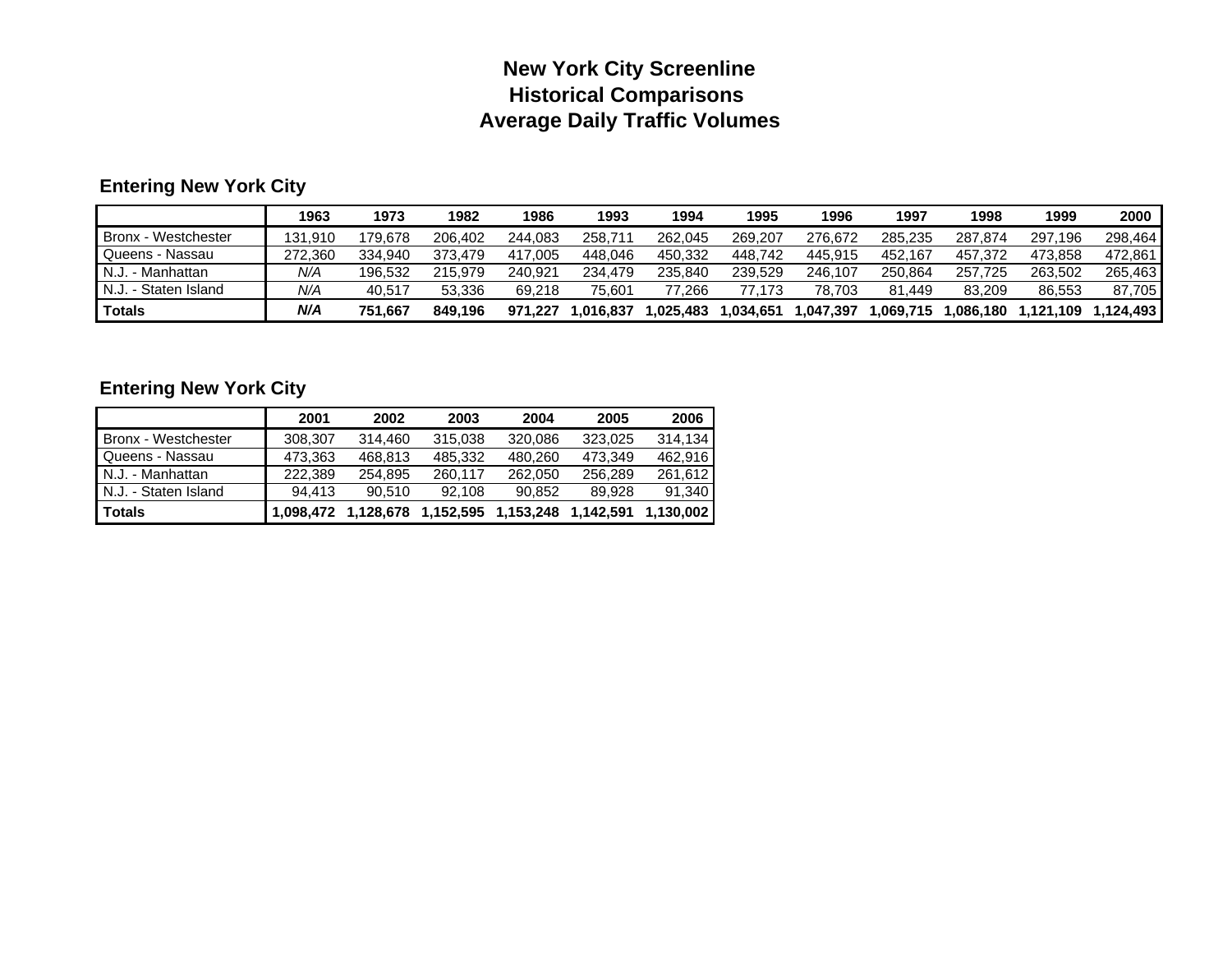# New York City Screenline
## Historical Comparisons
## Average Daily Traffic Volumes

### Entering New York City

| | 1963 | 1973 | 1982 | 1986 | 1993 | 1994 | 1995 | 1996 | 1997 | 1998 | 1999 | 2000 |
|---|---|---|---|---|---|---|---|---|---|---|---|---|
| Bronx - Westchester | 131,910 | 179,678 | 206,402 | 244,083 | 258,711 | 262,045 | 269,207 | 276,672 | 285,235 | 287,874 | 297,196 | 298,464 |
| Queens - Nassau | 272,360 | 334,940 | 373,479 | 417,005 | 448,046 | 450,332 | 448,742 | 445,915 | 452,167 | 457,372 | 473,858 | 472,861 |
| N.J. - Manhattan | *N/A* | 196,532 | 215,979 | 240,921 | 234,479 | 235,840 | 239,529 | 246,107 | 250,864 | 257,725 | 263,502 | 265,463 |
| N.J. - Staten Island | *N/A* | 40,517 | 53,336 | 69,218 | 75,601 | 77,266 | 77,173 | 78,703 | 81,449 | 83,209 | 86,553 | 87,705 |
| **Totals** | ***N/A*** | **751,667** | **849,196** | **971,227** | **1,016,837** | **1,025,483** | **1,034,651** | **1,047,397** | **1,069,715** | **1,086,180** | **1,121,109** | **1,124,493** |

### Entering New York City

| | 2001 | 2002 | 2003 | 2004 | 2005 | 2006 |
|---|---|---|---|---|---|---|
| Bronx - Westchester | 308,307 | 314,460 | 315,038 | 320,086 | 323,025 | 314,134 |
| Queens - Nassau | 473,363 | 468,813 | 485,332 | 480,260 | 473,349 | 462,916 |
| N.J. - Manhattan | 222,389 | 254,895 | 260,117 | 262,050 | 256,289 | 261,612 |
| N.J. - Staten Island | 94,413 | 90,510 | 92,108 | 90,852 | 89,928 | 91,340 |
| **Totals** | **1,098,472** | **1,128,678** | **1,152,595** | **1,153,248** | **1,142,591** | **1,130,002** |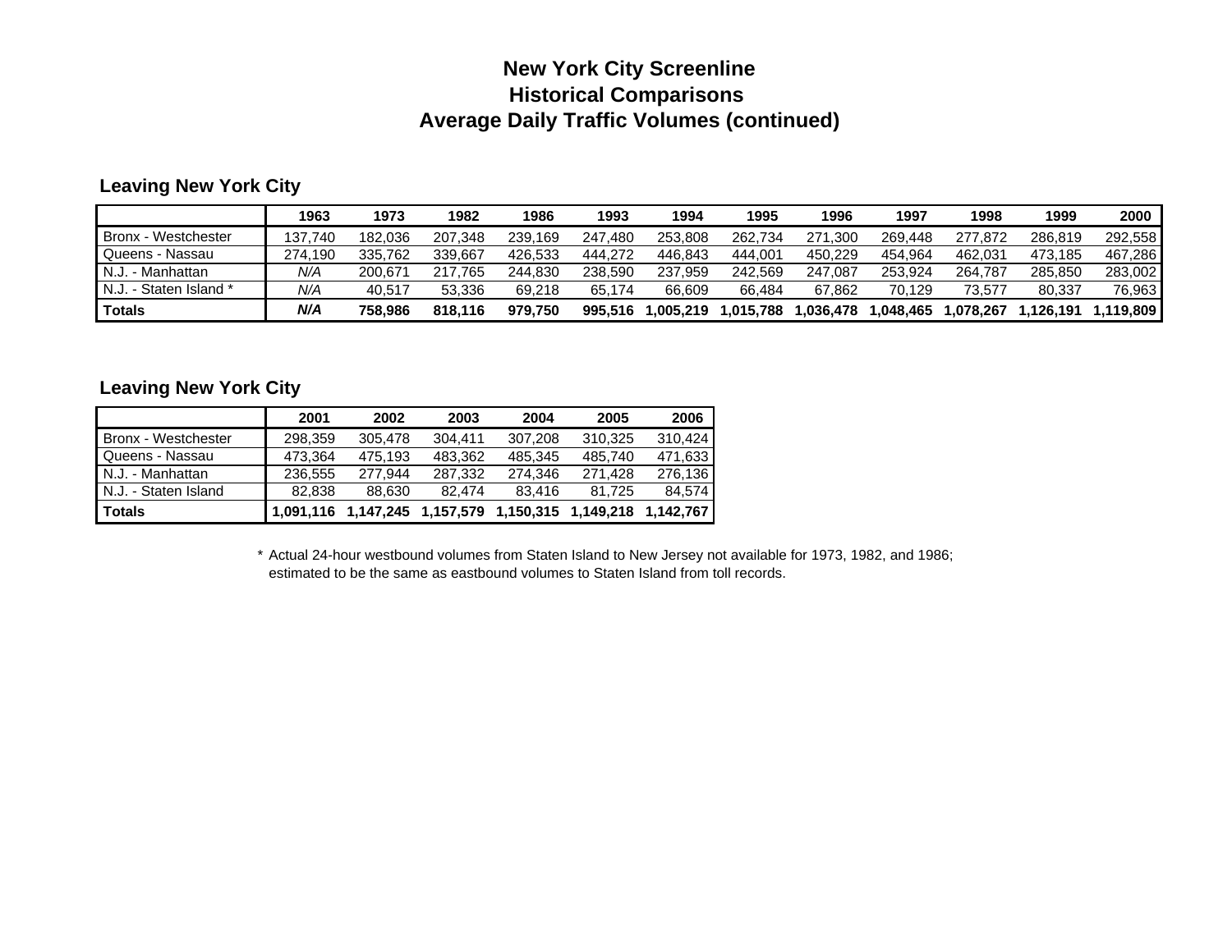# New York City Screenline
# Historical Comparisons
# Average Daily Traffic Volumes (continued)

## Leaving New York City

| | 1963 | 1973 | 1982 | 1986 | 1993 | 1994 | 1995 | 1996 | 1997 | 1998 | 1999 | 2000 |
|---|---|---|---|---|---|---|---|---|---|---|---|---|
| Bronx - Westchester | 137,740 | 182,036 | 207,348 | 239,169 | 247,480 | 253,808 | 262,734 | 271,300 | 269,448 | 277,872 | 286,819 | 292,558 |
| Queens - Nassau | 274,190 | 335,762 | 339,667 | 426,533 | 444,272 | 446,843 | 444,001 | 450,229 | 454,964 | 462,031 | 473,185 | 467,286 |
| N.J. - Manhattan | *N/A* | 200,671 | 217,765 | 244,830 | 238,590 | 237,959 | 242,569 | 247,087 | 253,924 | 264,787 | 285,850 | 283,002 |
| N.J. - Staten Island * | *N/A* | 40,517 | 53,336 | 69,218 | 65,174 | 66,609 | 66,484 | 67,862 | 70,129 | 73,577 | 80,337 | 76,963 |
| **Totals** | ***N/A*** | **758,986** | **818,116** | **979,750** | **995,516** | **1,005,219** | **1,015,788** | **1,036,478** | **1,048,465** | **1,078,267** | **1,126,191** | **1,119,809** |

## Leaving New York City

| | 2001 | 2002 | 2003 | 2004 | 2005 | 2006 |
|---|---|---|---|---|---|---|
| Bronx - Westchester | 298,359 | 305,478 | 304,411 | 307,208 | 310,325 | 310,424 |
| Queens - Nassau | 473,364 | 475,193 | 483,362 | 485,345 | 485,740 | 471,633 |
| N.J. - Manhattan | 236,555 | 277,944 | 287,332 | 274,346 | 271,428 | 276,136 |
| N.J. - Staten Island | 82,838 | 88,630 | 82,474 | 83,416 | 81,725 | 84,574 |
| **Totals** | **1,091,116** | **1,147,245** | **1,157,579** | **1,150,315** | **1,149,218** | **1,142,767** |

* Actual 24-hour westbound volumes from Staten Island to New Jersey not available for 1973, 1982, and 1986; estimated to be the same as eastbound volumes to Staten Island from toll records.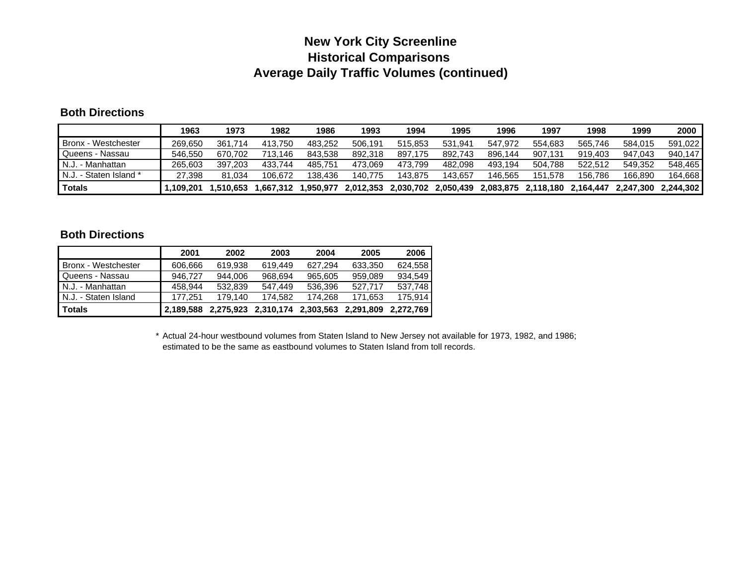# New York City Screenline
# Historical Comparisons
# Average Daily Traffic Volumes (continued)

### Both Directions

| | 1963 | 1973 | 1982 | 1986 | 1993 | 1994 | 1995 | 1996 | 1997 | 1998 | 1999 | 2000 |
|---|---|---|---|---|---|---|---|---|---|---|---|---|
| Bronx - Westchester | 269,650 | 361,714 | 413,750 | 483,252 | 506,191 | 515,853 | 531,941 | 547,972 | 554,683 | 565,746 | 584,015 | 591,022 |
| Queens - Nassau | 546,550 | 670,702 | 713,146 | 843,538 | 892,318 | 897,175 | 892,743 | 896,144 | 907,131 | 919,403 | 947,043 | 940,147 |
| N.J. - Manhattan | 265,603 | 397,203 | 433,744 | 485,751 | 473,069 | 473,799 | 482,098 | 493,194 | 504,788 | 522,512 | 549,352 | 548,465 |
| N.J. - Staten Island * | 27,398 | 81,034 | 106,672 | 138,436 | 140,775 | 143,875 | 143,657 | 146,565 | 151,578 | 156,786 | 166,890 | 164,668 |
| **Totals** | **1,109,201** | **1,510,653** | **1,667,312** | **1,950,977** | **2,012,353** | **2,030,702** | **2,050,439** | **2,083,875** | **2,118,180** | **2,164,447** | **2,247,300** | **2,244,302** |

### Both Directions

| | 2001 | 2002 | 2003 | 2004 | 2005 | 2006 |
|---|---|---|---|---|---|---|
| Bronx - Westchester | 606,666 | 619,938 | 619,449 | 627,294 | 633,350 | 624,558 |
| Queens - Nassau | 946,727 | 944,006 | 968,694 | 965,605 | 959,089 | 934,549 |
| N.J. - Manhattan | 458,944 | 532,839 | 547,449 | 536,396 | 527,717 | 537,748 |
| N.J. - Staten Island | 177,251 | 179,140 | 174,582 | 174,268 | 171,653 | 175,914 |
| **Totals** | **2,189,588** | **2,275,923** | **2,310,174** | **2,303,563** | **2,291,809** | **2,272,769** |

\* Actual 24-hour westbound volumes from Staten Island to New Jersey not available for 1973, 1982, and 1986; estimated to be the same as eastbound volumes to Staten Island from toll records.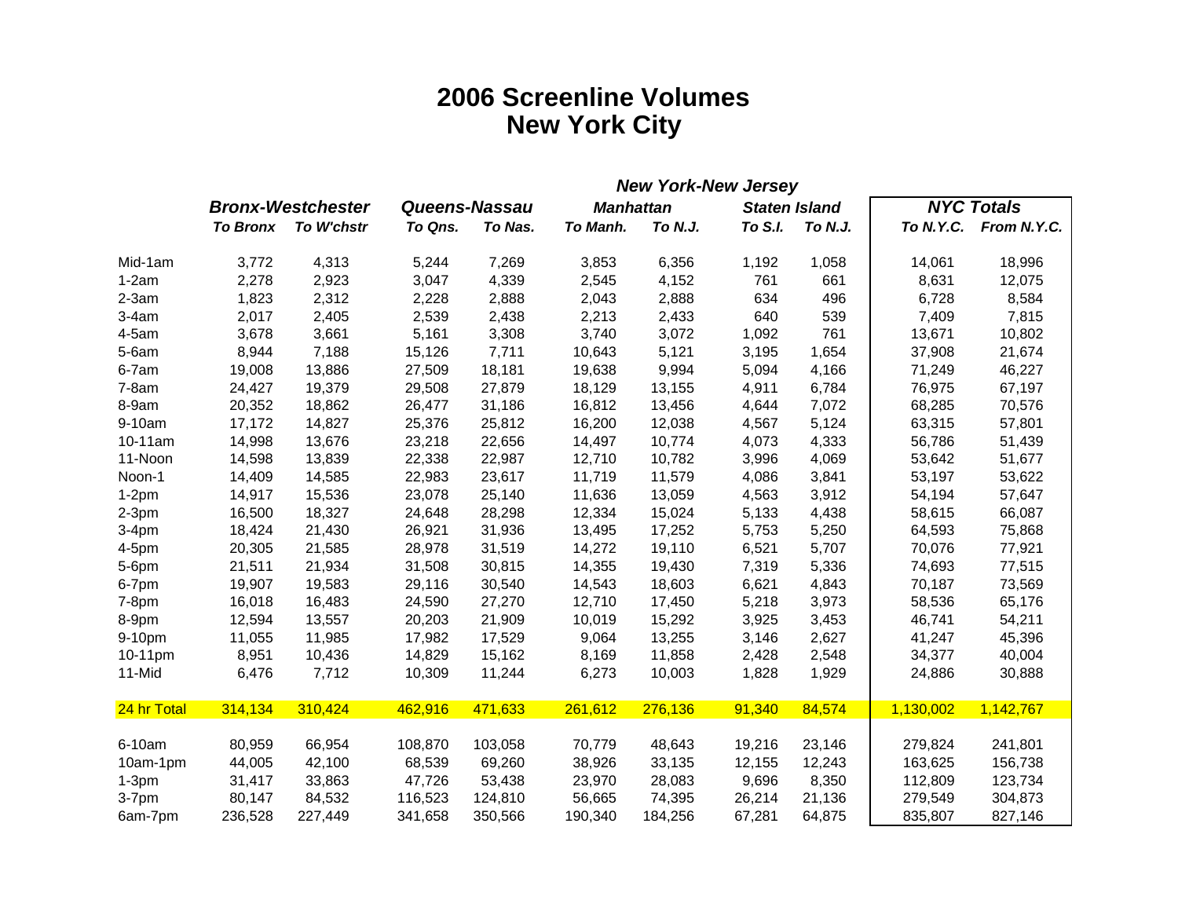# 2006 Screenline Volumes
# New York City

| | Bronx-Westchester | | Queens-Nassau | | New York-New Jersey: Manhattan | | New York-New Jersey: Staten Island | | NYC Totals | |
|---|---|---|---|---|---|---|---|---|---|---|
| | *To Bronx* | *To W'chstr* | *To Qns.* | *To Nas.* | *To Manh.* | *To N.J.* | *To S.I.* | *To N.J.* | *To N.Y.C.* | *From N.Y.C.* |
| Mid-1am | 3,772 | 4,313 | 5,244 | 7,269 | 3,853 | 6,356 | 1,192 | 1,058 | 14,061 | 18,996 |
| 1-2am | 2,278 | 2,923 | 3,047 | 4,339 | 2,545 | 4,152 | 761 | 661 | 8,631 | 12,075 |
| 2-3am | 1,823 | 2,312 | 2,228 | 2,888 | 2,043 | 2,888 | 634 | 496 | 6,728 | 8,584 |
| 3-4am | 2,017 | 2,405 | 2,539 | 2,438 | 2,213 | 2,433 | 640 | 539 | 7,409 | 7,815 |
| 4-5am | 3,678 | 3,661 | 5,161 | 3,308 | 3,740 | 3,072 | 1,092 | 761 | 13,671 | 10,802 |
| 5-6am | 8,944 | 7,188 | 15,126 | 7,711 | 10,643 | 5,121 | 3,195 | 1,654 | 37,908 | 21,674 |
| 6-7am | 19,008 | 13,886 | 27,509 | 18,181 | 19,638 | 9,994 | 5,094 | 4,166 | 71,249 | 46,227 |
| 7-8am | 24,427 | 19,379 | 29,508 | 27,879 | 18,129 | 13,155 | 4,911 | 6,784 | 76,975 | 67,197 |
| 8-9am | 20,352 | 18,862 | 26,477 | 31,186 | 16,812 | 13,456 | 4,644 | 7,072 | 68,285 | 70,576 |
| 9-10am | 17,172 | 14,827 | 25,376 | 25,812 | 16,200 | 12,038 | 4,567 | 5,124 | 63,315 | 57,801 |
| 10-11am | 14,998 | 13,676 | 23,218 | 22,656 | 14,497 | 10,774 | 4,073 | 4,333 | 56,786 | 51,439 |
| 11-Noon | 14,598 | 13,839 | 22,338 | 22,987 | 12,710 | 10,782 | 3,996 | 4,069 | 53,642 | 51,677 |
| Noon-1 | 14,409 | 14,585 | 22,983 | 23,617 | 11,719 | 11,579 | 4,086 | 3,841 | 53,197 | 53,622 |
| 1-2pm | 14,917 | 15,536 | 23,078 | 25,140 | 11,636 | 13,059 | 4,563 | 3,912 | 54,194 | 57,647 |
| 2-3pm | 16,500 | 18,327 | 24,648 | 28,298 | 12,334 | 15,024 | 5,133 | 4,438 | 58,615 | 66,087 |
| 3-4pm | 18,424 | 21,430 | 26,921 | 31,936 | 13,495 | 17,252 | 5,753 | 5,250 | 64,593 | 75,868 |
| 4-5pm | 20,305 | 21,585 | 28,978 | 31,519 | 14,272 | 19,110 | 6,521 | 5,707 | 70,076 | 77,921 |
| 5-6pm | 21,511 | 21,934 | 31,508 | 30,815 | 14,355 | 19,430 | 7,319 | 5,336 | 74,693 | 77,515 |
| 6-7pm | 19,907 | 19,583 | 29,116 | 30,540 | 14,543 | 18,603 | 6,621 | 4,843 | 70,187 | 73,569 |
| 7-8pm | 16,018 | 16,483 | 24,590 | 27,270 | 12,710 | 17,450 | 5,218 | 3,973 | 58,536 | 65,176 |
| 8-9pm | 12,594 | 13,557 | 20,203 | 21,909 | 10,019 | 15,292 | 3,925 | 3,453 | 46,741 | 54,211 |
| 9-10pm | 11,055 | 11,985 | 17,982 | 17,529 | 9,064 | 13,255 | 3,146 | 2,627 | 41,247 | 45,396 |
| 10-11pm | 8,951 | 10,436 | 14,829 | 15,162 | 8,169 | 11,858 | 2,428 | 2,548 | 34,377 | 40,004 |
| 11-Mid | 6,476 | 7,712 | 10,309 | 11,244 | 6,273 | 10,003 | 1,828 | 1,929 | 24,886 | 30,888 |
| 24 hr Total | 314,134 | 310,424 | 462,916 | 471,633 | 261,612 | 276,136 | 91,340 | 84,574 | 1,130,002 | 1,142,767 |
| 6-10am | 80,959 | 66,954 | 108,870 | 103,058 | 70,779 | 48,643 | 19,216 | 23,146 | 279,824 | 241,801 |
| 10am-1pm | 44,005 | 42,100 | 68,539 | 69,260 | 38,926 | 33,135 | 12,155 | 12,243 | 163,625 | 156,738 |
| 1-3pm | 31,417 | 33,863 | 47,726 | 53,438 | 23,970 | 28,083 | 9,696 | 8,350 | 112,809 | 123,734 |
| 3-7pm | 80,147 | 84,532 | 116,523 | 124,810 | 56,665 | 74,395 | 26,214 | 21,136 | 279,549 | 304,873 |
| 6am-7pm | 236,528 | 227,449 | 341,658 | 350,566 | 190,340 | 184,256 | 67,281 | 64,875 | 835,807 | 827,146 |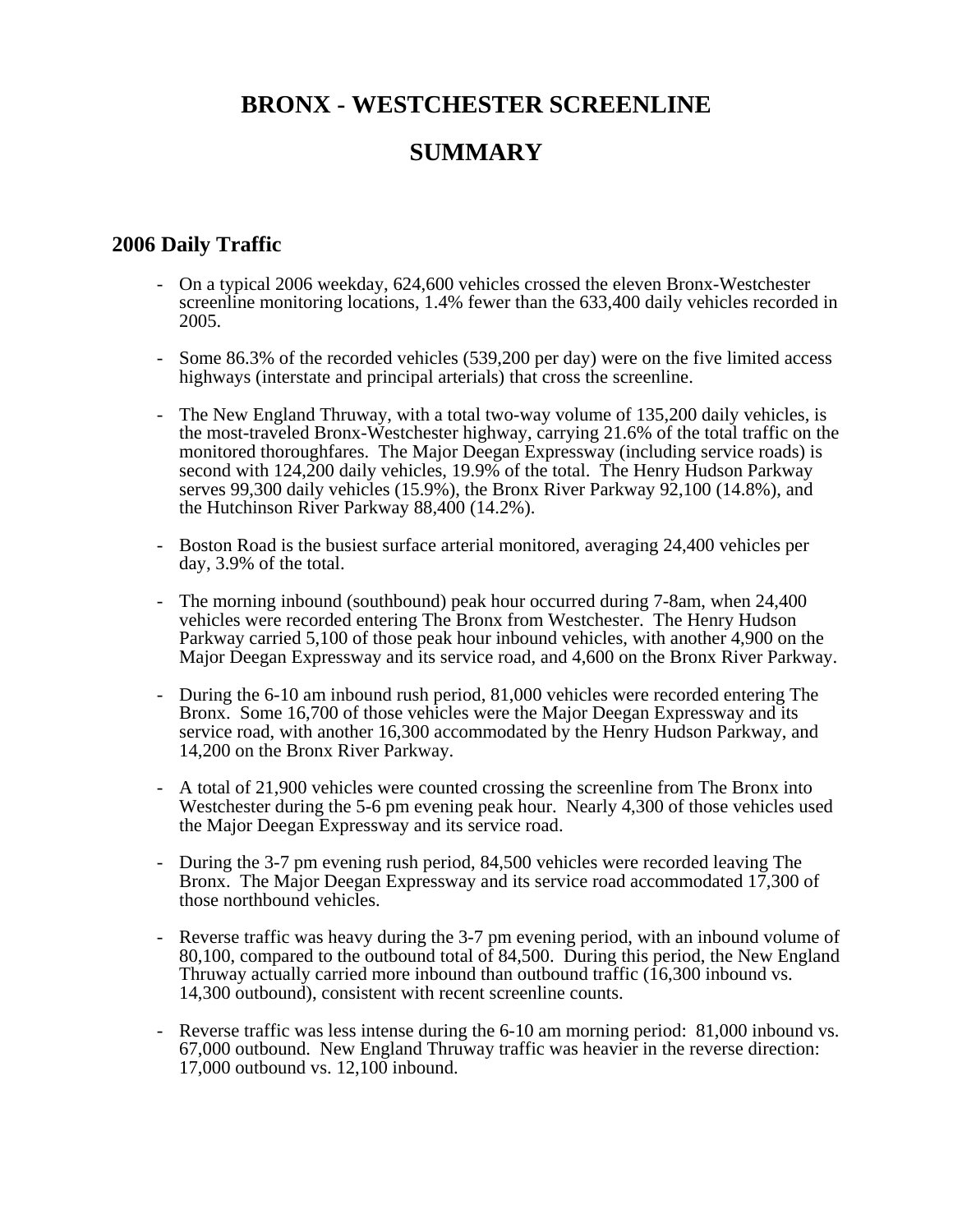# BRONX - WESTCHESTER SCREENLINE

# SUMMARY

## 2006 Daily Traffic

- On a typical 2006 weekday, 624,600 vehicles crossed the eleven Bronx-Westchester screenline monitoring locations, 1.4% fewer than the 633,400 daily vehicles recorded in 2005.

- Some 86.3% of the recorded vehicles (539,200 per day) were on the five limited access highways (interstate and principal arterials) that cross the screenline.

- The New England Thruway, with a total two-way volume of 135,200 daily vehicles, is the most-traveled Bronx-Westchester highway, carrying 21.6% of the total traffic on the monitored thoroughfares. The Major Deegan Expressway (including service roads) is second with 124,200 daily vehicles, 19.9% of the total. The Henry Hudson Parkway serves 99,300 daily vehicles (15.9%), the Bronx River Parkway 92,100 (14.8%), and the Hutchinson River Parkway 88,400 (14.2%).

- Boston Road is the busiest surface arterial monitored, averaging 24,400 vehicles per day, 3.9% of the total.

- The morning inbound (southbound) peak hour occurred during 7-8am, when 24,400 vehicles were recorded entering The Bronx from Westchester. The Henry Hudson Parkway carried 5,100 of those peak hour inbound vehicles, with another 4,900 on the Major Deegan Expressway and its service road, and 4,600 on the Bronx River Parkway.

- During the 6-10 am inbound rush period, 81,000 vehicles were recorded entering The Bronx. Some 16,700 of those vehicles were the Major Deegan Expressway and its service road, with another 16,300 accommodated by the Henry Hudson Parkway, and 14,200 on the Bronx River Parkway.

- A total of 21,900 vehicles were counted crossing the screenline from The Bronx into Westchester during the 5-6 pm evening peak hour. Nearly 4,300 of those vehicles used the Major Deegan Expressway and its service road.

- During the 3-7 pm evening rush period, 84,500 vehicles were recorded leaving The Bronx. The Major Deegan Expressway and its service road accommodated 17,300 of those northbound vehicles.

- Reverse traffic was heavy during the 3-7 pm evening period, with an inbound volume of 80,100, compared to the outbound total of 84,500. During this period, the New England Thruway actually carried more inbound than outbound traffic (16,300 inbound vs. 14,300 outbound), consistent with recent screenline counts.

- Reverse traffic was less intense during the 6-10 am morning period: 81,000 inbound vs. 67,000 outbound. New England Thruway traffic was heavier in the reverse direction: 17,000 outbound vs. 12,100 inbound.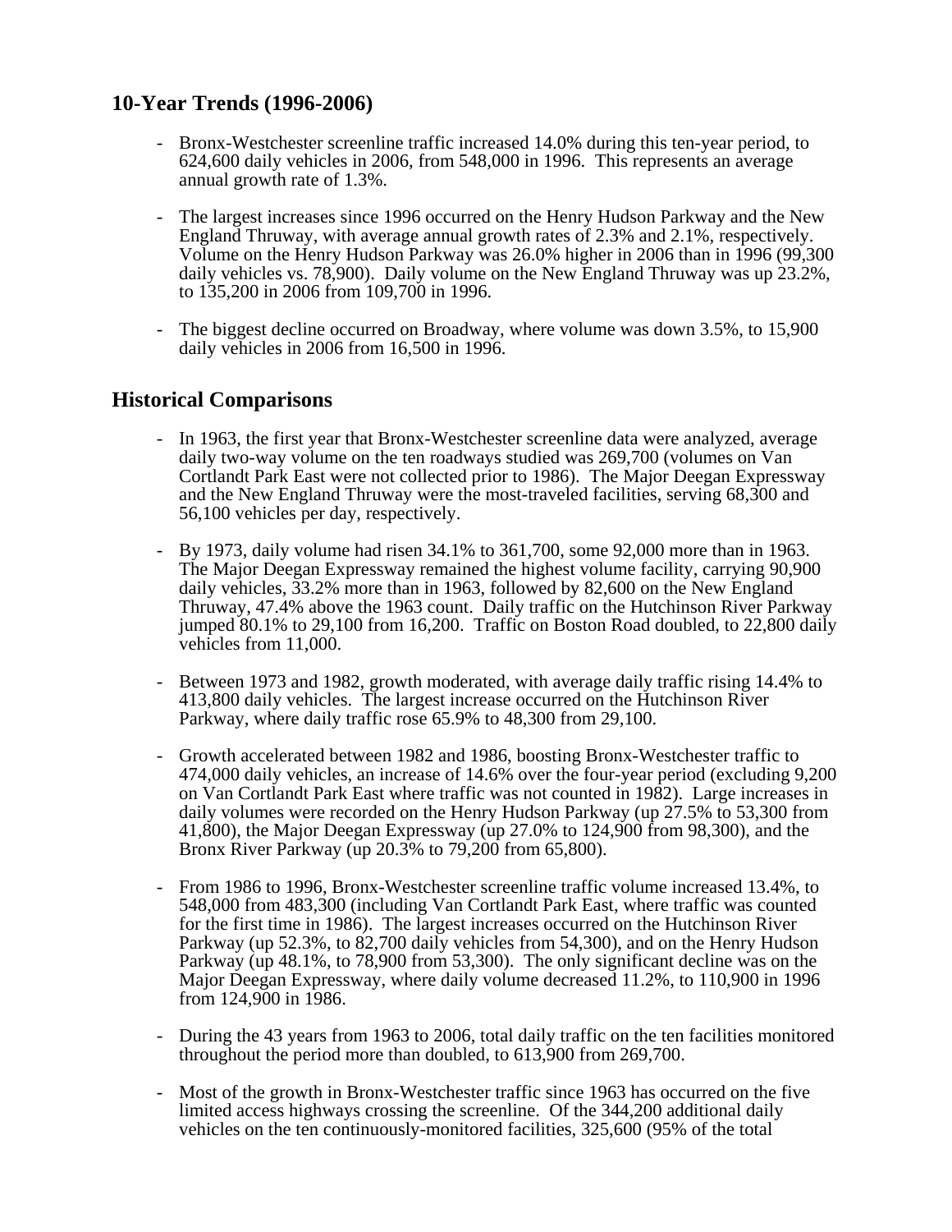## 10-Year Trends (1996-2006)

- Bronx-Westchester screenline traffic increased 14.0% during this ten-year period, to 624,600 daily vehicles in 2006, from 548,000 in 1996. This represents an average annual growth rate of 1.3%.

- The largest increases since 1996 occurred on the Henry Hudson Parkway and the New England Thruway, with average annual growth rates of 2.3% and 2.1%, respectively. Volume on the Henry Hudson Parkway was 26.0% higher in 2006 than in 1996 (99,300 daily vehicles vs. 78,900). Daily volume on the New England Thruway was up 23.2%, to 135,200 in 2006 from 109,700 in 1996.

- The biggest decline occurred on Broadway, where volume was down 3.5%, to 15,900 daily vehicles in 2006 from 16,500 in 1996.

## Historical Comparisons

- In 1963, the first year that Bronx-Westchester screenline data were analyzed, average daily two-way volume on the ten roadways studied was 269,700 (volumes on Van Cortlandt Park East were not collected prior to 1986). The Major Deegan Expressway and the New England Thruway were the most-traveled facilities, serving 68,300 and 56,100 vehicles per day, respectively.

- By 1973, daily volume had risen 34.1% to 361,700, some 92,000 more than in 1963. The Major Deegan Expressway remained the highest volume facility, carrying 90,900 daily vehicles, 33.2% more than in 1963, followed by 82,600 on the New England Thruway, 47.4% above the 1963 count. Daily traffic on the Hutchinson River Parkway jumped 80.1% to 29,100 from 16,200. Traffic on Boston Road doubled, to 22,800 daily vehicles from 11,000.

- Between 1973 and 1982, growth moderated, with average daily traffic rising 14.4% to 413,800 daily vehicles. The largest increase occurred on the Hutchinson River Parkway, where daily traffic rose 65.9% to 48,300 from 29,100.

- Growth accelerated between 1982 and 1986, boosting Bronx-Westchester traffic to 474,000 daily vehicles, an increase of 14.6% over the four-year period (excluding 9,200 on Van Cortlandt Park East where traffic was not counted in 1982). Large increases in daily volumes were recorded on the Henry Hudson Parkway (up 27.5% to 53,300 from 41,800), the Major Deegan Expressway (up 27.0% to 124,900 from 98,300), and the Bronx River Parkway (up 20.3% to 79,200 from 65,800).

- From 1986 to 1996, Bronx-Westchester screenline traffic volume increased 13.4%, to 548,000 from 483,300 (including Van Cortlandt Park East, where traffic was counted for the first time in 1986). The largest increases occurred on the Hutchinson River Parkway (up 52.3%, to 82,700 daily vehicles from 54,300), and on the Henry Hudson Parkway (up 48.1%, to 78,900 from 53,300). The only significant decline was on the Major Deegan Expressway, where daily volume decreased 11.2%, to 110,900 in 1996 from 124,900 in 1986.

- During the 43 years from 1963 to 2006, total daily traffic on the ten facilities monitored throughout the period more than doubled, to 613,900 from 269,700.

- Most of the growth in Bronx-Westchester traffic since 1963 has occurred on the five limited access highways crossing the screenline. Of the 344,200 additional daily vehicles on the ten continuously-monitored facilities, 325,600 (95% of the total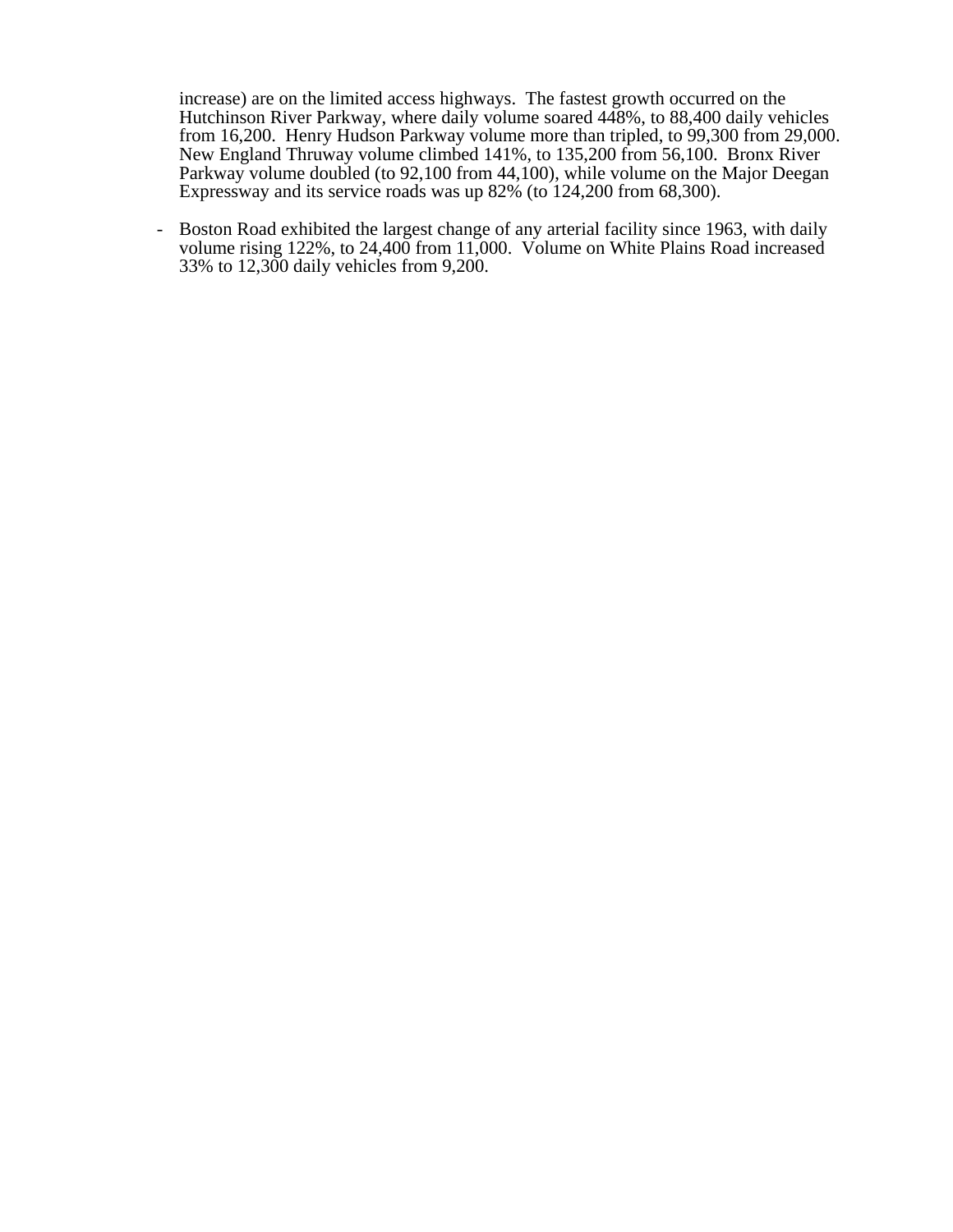increase) are on the limited access highways. The fastest growth occurred on the Hutchinson River Parkway, where daily volume soared 448%, to 88,400 daily vehicles from 16,200. Henry Hudson Parkway volume more than tripled, to 99,300 from 29,000. New England Thruway volume climbed 141%, to 135,200 from 56,100. Bronx River Parkway volume doubled (to 92,100 from 44,100), while volume on the Major Deegan Expressway and its service roads was up 82% (to 124,200 from 68,300).

- Boston Road exhibited the largest change of any arterial facility since 1963, with daily volume rising 122%, to 24,400 from 11,000. Volume on White Plains Road increased 33% to 12,300 daily vehicles from 9,200.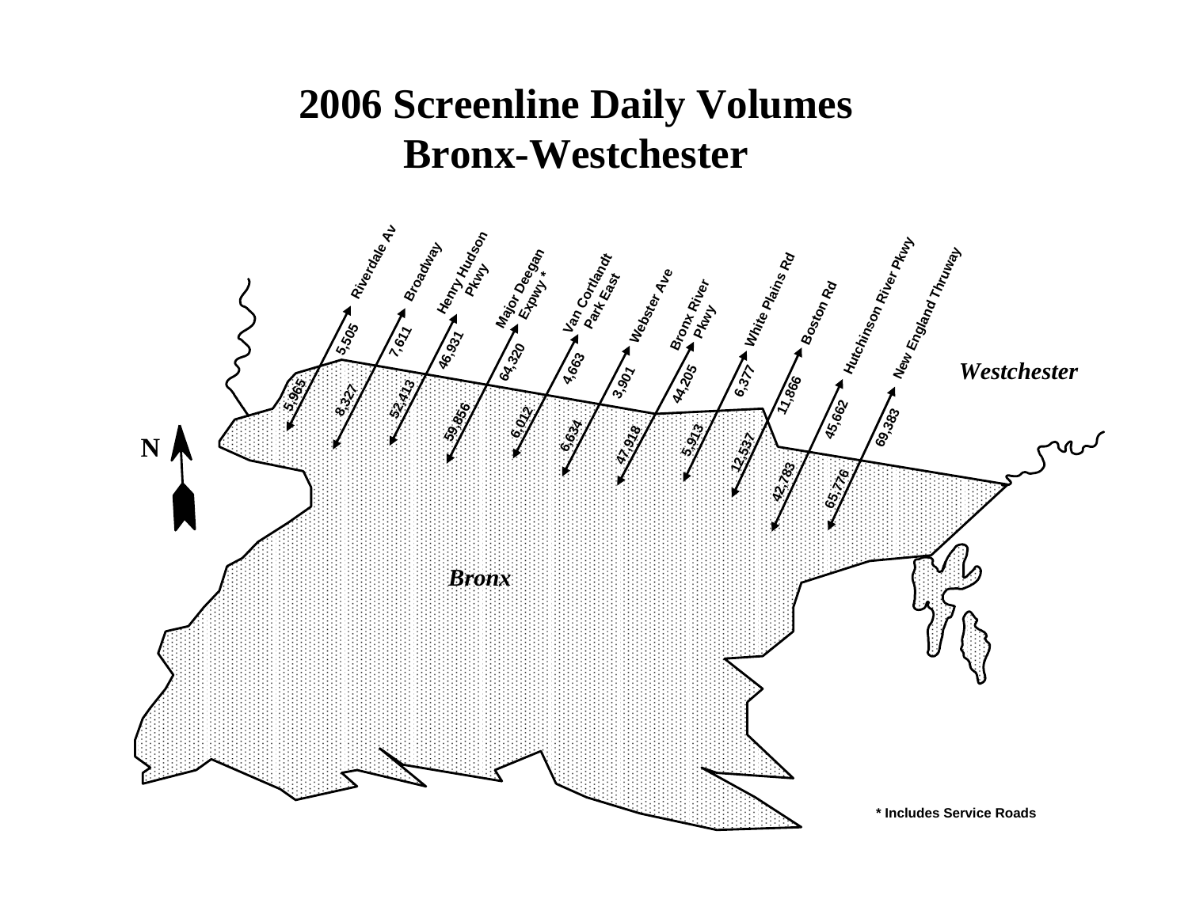# 2006 Screenline Daily Volumes
# Bronx-Westchester

| Roadway | Northbound (to Westchester) | Southbound (to Bronx) |
| --- | --- | --- |
| Riverdale Av | 5,505 | 5,965 |
| Broadway | 7,611 | 8,327 |
| Henry Hudson Pkwy | 46,931 | 52,413 |
| Major Deegan Expwy * | 64,320 | 59,856 |
| Van Cortlandt Park East | 4,663 | 6,012 |
| Webster Ave | 3,901 | 6,634 |
| Bronx River Pkwy | 44,205 | 47,918 |
| White Plains Rd | 6,377 | 5,913 |
| Boston Rd | 11,866 | 12,537 |
| Hutchinson River Pkwy | 45,662 | 42,783 |
| New England Thruway | 69,383 | 65,776 |

*Westchester*

*Bronx*

N

\* Includes Service Roads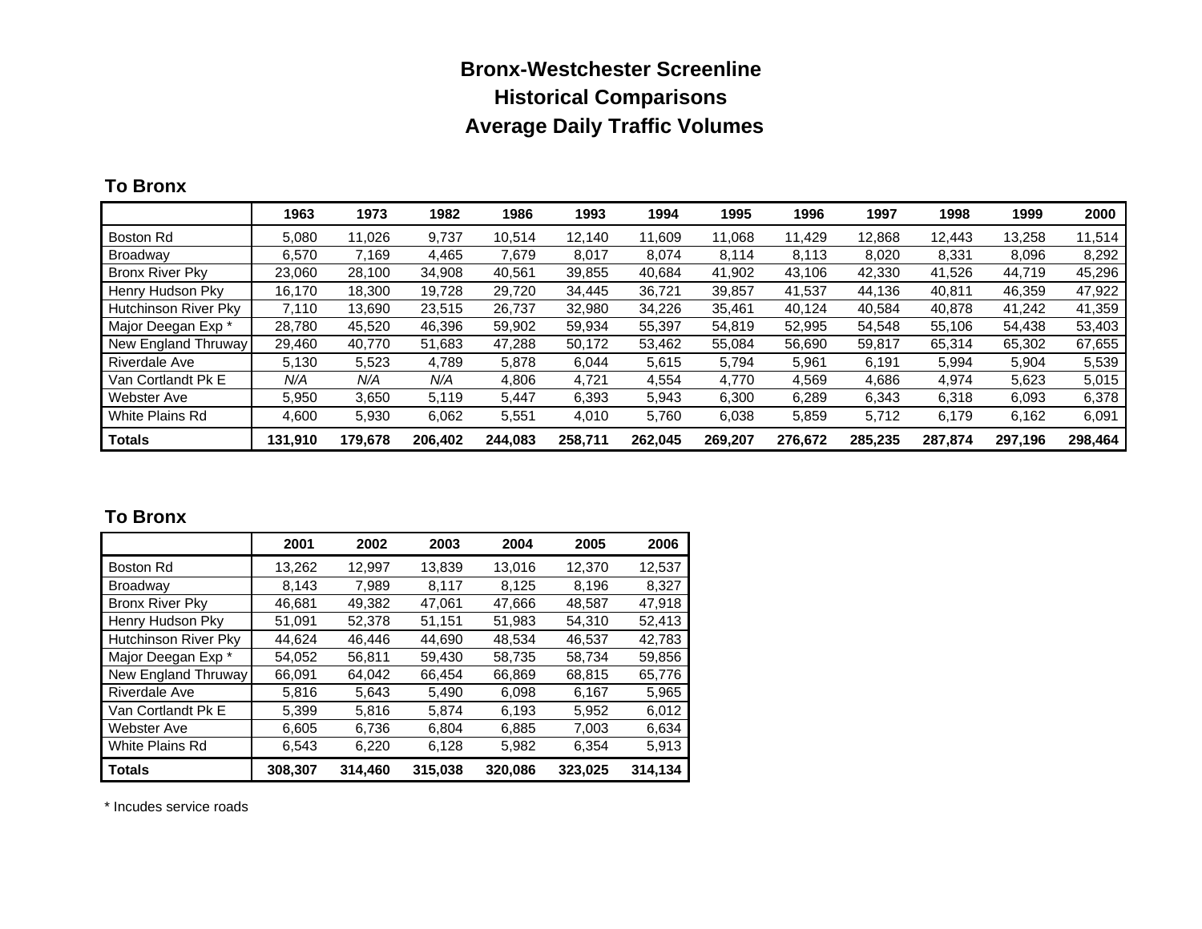# Bronx-Westchester Screenline
## Historical Comparisons
## Average Daily Traffic Volumes

### To Bronx

| | 1963 | 1973 | 1982 | 1986 | 1993 | 1994 | 1995 | 1996 | 1997 | 1998 | 1999 | 2000 |
|---|---|---|---|---|---|---|---|---|---|---|---|---|
| Boston Rd | 5,080 | 11,026 | 9,737 | 10,514 | 12,140 | 11,609 | 11,068 | 11,429 | 12,868 | 12,443 | 13,258 | 11,514 |
| Broadway | 6,570 | 7,169 | 4,465 | 7,679 | 8,017 | 8,074 | 8,114 | 8,113 | 8,020 | 8,331 | 8,096 | 8,292 |
| Bronx River Pky | 23,060 | 28,100 | 34,908 | 40,561 | 39,855 | 40,684 | 41,902 | 43,106 | 42,330 | 41,526 | 44,719 | 45,296 |
| Henry Hudson Pky | 16,170 | 18,300 | 19,728 | 29,720 | 34,445 | 36,721 | 39,857 | 41,537 | 44,136 | 40,811 | 46,359 | 47,922 |
| Hutchinson River Pky | 7,110 | 13,690 | 23,515 | 26,737 | 32,980 | 34,226 | 35,461 | 40,124 | 40,584 | 40,878 | 41,242 | 41,359 |
| Major Deegan Exp * | 28,780 | 45,520 | 46,396 | 59,902 | 59,934 | 55,397 | 54,819 | 52,995 | 54,548 | 55,106 | 54,438 | 53,403 |
| New England Thruway | 29,460 | 40,770 | 51,683 | 47,288 | 50,172 | 53,462 | 55,084 | 56,690 | 59,817 | 65,314 | 65,302 | 67,655 |
| Riverdale Ave | 5,130 | 5,523 | 4,789 | 5,878 | 6,044 | 5,615 | 5,794 | 5,961 | 6,191 | 5,994 | 5,904 | 5,539 |
| Van Cortlandt Pk E | *N/A* | *N/A* | *N/A* | 4,806 | 4,721 | 4,554 | 4,770 | 4,569 | 4,686 | 4,974 | 5,623 | 5,015 |
| Webster Ave | 5,950 | 3,650 | 5,119 | 5,447 | 6,393 | 5,943 | 6,300 | 6,289 | 6,343 | 6,318 | 6,093 | 6,378 |
| White Plains Rd | 4,600 | 5,930 | 6,062 | 5,551 | 4,010 | 5,760 | 6,038 | 5,859 | 5,712 | 6,179 | 6,162 | 6,091 |
| **Totals** | **131,910** | **179,678** | **206,402** | **244,083** | **258,711** | **262,045** | **269,207** | **276,672** | **285,235** | **287,874** | **297,196** | **298,464** |

### To Bronx

| | 2001 | 2002 | 2003 | 2004 | 2005 | 2006 |
|---|---|---|---|---|---|---|
| Boston Rd | 13,262 | 12,997 | 13,839 | 13,016 | 12,370 | 12,537 |
| Broadway | 8,143 | 7,989 | 8,117 | 8,125 | 8,196 | 8,327 |
| Bronx River Pky | 46,681 | 49,382 | 47,061 | 47,666 | 48,587 | 47,918 |
| Henry Hudson Pky | 51,091 | 52,378 | 51,151 | 51,983 | 54,310 | 52,413 |
| Hutchinson River Pky | 44,624 | 46,446 | 44,690 | 48,534 | 46,537 | 42,783 |
| Major Deegan Exp * | 54,052 | 56,811 | 59,430 | 58,735 | 58,734 | 59,856 |
| New England Thruway | 66,091 | 64,042 | 66,454 | 66,869 | 68,815 | 65,776 |
| Riverdale Ave | 5,816 | 5,643 | 5,490 | 6,098 | 6,167 | 5,965 |
| Van Cortlandt Pk E | 5,399 | 5,816 | 5,874 | 6,193 | 5,952 | 6,012 |
| Webster Ave | 6,605 | 6,736 | 6,804 | 6,885 | 7,003 | 6,634 |
| White Plains Rd | 6,543 | 6,220 | 6,128 | 5,982 | 6,354 | 5,913 |
| **Totals** | **308,307** | **314,460** | **315,038** | **320,086** | **323,025** | **314,134** |

* Incudes service roads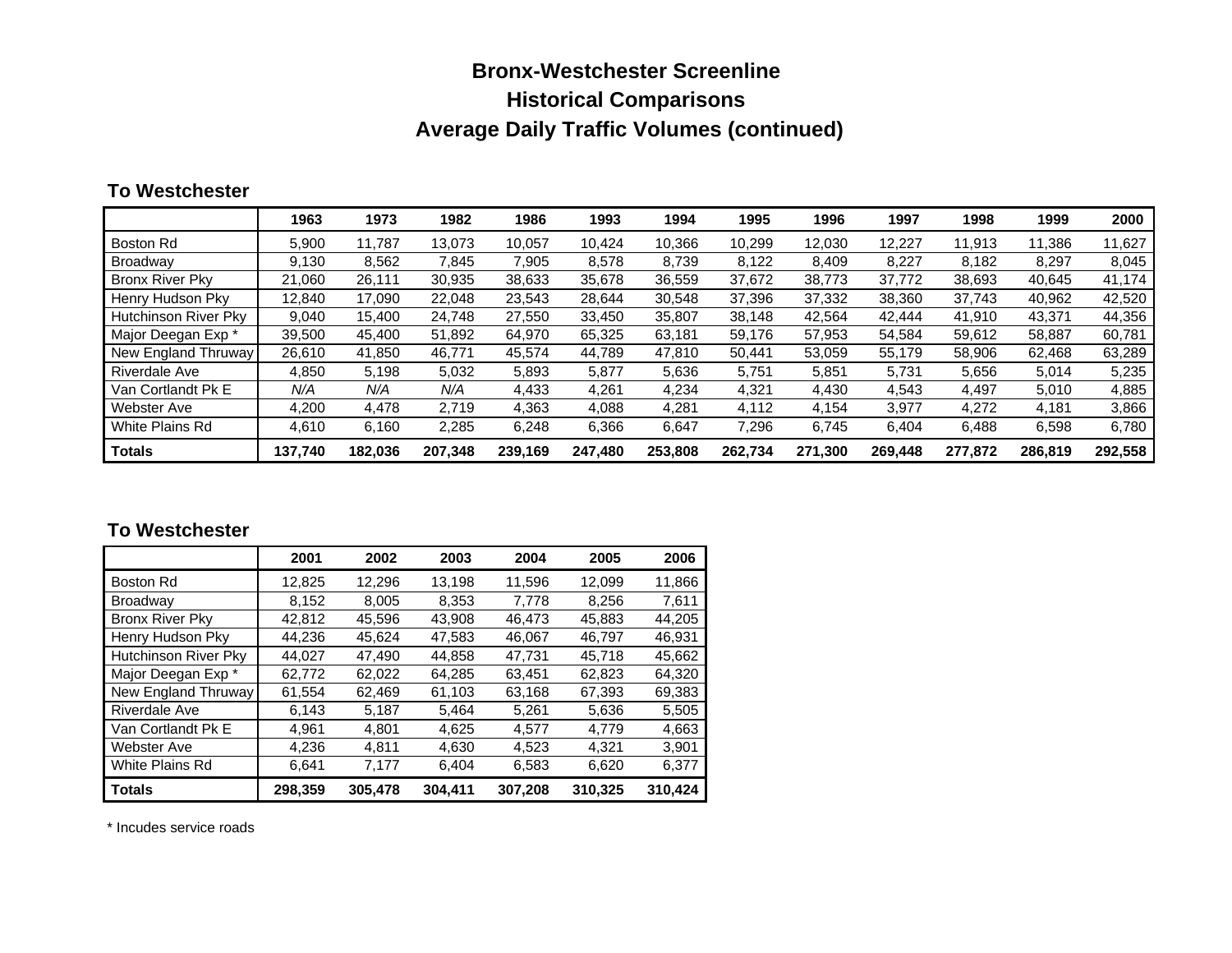# Bronx-Westchester Screenline
## Historical Comparisons
## Average Daily Traffic Volumes (continued)

### To Westchester

| | 1963 | 1973 | 1982 | 1986 | 1993 | 1994 | 1995 | 1996 | 1997 | 1998 | 1999 | 2000 |
|---|---|---|---|---|---|---|---|---|---|---|---|---|
| Boston Rd | 5,900 | 11,787 | 13,073 | 10,057 | 10,424 | 10,366 | 10,299 | 12,030 | 12,227 | 11,913 | 11,386 | 11,627 |
| Broadway | 9,130 | 8,562 | 7,845 | 7,905 | 8,578 | 8,739 | 8,122 | 8,409 | 8,227 | 8,182 | 8,297 | 8,045 |
| Bronx River Pky | 21,060 | 26,111 | 30,935 | 38,633 | 35,678 | 36,559 | 37,672 | 38,773 | 37,772 | 38,693 | 40,645 | 41,174 |
| Henry Hudson Pky | 12,840 | 17,090 | 22,048 | 23,543 | 28,644 | 30,548 | 37,396 | 37,332 | 38,360 | 37,743 | 40,962 | 42,520 |
| Hutchinson River Pky | 9,040 | 15,400 | 24,748 | 27,550 | 33,450 | 35,807 | 38,148 | 42,564 | 42,444 | 41,910 | 43,371 | 44,356 |
| Major Deegan Exp * | 39,500 | 45,400 | 51,892 | 64,970 | 65,325 | 63,181 | 59,176 | 57,953 | 54,584 | 59,612 | 58,887 | 60,781 |
| New England Thruway | 26,610 | 41,850 | 46,771 | 45,574 | 44,789 | 47,810 | 50,441 | 53,059 | 55,179 | 58,906 | 62,468 | 63,289 |
| Riverdale Ave | 4,850 | 5,198 | 5,032 | 5,893 | 5,877 | 5,636 | 5,751 | 5,851 | 5,731 | 5,656 | 5,014 | 5,235 |
| Van Cortlandt Pk E | *N/A* | *N/A* | *N/A* | 4,433 | 4,261 | 4,234 | 4,321 | 4,430 | 4,543 | 4,497 | 5,010 | 4,885 |
| Webster Ave | 4,200 | 4,478 | 2,719 | 4,363 | 4,088 | 4,281 | 4,112 | 4,154 | 3,977 | 4,272 | 4,181 | 3,866 |
| White Plains Rd | 4,610 | 6,160 | 2,285 | 6,248 | 6,366 | 6,647 | 7,296 | 6,745 | 6,404 | 6,488 | 6,598 | 6,780 |
| **Totals** | **137,740** | **182,036** | **207,348** | **239,169** | **247,480** | **253,808** | **262,734** | **271,300** | **269,448** | **277,872** | **286,819** | **292,558** |

### To Westchester

| | 2001 | 2002 | 2003 | 2004 | 2005 | 2006 |
|---|---|---|---|---|---|---|
| Boston Rd | 12,825 | 12,296 | 13,198 | 11,596 | 12,099 | 11,866 |
| Broadway | 8,152 | 8,005 | 8,353 | 7,778 | 8,256 | 7,611 |
| Bronx River Pky | 42,812 | 45,596 | 43,908 | 46,473 | 45,883 | 44,205 |
| Henry Hudson Pky | 44,236 | 45,624 | 47,583 | 46,067 | 46,797 | 46,931 |
| Hutchinson River Pky | 44,027 | 47,490 | 44,858 | 47,731 | 45,718 | 45,662 |
| Major Deegan Exp * | 62,772 | 62,022 | 64,285 | 63,451 | 62,823 | 64,320 |
| New England Thruway | 61,554 | 62,469 | 61,103 | 63,168 | 67,393 | 69,383 |
| Riverdale Ave | 6,143 | 5,187 | 5,464 | 5,261 | 5,636 | 5,505 |
| Van Cortlandt Pk E | 4,961 | 4,801 | 4,625 | 4,577 | 4,779 | 4,663 |
| Webster Ave | 4,236 | 4,811 | 4,630 | 4,523 | 4,321 | 3,901 |
| White Plains Rd | 6,641 | 7,177 | 6,404 | 6,583 | 6,620 | 6,377 |
| **Totals** | **298,359** | **305,478** | **304,411** | **307,208** | **310,325** | **310,424** |

* Incudes service roads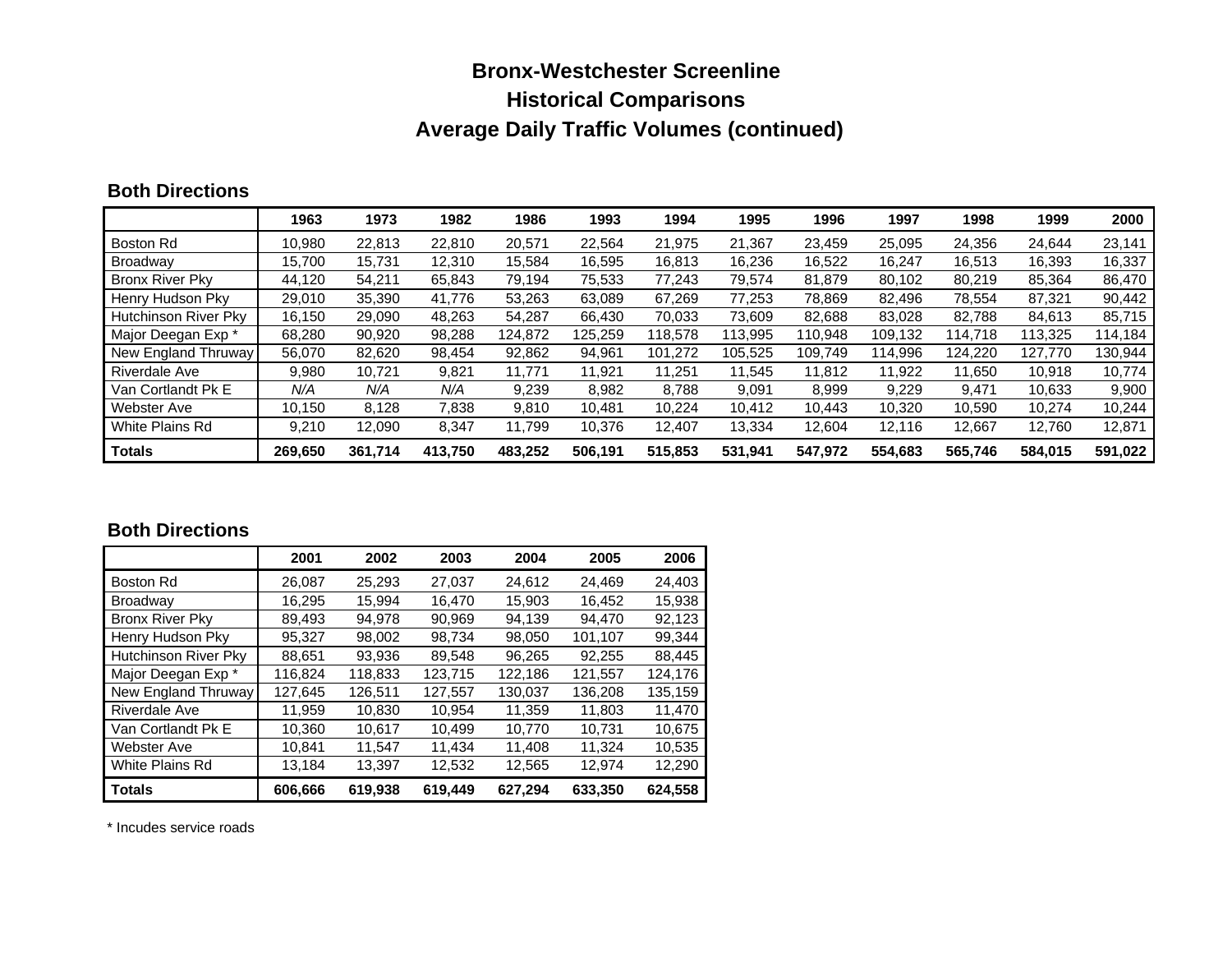# Bronx-Westchester Screenline
## Historical Comparisons
## Average Daily Traffic Volumes (continued)

### Both Directions

| | 1963 | 1973 | 1982 | 1986 | 1993 | 1994 | 1995 | 1996 | 1997 | 1998 | 1999 | 2000 |
|---|---|---|---|---|---|---|---|---|---|---|---|---|
| Boston Rd | 10,980 | 22,813 | 22,810 | 20,571 | 22,564 | 21,975 | 21,367 | 23,459 | 25,095 | 24,356 | 24,644 | 23,141 |
| Broadway | 15,700 | 15,731 | 12,310 | 15,584 | 16,595 | 16,813 | 16,236 | 16,522 | 16,247 | 16,513 | 16,393 | 16,337 |
| Bronx River Pky | 44,120 | 54,211 | 65,843 | 79,194 | 75,533 | 77,243 | 79,574 | 81,879 | 80,102 | 80,219 | 85,364 | 86,470 |
| Henry Hudson Pky | 29,010 | 35,390 | 41,776 | 53,263 | 63,089 | 67,269 | 77,253 | 78,869 | 82,496 | 78,554 | 87,321 | 90,442 |
| Hutchinson River Pky | 16,150 | 29,090 | 48,263 | 54,287 | 66,430 | 70,033 | 73,609 | 82,688 | 83,028 | 82,788 | 84,613 | 85,715 |
| Major Deegan Exp * | 68,280 | 90,920 | 98,288 | 124,872 | 125,259 | 118,578 | 113,995 | 110,948 | 109,132 | 114,718 | 113,325 | 114,184 |
| New England Thruway | 56,070 | 82,620 | 98,454 | 92,862 | 94,961 | 101,272 | 105,525 | 109,749 | 114,996 | 124,220 | 127,770 | 130,944 |
| Riverdale Ave | 9,980 | 10,721 | 9,821 | 11,771 | 11,921 | 11,251 | 11,545 | 11,812 | 11,922 | 11,650 | 10,918 | 10,774 |
| Van Cortlandt Pk E | *N/A* | *N/A* | *N/A* | 9,239 | 8,982 | 8,788 | 9,091 | 8,999 | 9,229 | 9,471 | 10,633 | 9,900 |
| Webster Ave | 10,150 | 8,128 | 7,838 | 9,810 | 10,481 | 10,224 | 10,412 | 10,443 | 10,320 | 10,590 | 10,274 | 10,244 |
| White Plains Rd | 9,210 | 12,090 | 8,347 | 11,799 | 10,376 | 12,407 | 13,334 | 12,604 | 12,116 | 12,667 | 12,760 | 12,871 |
| **Totals** | **269,650** | **361,714** | **413,750** | **483,252** | **506,191** | **515,853** | **531,941** | **547,972** | **554,683** | **565,746** | **584,015** | **591,022** |

### Both Directions

| | 2001 | 2002 | 2003 | 2004 | 2005 | 2006 |
|---|---|---|---|---|---|---|
| Boston Rd | 26,087 | 25,293 | 27,037 | 24,612 | 24,469 | 24,403 |
| Broadway | 16,295 | 15,994 | 16,470 | 15,903 | 16,452 | 15,938 |
| Bronx River Pky | 89,493 | 94,978 | 90,969 | 94,139 | 94,470 | 92,123 |
| Henry Hudson Pky | 95,327 | 98,002 | 98,734 | 98,050 | 101,107 | 99,344 |
| Hutchinson River Pky | 88,651 | 93,936 | 89,548 | 96,265 | 92,255 | 88,445 |
| Major Deegan Exp * | 116,824 | 118,833 | 123,715 | 122,186 | 121,557 | 124,176 |
| New England Thruway | 127,645 | 126,511 | 127,557 | 130,037 | 136,208 | 135,159 |
| Riverdale Ave | 11,959 | 10,830 | 10,954 | 11,359 | 11,803 | 11,470 |
| Van Cortlandt Pk E | 10,360 | 10,617 | 10,499 | 10,770 | 10,731 | 10,675 |
| Webster Ave | 10,841 | 11,547 | 11,434 | 11,408 | 11,324 | 10,535 |
| White Plains Rd | 13,184 | 13,397 | 12,532 | 12,565 | 12,974 | 12,290 |
| **Totals** | **606,666** | **619,938** | **619,449** | **627,294** | **633,350** | **624,558** |

* Incudes service roads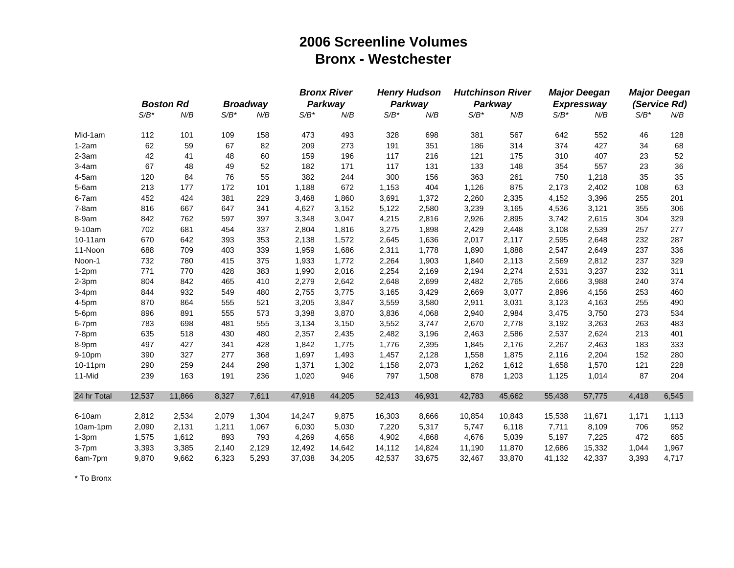# 2006 Screenline Volumes
## Bronx - Westchester

| | ***Boston Rd*** | | ***Broadway*** | | ***Bronx River Parkway*** | | ***Henry Hudson Parkway*** | | ***Hutchinson River Parkway*** | | ***Major Deegan Expressway*** | | ***Major Deegan (Service Rd)*** | |
|---|---|---|---|---|---|---|---|---|---|---|---|---|---|---|
| | *S/B** | *N/B* | *S/B** | *N/B* | *S/B** | *N/B* | *S/B** | *N/B* | *S/B** | *N/B* | *S/B** | *N/B* | *S/B** | *N/B* |
| Mid-1am | 112 | 101 | 109 | 158 | 473 | 493 | 328 | 698 | 381 | 567 | 642 | 552 | 46 | 128 |
| 1-2am | 62 | 59 | 67 | 82 | 209 | 273 | 191 | 351 | 186 | 314 | 374 | 427 | 34 | 68 |
| 2-3am | 42 | 41 | 48 | 60 | 159 | 196 | 117 | 216 | 121 | 175 | 310 | 407 | 23 | 52 |
| 3-4am | 67 | 48 | 49 | 52 | 182 | 171 | 117 | 131 | 133 | 148 | 354 | 557 | 23 | 36 |
| 4-5am | 120 | 84 | 76 | 55 | 382 | 244 | 300 | 156 | 363 | 261 | 750 | 1,218 | 35 | 35 |
| 5-6am | 213 | 177 | 172 | 101 | 1,188 | 672 | 1,153 | 404 | 1,126 | 875 | 2,173 | 2,402 | 108 | 63 |
| 6-7am | 452 | 424 | 381 | 229 | 3,468 | 1,860 | 3,691 | 1,372 | 2,260 | 2,335 | 4,152 | 3,396 | 255 | 201 |
| 7-8am | 816 | 667 | 647 | 341 | 4,627 | 3,152 | 5,122 | 2,580 | 3,239 | 3,165 | 4,536 | 3,121 | 355 | 306 |
| 8-9am | 842 | 762 | 597 | 397 | 3,348 | 3,047 | 4,215 | 2,816 | 2,926 | 2,895 | 3,742 | 2,615 | 304 | 329 |
| 9-10am | 702 | 681 | 454 | 337 | 2,804 | 1,816 | 3,275 | 1,898 | 2,429 | 2,448 | 3,108 | 2,539 | 257 | 277 |
| 10-11am | 670 | 642 | 393 | 353 | 2,138 | 1,572 | 2,645 | 1,636 | 2,017 | 2,117 | 2,595 | 2,648 | 232 | 287 |
| 11-Noon | 688 | 709 | 403 | 339 | 1,959 | 1,686 | 2,311 | 1,778 | 1,890 | 1,888 | 2,547 | 2,649 | 237 | 336 |
| Noon-1 | 732 | 780 | 415 | 375 | 1,933 | 1,772 | 2,264 | 1,903 | 1,840 | 2,113 | 2,569 | 2,812 | 237 | 329 |
| 1-2pm | 771 | 770 | 428 | 383 | 1,990 | 2,016 | 2,254 | 2,169 | 2,194 | 2,274 | 2,531 | 3,237 | 232 | 311 |
| 2-3pm | 804 | 842 | 465 | 410 | 2,279 | 2,642 | 2,648 | 2,699 | 2,482 | 2,765 | 2,666 | 3,988 | 240 | 374 |
| 3-4pm | 844 | 932 | 549 | 480 | 2,755 | 3,775 | 3,165 | 3,429 | 2,669 | 3,077 | 2,896 | 4,156 | 253 | 460 |
| 4-5pm | 870 | 864 | 555 | 521 | 3,205 | 3,847 | 3,559 | 3,580 | 2,911 | 3,031 | 3,123 | 4,163 | 255 | 490 |
| 5-6pm | 896 | 891 | 555 | 573 | 3,398 | 3,870 | 3,836 | 4,068 | 2,940 | 2,984 | 3,475 | 3,750 | 273 | 534 |
| 6-7pm | 783 | 698 | 481 | 555 | 3,134 | 3,150 | 3,552 | 3,747 | 2,670 | 2,778 | 3,192 | 3,263 | 263 | 483 |
| 7-8pm | 635 | 518 | 430 | 480 | 2,357 | 2,435 | 2,482 | 3,196 | 2,463 | 2,586 | 2,537 | 2,624 | 213 | 401 |
| 8-9pm | 497 | 427 | 341 | 428 | 1,842 | 1,775 | 1,776 | 2,395 | 1,845 | 2,176 | 2,267 | 2,463 | 183 | 333 |
| 9-10pm | 390 | 327 | 277 | 368 | 1,697 | 1,493 | 1,457 | 2,128 | 1,558 | 1,875 | 2,116 | 2,204 | 152 | 280 |
| 10-11pm | 290 | 259 | 244 | 298 | 1,371 | 1,302 | 1,158 | 2,073 | 1,262 | 1,612 | 1,658 | 1,570 | 121 | 228 |
| 11-Mid | 239 | 163 | 191 | 236 | 1,020 | 946 | 797 | 1,508 | 878 | 1,203 | 1,125 | 1,014 | 87 | 204 |
| 24 hr Total | 12,537 | 11,866 | 8,327 | 7,611 | 47,918 | 44,205 | 52,413 | 46,931 | 42,783 | 45,662 | 55,438 | 57,775 | 4,418 | 6,545 |
| 6-10am | 2,812 | 2,534 | 2,079 | 1,304 | 14,247 | 9,875 | 16,303 | 8,666 | 10,854 | 10,843 | 15,538 | 11,671 | 1,171 | 1,113 |
| 10am-1pm | 2,090 | 2,131 | 1,211 | 1,067 | 6,030 | 5,030 | 7,220 | 5,317 | 5,747 | 6,118 | 7,711 | 8,109 | 706 | 952 |
| 1-3pm | 1,575 | 1,612 | 893 | 793 | 4,269 | 4,658 | 4,902 | 4,868 | 4,676 | 5,039 | 5,197 | 7,225 | 472 | 685 |
| 3-7pm | 3,393 | 3,385 | 2,140 | 2,129 | 12,492 | 14,642 | 14,112 | 14,824 | 11,190 | 11,870 | 12,686 | 15,332 | 1,044 | 1,967 |
| 6am-7pm | 9,870 | 9,662 | 6,323 | 5,293 | 37,038 | 34,205 | 42,537 | 33,675 | 32,467 | 33,870 | 41,132 | 42,337 | 3,393 | 4,717 |

* To Bronx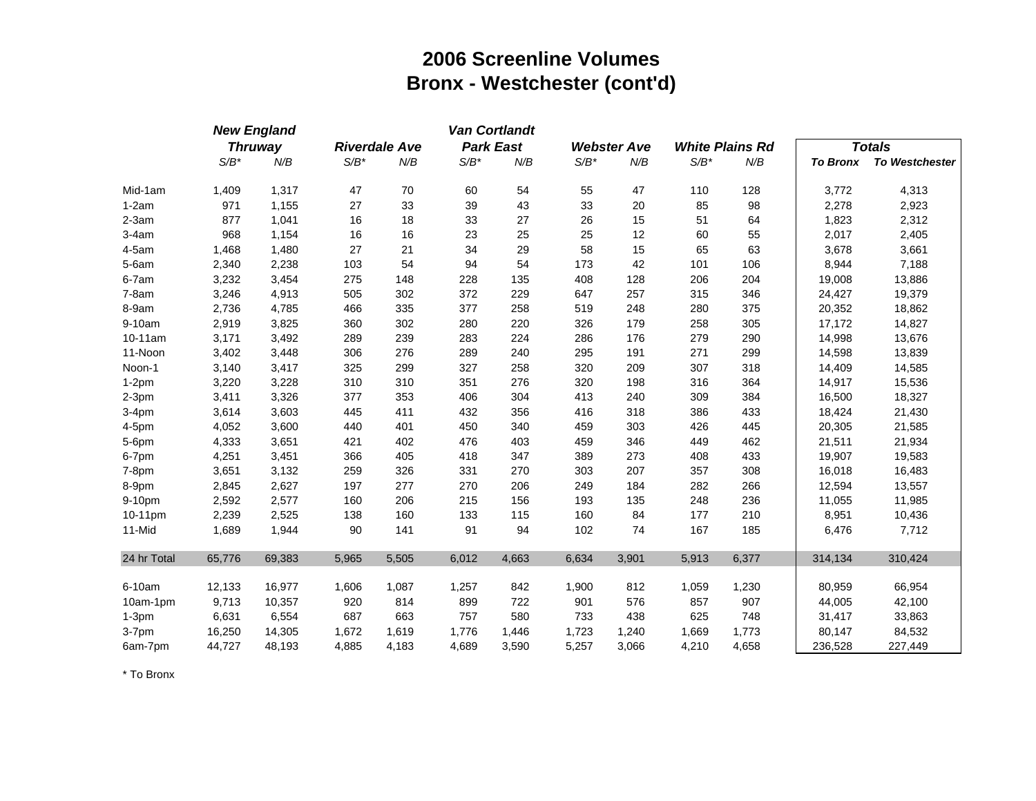# 2006 Screenline Volumes
## Bronx - Westchester (cont'd)

| | New England Thruway | | Riverdale Ave | | Van Cortlandt Park East | | Webster Ave | | White Plains Rd | | Totals | |
|---|---|---|---|---|---|---|---|---|---|---|---|---|
| | S/B* | N/B | S/B* | N/B | S/B* | N/B | S/B* | N/B | S/B* | N/B | To Bronx | To Westchester |
| Mid-1am | 1,409 | 1,317 | 47 | 70 | 60 | 54 | 55 | 47 | 110 | 128 | 3,772 | 4,313 |
| 1-2am | 971 | 1,155 | 27 | 33 | 39 | 43 | 33 | 20 | 85 | 98 | 2,278 | 2,923 |
| 2-3am | 877 | 1,041 | 16 | 18 | 33 | 27 | 26 | 15 | 51 | 64 | 1,823 | 2,312 |
| 3-4am | 968 | 1,154 | 16 | 16 | 23 | 25 | 25 | 12 | 60 | 55 | 2,017 | 2,405 |
| 4-5am | 1,468 | 1,480 | 27 | 21 | 34 | 29 | 58 | 15 | 65 | 63 | 3,678 | 3,661 |
| 5-6am | 2,340 | 2,238 | 103 | 54 | 94 | 54 | 173 | 42 | 101 | 106 | 8,944 | 7,188 |
| 6-7am | 3,232 | 3,454 | 275 | 148 | 228 | 135 | 408 | 128 | 206 | 204 | 19,008 | 13,886 |
| 7-8am | 3,246 | 4,913 | 505 | 302 | 372 | 229 | 647 | 257 | 315 | 346 | 24,427 | 19,379 |
| 8-9am | 2,736 | 4,785 | 466 | 335 | 377 | 258 | 519 | 248 | 280 | 375 | 20,352 | 18,862 |
| 9-10am | 2,919 | 3,825 | 360 | 302 | 280 | 220 | 326 | 179 | 258 | 305 | 17,172 | 14,827 |
| 10-11am | 3,171 | 3,492 | 289 | 239 | 283 | 224 | 286 | 176 | 279 | 290 | 14,998 | 13,676 |
| 11-Noon | 3,402 | 3,448 | 306 | 276 | 289 | 240 | 295 | 191 | 271 | 299 | 14,598 | 13,839 |
| Noon-1 | 3,140 | 3,417 | 325 | 299 | 327 | 258 | 320 | 209 | 307 | 318 | 14,409 | 14,585 |
| 1-2pm | 3,220 | 3,228 | 310 | 310 | 351 | 276 | 320 | 198 | 316 | 364 | 14,917 | 15,536 |
| 2-3pm | 3,411 | 3,326 | 377 | 353 | 406 | 304 | 413 | 240 | 309 | 384 | 16,500 | 18,327 |
| 3-4pm | 3,614 | 3,603 | 445 | 411 | 432 | 356 | 416 | 318 | 386 | 433 | 18,424 | 21,430 |
| 4-5pm | 4,052 | 3,600 | 440 | 401 | 450 | 340 | 459 | 303 | 426 | 445 | 20,305 | 21,585 |
| 5-6pm | 4,333 | 3,651 | 421 | 402 | 476 | 403 | 459 | 346 | 449 | 462 | 21,511 | 21,934 |
| 6-7pm | 4,251 | 3,451 | 366 | 405 | 418 | 347 | 389 | 273 | 408 | 433 | 19,907 | 19,583 |
| 7-8pm | 3,651 | 3,132 | 259 | 326 | 331 | 270 | 303 | 207 | 357 | 308 | 16,018 | 16,483 |
| 8-9pm | 2,845 | 2,627 | 197 | 277 | 270 | 206 | 249 | 184 | 282 | 266 | 12,594 | 13,557 |
| 9-10pm | 2,592 | 2,577 | 160 | 206 | 215 | 156 | 193 | 135 | 248 | 236 | 11,055 | 11,985 |
| 10-11pm | 2,239 | 2,525 | 138 | 160 | 133 | 115 | 160 | 84 | 177 | 210 | 8,951 | 10,436 |
| 11-Mid | 1,689 | 1,944 | 90 | 141 | 91 | 94 | 102 | 74 | 167 | 185 | 6,476 | 7,712 |
| 24 hr Total | 65,776 | 69,383 | 5,965 | 5,505 | 6,012 | 4,663 | 6,634 | 3,901 | 5,913 | 6,377 | 314,134 | 310,424 |
| 6-10am | 12,133 | 16,977 | 1,606 | 1,087 | 1,257 | 842 | 1,900 | 812 | 1,059 | 1,230 | 80,959 | 66,954 |
| 10am-1pm | 9,713 | 10,357 | 920 | 814 | 899 | 722 | 901 | 576 | 857 | 907 | 44,005 | 42,100 |
| 1-3pm | 6,631 | 6,554 | 687 | 663 | 757 | 580 | 733 | 438 | 625 | 748 | 31,417 | 33,863 |
| 3-7pm | 16,250 | 14,305 | 1,672 | 1,619 | 1,776 | 1,446 | 1,723 | 1,240 | 1,669 | 1,773 | 80,147 | 84,532 |
| 6am-7pm | 44,727 | 48,193 | 4,885 | 4,183 | 4,689 | 3,590 | 5,257 | 3,066 | 4,210 | 4,658 | 236,528 | 227,449 |

* To Bronx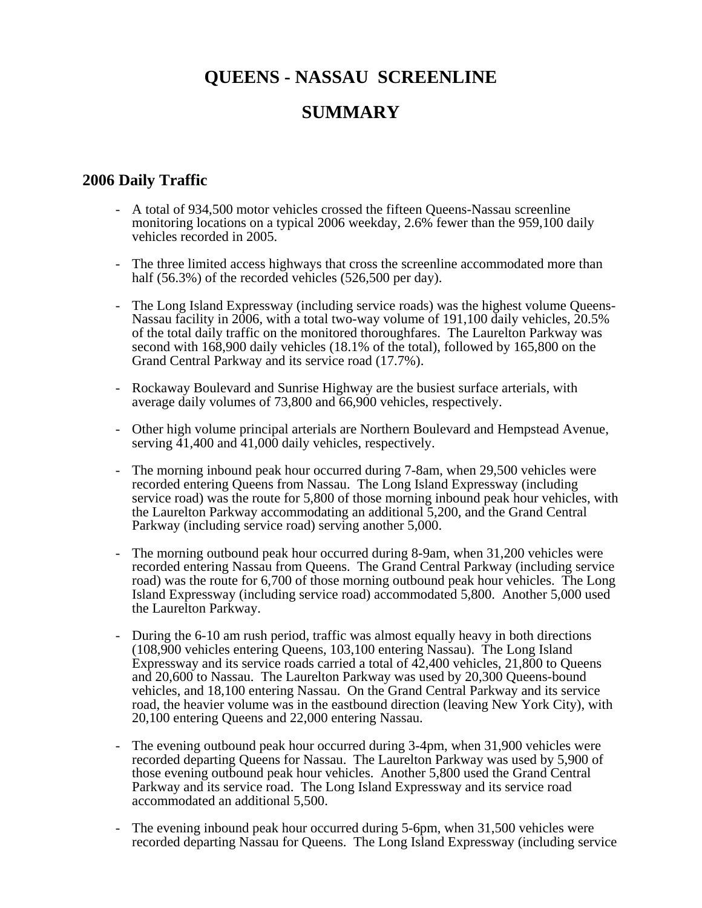# QUEENS - NASSAU SCREENLINE

# SUMMARY

## 2006 Daily Traffic

- A total of 934,500 motor vehicles crossed the fifteen Queens-Nassau screenline monitoring locations on a typical 2006 weekday, 2.6% fewer than the 959,100 daily vehicles recorded in 2005.

- The three limited access highways that cross the screenline accommodated more than half (56.3%) of the recorded vehicles (526,500 per day).

- The Long Island Expressway (including service roads) was the highest volume Queens-Nassau facility in 2006, with a total two-way volume of 191,100 daily vehicles, 20.5% of the total daily traffic on the monitored thoroughfares. The Laurelton Parkway was second with 168,900 daily vehicles (18.1% of the total), followed by 165,800 on the Grand Central Parkway and its service road (17.7%).

- Rockaway Boulevard and Sunrise Highway are the busiest surface arterials, with average daily volumes of 73,800 and 66,900 vehicles, respectively.

- Other high volume principal arterials are Northern Boulevard and Hempstead Avenue, serving 41,400 and 41,000 daily vehicles, respectively.

- The morning inbound peak hour occurred during 7-8am, when 29,500 vehicles were recorded entering Queens from Nassau. The Long Island Expressway (including service road) was the route for 5,800 of those morning inbound peak hour vehicles, with the Laurelton Parkway accommodating an additional 5,200, and the Grand Central Parkway (including service road) serving another 5,000.

- The morning outbound peak hour occurred during 8-9am, when 31,200 vehicles were recorded entering Nassau from Queens. The Grand Central Parkway (including service road) was the route for 6,700 of those morning outbound peak hour vehicles. The Long Island Expressway (including service road) accommodated 5,800. Another 5,000 used the Laurelton Parkway.

- During the 6-10 am rush period, traffic was almost equally heavy in both directions (108,900 vehicles entering Queens, 103,100 entering Nassau). The Long Island Expressway and its service roads carried a total of 42,400 vehicles, 21,800 to Queens and 20,600 to Nassau. The Laurelton Parkway was used by 20,300 Queens-bound vehicles, and 18,100 entering Nassau. On the Grand Central Parkway and its service road, the heavier volume was in the eastbound direction (leaving New York City), with 20,100 entering Queens and 22,000 entering Nassau.

- The evening outbound peak hour occurred during 3-4pm, when 31,900 vehicles were recorded departing Queens for Nassau. The Laurelton Parkway was used by 5,900 of those evening outbound peak hour vehicles. Another 5,800 used the Grand Central Parkway and its service road. The Long Island Expressway and its service road accommodated an additional 5,500.

- The evening inbound peak hour occurred during 5-6pm, when 31,500 vehicles were recorded departing Nassau for Queens. The Long Island Expressway (including service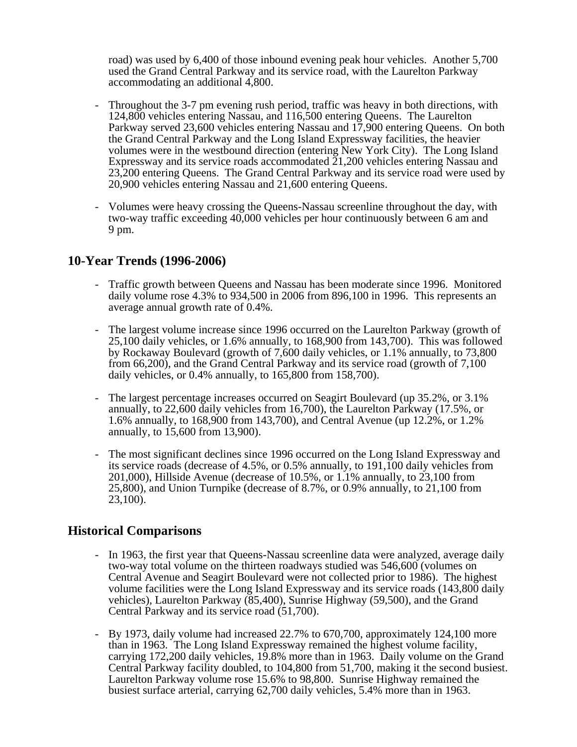road) was used by 6,400 of those inbound evening peak hour vehicles. Another 5,700 used the Grand Central Parkway and its service road, with the Laurelton Parkway accommodating an additional 4,800.

- Throughout the 3-7 pm evening rush period, traffic was heavy in both directions, with 124,800 vehicles entering Nassau, and 116,500 entering Queens. The Laurelton Parkway served 23,600 vehicles entering Nassau and 17,900 entering Queens. On both the Grand Central Parkway and the Long Island Expressway facilities, the heavier volumes were in the westbound direction (entering New York City). The Long Island Expressway and its service roads accommodated 21,200 vehicles entering Nassau and 23,200 entering Queens. The Grand Central Parkway and its service road were used by 20,900 vehicles entering Nassau and 21,600 entering Queens.

- Volumes were heavy crossing the Queens-Nassau screenline throughout the day, with two-way traffic exceeding 40,000 vehicles per hour continuously between 6 am and 9 pm.

## 10-Year Trends (1996-2006)

- Traffic growth between Queens and Nassau has been moderate since 1996. Monitored daily volume rose 4.3% to 934,500 in 2006 from 896,100 in 1996. This represents an average annual growth rate of 0.4%.

- The largest volume increase since 1996 occurred on the Laurelton Parkway (growth of 25,100 daily vehicles, or 1.6% annually, to 168,900 from 143,700). This was followed by Rockaway Boulevard (growth of 7,600 daily vehicles, or 1.1% annually, to 73,800 from 66,200), and the Grand Central Parkway and its service road (growth of 7,100 daily vehicles, or 0.4% annually, to 165,800 from 158,700).

- The largest percentage increases occurred on Seagirt Boulevard (up 35.2%, or 3.1% annually, to 22,600 daily vehicles from 16,700), the Laurelton Parkway (17.5%, or 1.6% annually, to 168,900 from 143,700), and Central Avenue (up 12.2%, or 1.2% annually, to 15,600 from 13,900).

- The most significant declines since 1996 occurred on the Long Island Expressway and its service roads (decrease of 4.5%, or 0.5% annually, to 191,100 daily vehicles from 201,000), Hillside Avenue (decrease of 10.5%, or 1.1% annually, to 23,100 from 25,800), and Union Turnpike (decrease of 8.7%, or 0.9% annually, to 21,100 from 23,100).

## Historical Comparisons

- In 1963, the first year that Queens-Nassau screenline data were analyzed, average daily two-way total volume on the thirteen roadways studied was 546,600 (volumes on Central Avenue and Seagirt Boulevard were not collected prior to 1986). The highest volume facilities were the Long Island Expressway and its service roads (143,800 daily vehicles), Laurelton Parkway (85,400), Sunrise Highway (59,500), and the Grand Central Parkway and its service road (51,700).

- By 1973, daily volume had increased 22.7% to 670,700, approximately 124,100 more than in 1963. The Long Island Expressway remained the highest volume facility, carrying 172,200 daily vehicles, 19.8% more than in 1963. Daily volume on the Grand Central Parkway facility doubled, to 104,800 from 51,700, making it the second busiest. Laurelton Parkway volume rose 15.6% to 98,800. Sunrise Highway remained the busiest surface arterial, carrying 62,700 daily vehicles, 5.4% more than in 1963.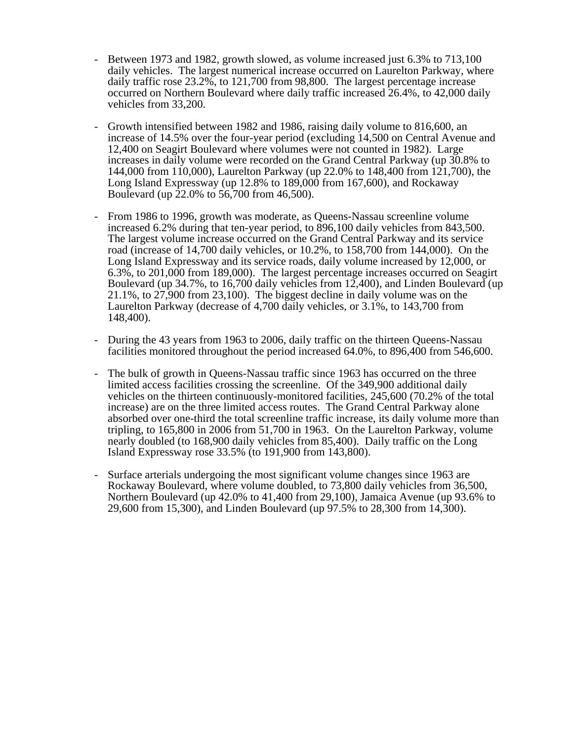- Between 1973 and 1982, growth slowed, as volume increased just 6.3% to 713,100 daily vehicles. The largest numerical increase occurred on Laurelton Parkway, where daily traffic rose 23.2%, to 121,700 from 98,800. The largest percentage increase occurred on Northern Boulevard where daily traffic increased 26.4%, to 42,000 daily vehicles from 33,200.

- Growth intensified between 1982 and 1986, raising daily volume to 816,600, an increase of 14.5% over the four-year period (excluding 14,500 on Central Avenue and 12,400 on Seagirt Boulevard where volumes were not counted in 1982). Large increases in daily volume were recorded on the Grand Central Parkway (up 30.8% to 144,000 from 110,000), Laurelton Parkway (up 22.0% to 148,400 from 121,700), the Long Island Expressway (up 12.8% to 189,000 from 167,600), and Rockaway Boulevard (up 22.0% to 56,700 from 46,500).

- From 1986 to 1996, growth was moderate, as Queens-Nassau screenline volume increased 6.2% during that ten-year period, to 896,100 daily vehicles from 843,500. The largest volume increase occurred on the Grand Central Parkway and its service road (increase of 14,700 daily vehicles, or 10.2%, to 158,700 from 144,000). On the Long Island Expressway and its service roads, daily volume increased by 12,000, or 6.3%, to 201,000 from 189,000). The largest percentage increases occurred on Seagirt Boulevard (up 34.7%, to 16,700 daily vehicles from 12,400), and Linden Boulevard (up 21.1%, to 27,900 from 23,100). The biggest decline in daily volume was on the Laurelton Parkway (decrease of 4,700 daily vehicles, or 3.1%, to 143,700 from 148,400).

- During the 43 years from 1963 to 2006, daily traffic on the thirteen Queens-Nassau facilities monitored throughout the period increased 64.0%, to 896,400 from 546,600.

- The bulk of growth in Queens-Nassau traffic since 1963 has occurred on the three limited access facilities crossing the screenline. Of the 349,900 additional daily vehicles on the thirteen continuously-monitored facilities, 245,600 (70.2% of the total increase) are on the three limited access routes. The Grand Central Parkway alone absorbed over one-third the total screenline traffic increase, its daily volume more than tripling, to 165,800 in 2006 from 51,700 in 1963. On the Laurelton Parkway, volume nearly doubled (to 168,900 daily vehicles from 85,400). Daily traffic on the Long Island Expressway rose 33.5% (to 191,900 from 143,800).

- Surface arterials undergoing the most significant volume changes since 1963 are Rockaway Boulevard, where volume doubled, to 73,800 daily vehicles from 36,500, Northern Boulevard (up 42.0% to 41,400 from 29,100), Jamaica Avenue (up 93.6% to 29,600 from 15,300), and Linden Boulevard (up 97.5% to 28,300 from 14,300).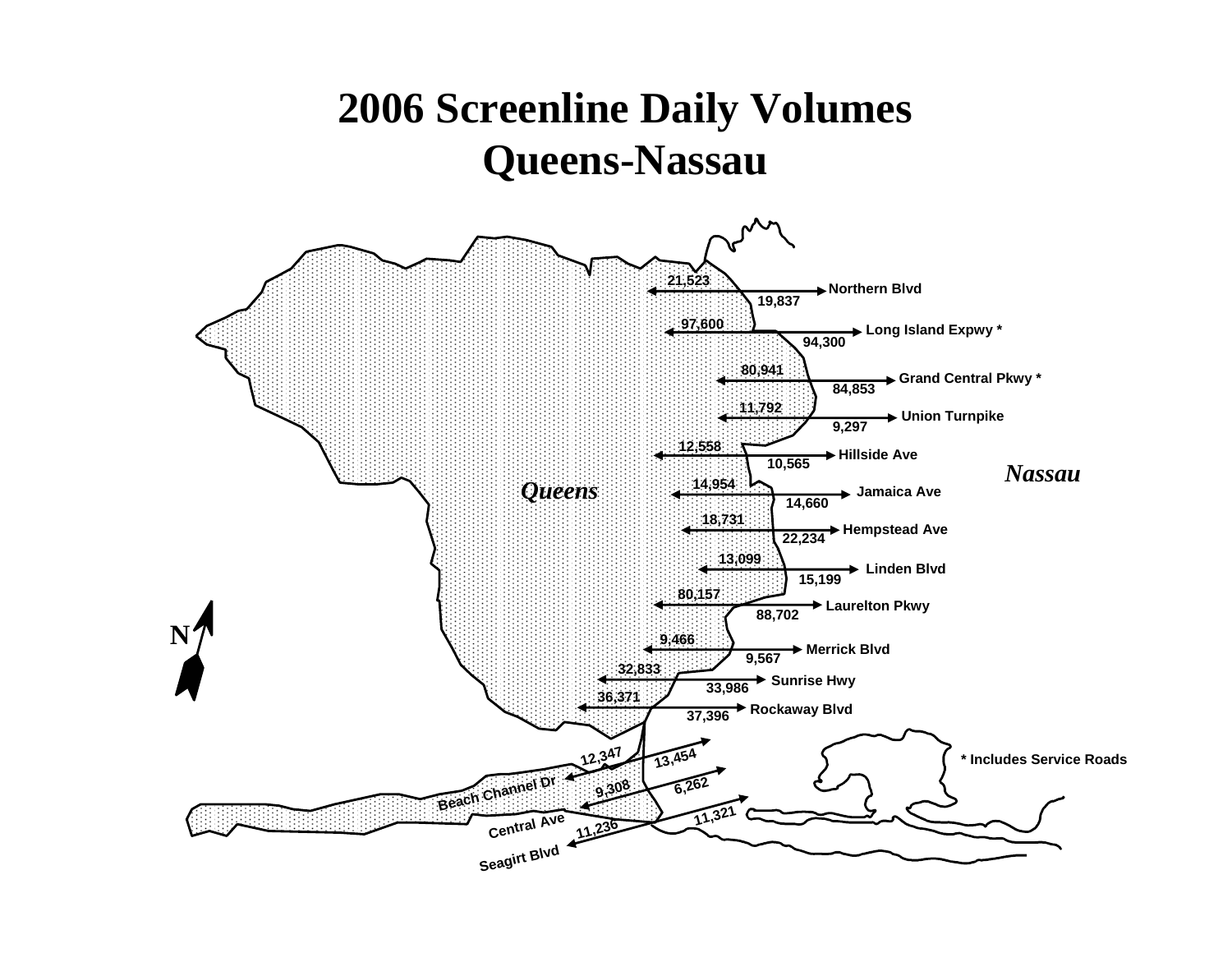# 2006 Screenline Daily Volumes
# Queens-Nassau

| Facility | Westbound (to Queens) | Eastbound (to Nassau) |
|---|---|---|
| Northern Blvd | 21,523 | 19,837 |
| Long Island Expwy * | 97,600 | 94,300 |
| Grand Central Pkwy * | 80,941 | 84,853 |
| Union Turnpike | 11,792 | 9,297 |
| Hillside Ave | 12,558 | 10,565 |
| Jamaica Ave | 14,954 | 14,660 |
| Hempstead Ave | 18,731 | 22,234 |
| Linden Blvd | 13,099 | 15,199 |
| Laurelton Pkwy | 80,157 | 88,702 |
| Merrick Blvd | 9,466 | 9,567 |
| Sunrise Hwy | 32,833 | 33,986 |
| Rockaway Blvd | 36,371 | 37,396 |
| Beach Channel Dr | 12,347 | 13,454 |
| Central Ave | 9,308 | 6,262 |
| Seagirt Blvd | 11,236 | 11,321 |

Queens

Nassau

N

* Includes Service Roads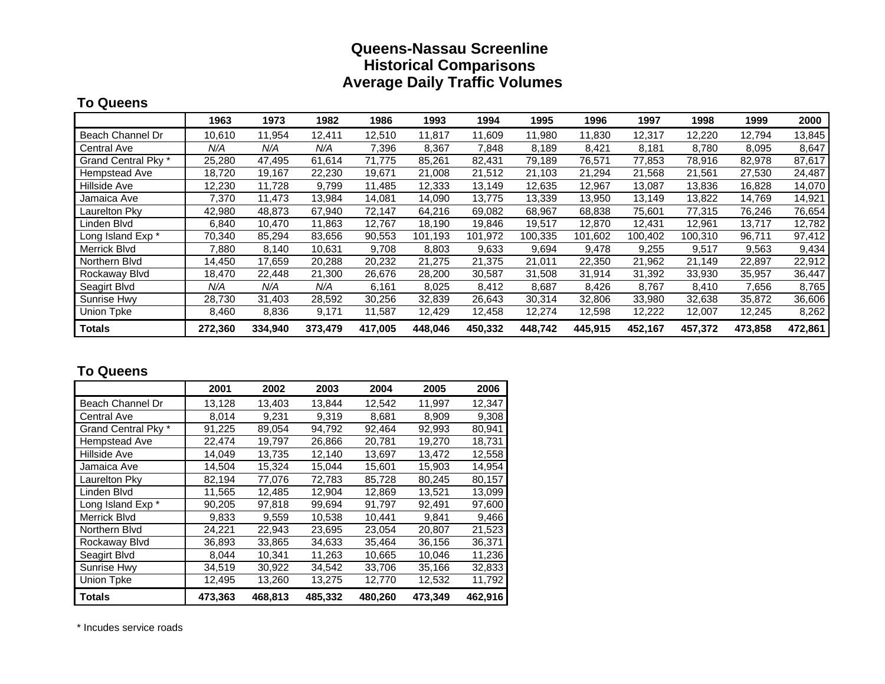# Queens-Nassau Screenline
## Historical Comparisons
## Average Daily Traffic Volumes

### To Queens

| | 1963 | 1973 | 1982 | 1986 | 1993 | 1994 | 1995 | 1996 | 1997 | 1998 | 1999 | 2000 |
|---|---|---|---|---|---|---|---|---|---|---|---|---|
| Beach Channel Dr | 10,610 | 11,954 | 12,411 | 12,510 | 11,817 | 11,609 | 11,980 | 11,830 | 12,317 | 12,220 | 12,794 | 13,845 |
| Central Ave | *N/A* | *N/A* | *N/A* | 7,396 | 8,367 | 7,848 | 8,189 | 8,421 | 8,181 | 8,780 | 8,095 | 8,647 |
| Grand Central Pky * | 25,280 | 47,495 | 61,614 | 71,775 | 85,261 | 82,431 | 79,189 | 76,571 | 77,853 | 78,916 | 82,978 | 87,617 |
| Hempstead Ave | 18,720 | 19,167 | 22,230 | 19,671 | 21,008 | 21,512 | 21,103 | 21,294 | 21,568 | 21,561 | 27,530 | 24,487 |
| Hillside Ave | 12,230 | 11,728 | 9,799 | 11,485 | 12,333 | 13,149 | 12,635 | 12,967 | 13,087 | 13,836 | 16,828 | 14,070 |
| Jamaica Ave | 7,370 | 11,473 | 13,984 | 14,081 | 14,090 | 13,775 | 13,339 | 13,950 | 13,149 | 13,822 | 14,769 | 14,921 |
| Laurelton Pky | 42,980 | 48,873 | 67,940 | 72,147 | 64,216 | 69,082 | 68,967 | 68,838 | 75,601 | 77,315 | 76,246 | 76,654 |
| Linden Blvd | 6,840 | 10,470 | 11,863 | 12,767 | 18,190 | 19,846 | 19,517 | 12,870 | 12,431 | 12,961 | 13,717 | 12,782 |
| Long Island Exp * | 70,340 | 85,294 | 83,656 | 90,553 | 101,193 | 101,972 | 100,335 | 101,602 | 100,402 | 100,310 | 96,711 | 97,412 |
| Merrick Blvd | 7,880 | 8,140 | 10,631 | 9,708 | 8,803 | 9,633 | 9,694 | 9,478 | 9,255 | 9,517 | 9,563 | 9,434 |
| Northern Blvd | 14,450 | 17,659 | 20,288 | 20,232 | 21,275 | 21,375 | 21,011 | 22,350 | 21,962 | 21,149 | 22,897 | 22,912 |
| Rockaway Blvd | 18,470 | 22,448 | 21,300 | 26,676 | 28,200 | 30,587 | 31,508 | 31,914 | 31,392 | 33,930 | 35,957 | 36,447 |
| Seagirt Blvd | *N/A* | *N/A* | *N/A* | 6,161 | 8,025 | 8,412 | 8,687 | 8,426 | 8,767 | 8,410 | 7,656 | 8,765 |
| Sunrise Hwy | 28,730 | 31,403 | 28,592 | 30,256 | 32,839 | 26,643 | 30,314 | 32,806 | 33,980 | 32,638 | 35,872 | 36,606 |
| Union Tpke | 8,460 | 8,836 | 9,171 | 11,587 | 12,429 | 12,458 | 12,274 | 12,598 | 12,222 | 12,007 | 12,245 | 8,262 |
| **Totals** | **272,360** | **334,940** | **373,479** | **417,005** | **448,046** | **450,332** | **448,742** | **445,915** | **452,167** | **457,372** | **473,858** | **472,861** |

### To Queens

| | 2001 | 2002 | 2003 | 2004 | 2005 | 2006 |
|---|---|---|---|---|---|---|
| Beach Channel Dr | 13,128 | 13,403 | 13,844 | 12,542 | 11,997 | 12,347 |
| Central Ave | 8,014 | 9,231 | 9,319 | 8,681 | 8,909 | 9,308 |
| Grand Central Pky * | 91,225 | 89,054 | 94,792 | 92,464 | 92,993 | 80,941 |
| Hempstead Ave | 22,474 | 19,797 | 26,866 | 20,781 | 19,270 | 18,731 |
| Hillside Ave | 14,049 | 13,735 | 12,140 | 13,697 | 13,472 | 12,558 |
| Jamaica Ave | 14,504 | 15,324 | 15,044 | 15,601 | 15,903 | 14,954 |
| Laurelton Pky | 82,194 | 77,076 | 72,783 | 85,728 | 80,245 | 80,157 |
| Linden Blvd | 11,565 | 12,485 | 12,904 | 12,869 | 13,521 | 13,099 |
| Long Island Exp * | 90,205 | 97,818 | 99,694 | 91,797 | 92,491 | 97,600 |
| Merrick Blvd | 9,833 | 9,559 | 10,538 | 10,441 | 9,841 | 9,466 |
| Northern Blvd | 24,221 | 22,943 | 23,695 | 23,054 | 20,807 | 21,523 |
| Rockaway Blvd | 36,893 | 33,865 | 34,633 | 35,464 | 36,156 | 36,371 |
| Seagirt Blvd | 8,044 | 10,341 | 11,263 | 10,665 | 10,046 | 11,236 |
| Sunrise Hwy | 34,519 | 30,922 | 34,542 | 33,706 | 35,166 | 32,833 |
| Union Tpke | 12,495 | 13,260 | 13,275 | 12,770 | 12,532 | 11,792 |
| **Totals** | **473,363** | **468,813** | **485,332** | **480,260** | **473,349** | **462,916** |

* Incudes service roads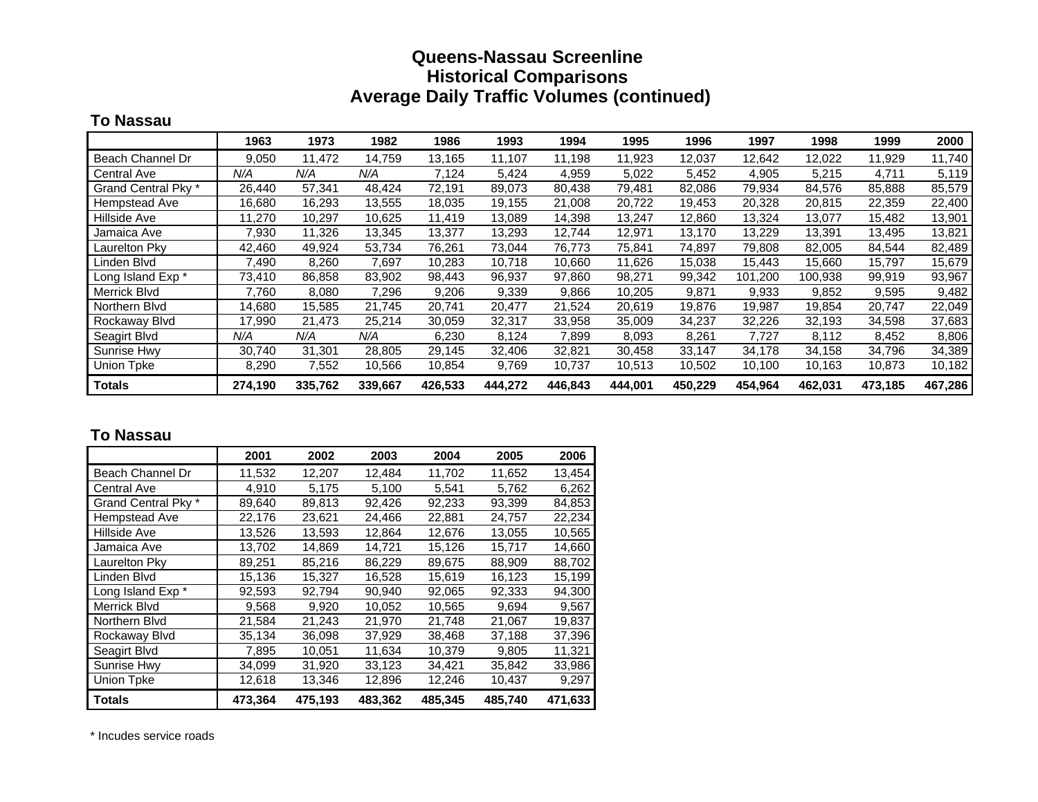# Queens-Nassau Screenline
## Historical Comparisons
## Average Daily Traffic Volumes (continued)

### To Nassau

| | 1963 | 1973 | 1982 | 1986 | 1993 | 1994 | 1995 | 1996 | 1997 | 1998 | 1999 | 2000 |
|---|---|---|---|---|---|---|---|---|---|---|---|---|
| Beach Channel Dr | 9,050 | 11,472 | 14,759 | 13,165 | 11,107 | 11,198 | 11,923 | 12,037 | 12,642 | 12,022 | 11,929 | 11,740 |
| Central Ave | *N/A* | *N/A* | *N/A* | 7,124 | 5,424 | 4,959 | 5,022 | 5,452 | 4,905 | 5,215 | 4,711 | 5,119 |
| Grand Central Pky * | 26,440 | 57,341 | 48,424 | 72,191 | 89,073 | 80,438 | 79,481 | 82,086 | 79,934 | 84,576 | 85,888 | 85,579 |
| Hempstead Ave | 16,680 | 16,293 | 13,555 | 18,035 | 19,155 | 21,008 | 20,722 | 19,453 | 20,328 | 20,815 | 22,359 | 22,400 |
| Hillside Ave | 11,270 | 10,297 | 10,625 | 11,419 | 13,089 | 14,398 | 13,247 | 12,860 | 13,324 | 13,077 | 15,482 | 13,901 |
| Jamaica Ave | 7,930 | 11,326 | 13,345 | 13,377 | 13,293 | 12,744 | 12,971 | 13,170 | 13,229 | 13,391 | 13,495 | 13,821 |
| Laurelton Pky | 42,460 | 49,924 | 53,734 | 76,261 | 73,044 | 76,773 | 75,841 | 74,897 | 79,808 | 82,005 | 84,544 | 82,489 |
| Linden Blvd | 7,490 | 8,260 | 7,697 | 10,283 | 10,718 | 10,660 | 11,626 | 15,038 | 15,443 | 15,660 | 15,797 | 15,679 |
| Long Island Exp * | 73,410 | 86,858 | 83,902 | 98,443 | 96,937 | 97,860 | 98,271 | 99,342 | 101,200 | 100,938 | 99,919 | 93,967 |
| Merrick Blvd | 7,760 | 8,080 | 7,296 | 9,206 | 9,339 | 9,866 | 10,205 | 9,871 | 9,933 | 9,852 | 9,595 | 9,482 |
| Northern Blvd | 14,680 | 15,585 | 21,745 | 20,741 | 20,477 | 21,524 | 20,619 | 19,876 | 19,987 | 19,854 | 20,747 | 22,049 |
| Rockaway Blvd | 17,990 | 21,473 | 25,214 | 30,059 | 32,317 | 33,958 | 35,009 | 34,237 | 32,226 | 32,193 | 34,598 | 37,683 |
| Seagirt Blvd | *N/A* | *N/A* | *N/A* | 6,230 | 8,124 | 7,899 | 8,093 | 8,261 | 7,727 | 8,112 | 8,452 | 8,806 |
| Sunrise Hwy | 30,740 | 31,301 | 28,805 | 29,145 | 32,406 | 32,821 | 30,458 | 33,147 | 34,178 | 34,158 | 34,796 | 34,389 |
| Union Tpke | 8,290 | 7,552 | 10,566 | 10,854 | 9,769 | 10,737 | 10,513 | 10,502 | 10,100 | 10,163 | 10,873 | 10,182 |
| **Totals** | **274,190** | **335,762** | **339,667** | **426,533** | **444,272** | **446,843** | **444,001** | **450,229** | **454,964** | **462,031** | **473,185** | **467,286** |

### To Nassau

| | 2001 | 2002 | 2003 | 2004 | 2005 | 2006 |
|---|---|---|---|---|---|---|
| Beach Channel Dr | 11,532 | 12,207 | 12,484 | 11,702 | 11,652 | 13,454 |
| Central Ave | 4,910 | 5,175 | 5,100 | 5,541 | 5,762 | 6,262 |
| Grand Central Pky * | 89,640 | 89,813 | 92,426 | 92,233 | 93,399 | 84,853 |
| Hempstead Ave | 22,176 | 23,621 | 24,466 | 22,881 | 24,757 | 22,234 |
| Hillside Ave | 13,526 | 13,593 | 12,864 | 12,676 | 13,055 | 10,565 |
| Jamaica Ave | 13,702 | 14,869 | 14,721 | 15,126 | 15,717 | 14,660 |
| Laurelton Pky | 89,251 | 85,216 | 86,229 | 89,675 | 88,909 | 88,702 |
| Linden Blvd | 15,136 | 15,327 | 16,528 | 15,619 | 16,123 | 15,199 |
| Long Island Exp * | 92,593 | 92,794 | 90,940 | 92,065 | 92,333 | 94,300 |
| Merrick Blvd | 9,568 | 9,920 | 10,052 | 10,565 | 9,694 | 9,567 |
| Northern Blvd | 21,584 | 21,243 | 21,970 | 21,748 | 21,067 | 19,837 |
| Rockaway Blvd | 35,134 | 36,098 | 37,929 | 38,468 | 37,188 | 37,396 |
| Seagirt Blvd | 7,895 | 10,051 | 11,634 | 10,379 | 9,805 | 11,321 |
| Sunrise Hwy | 34,099 | 31,920 | 33,123 | 34,421 | 35,842 | 33,986 |
| Union Tpke | 12,618 | 13,346 | 12,896 | 12,246 | 10,437 | 9,297 |
| **Totals** | **473,364** | **475,193** | **483,362** | **485,345** | **485,740** | **471,633** |

* Incudes service roads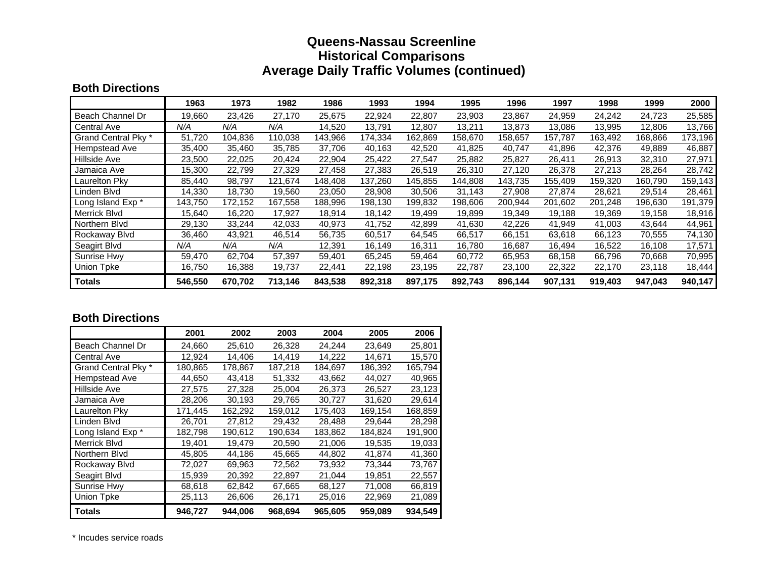# Queens-Nassau Screenline
# Historical Comparisons
# Average Daily Traffic Volumes (continued)

**Both Directions**

| | 1963 | 1973 | 1982 | 1986 | 1993 | 1994 | 1995 | 1996 | 1997 | 1998 | 1999 | 2000 |
|---|---|---|---|---|---|---|---|---|---|---|---|---|
| Beach Channel Dr | 19,660 | 23,426 | 27,170 | 25,675 | 22,924 | 22,807 | 23,903 | 23,867 | 24,959 | 24,242 | 24,723 | 25,585 |
| Central Ave | *N/A* | *N/A* | *N/A* | 14,520 | 13,791 | 12,807 | 13,211 | 13,873 | 13,086 | 13,995 | 12,806 | 13,766 |
| Grand Central Pky * | 51,720 | 104,836 | 110,038 | 143,966 | 174,334 | 162,869 | 158,670 | 158,657 | 157,787 | 163,492 | 168,866 | 173,196 |
| Hempstead Ave | 35,400 | 35,460 | 35,785 | 37,706 | 40,163 | 42,520 | 41,825 | 40,747 | 41,896 | 42,376 | 49,889 | 46,887 |
| Hillside Ave | 23,500 | 22,025 | 20,424 | 22,904 | 25,422 | 27,547 | 25,882 | 25,827 | 26,411 | 26,913 | 32,310 | 27,971 |
| Jamaica Ave | 15,300 | 22,799 | 27,329 | 27,458 | 27,383 | 26,519 | 26,310 | 27,120 | 26,378 | 27,213 | 28,264 | 28,742 |
| Laurelton Pky | 85,440 | 98,797 | 121,674 | 148,408 | 137,260 | 145,855 | 144,808 | 143,735 | 155,409 | 159,320 | 160,790 | 159,143 |
| Linden Blvd | 14,330 | 18,730 | 19,560 | 23,050 | 28,908 | 30,506 | 31,143 | 27,908 | 27,874 | 28,621 | 29,514 | 28,461 |
| Long Island Exp * | 143,750 | 172,152 | 167,558 | 188,996 | 198,130 | 199,832 | 198,606 | 200,944 | 201,602 | 201,248 | 196,630 | 191,379 |
| Merrick Blvd | 15,640 | 16,220 | 17,927 | 18,914 | 18,142 | 19,499 | 19,899 | 19,349 | 19,188 | 19,369 | 19,158 | 18,916 |
| Northern Blvd | 29,130 | 33,244 | 42,033 | 40,973 | 41,752 | 42,899 | 41,630 | 42,226 | 41,949 | 41,003 | 43,644 | 44,961 |
| Rockaway Blvd | 36,460 | 43,921 | 46,514 | 56,735 | 60,517 | 64,545 | 66,517 | 66,151 | 63,618 | 66,123 | 70,555 | 74,130 |
| Seagirt Blvd | *N/A* | *N/A* | *N/A* | 12,391 | 16,149 | 16,311 | 16,780 | 16,687 | 16,494 | 16,522 | 16,108 | 17,571 |
| Sunrise Hwy | 59,470 | 62,704 | 57,397 | 59,401 | 65,245 | 59,464 | 60,772 | 65,953 | 68,158 | 66,796 | 70,668 | 70,995 |
| Union Tpke | 16,750 | 16,388 | 19,737 | 22,441 | 22,198 | 23,195 | 22,787 | 23,100 | 22,322 | 22,170 | 23,118 | 18,444 |
| **Totals** | **546,550** | **670,702** | **713,146** | **843,538** | **892,318** | **897,175** | **892,743** | **896,144** | **907,131** | **919,403** | **947,043** | **940,147** |

**Both Directions**

| | 2001 | 2002 | 2003 | 2004 | 2005 | 2006 |
|---|---|---|---|---|---|---|
| Beach Channel Dr | 24,660 | 25,610 | 26,328 | 24,244 | 23,649 | 25,801 |
| Central Ave | 12,924 | 14,406 | 14,419 | 14,222 | 14,671 | 15,570 |
| Grand Central Pky * | 180,865 | 178,867 | 187,218 | 184,697 | 186,392 | 165,794 |
| Hempstead Ave | 44,650 | 43,418 | 51,332 | 43,662 | 44,027 | 40,965 |
| Hillside Ave | 27,575 | 27,328 | 25,004 | 26,373 | 26,527 | 23,123 |
| Jamaica Ave | 28,206 | 30,193 | 29,765 | 30,727 | 31,620 | 29,614 |
| Laurelton Pky | 171,445 | 162,292 | 159,012 | 175,403 | 169,154 | 168,859 |
| Linden Blvd | 26,701 | 27,812 | 29,432 | 28,488 | 29,644 | 28,298 |
| Long Island Exp * | 182,798 | 190,612 | 190,634 | 183,862 | 184,824 | 191,900 |
| Merrick Blvd | 19,401 | 19,479 | 20,590 | 21,006 | 19,535 | 19,033 |
| Northern Blvd | 45,805 | 44,186 | 45,665 | 44,802 | 41,874 | 41,360 |
| Rockaway Blvd | 72,027 | 69,963 | 72,562 | 73,932 | 73,344 | 73,767 |
| Seagirt Blvd | 15,939 | 20,392 | 22,897 | 21,044 | 19,851 | 22,557 |
| Sunrise Hwy | 68,618 | 62,842 | 67,665 | 68,127 | 71,008 | 66,819 |
| Union Tpke | 25,113 | 26,606 | 26,171 | 25,016 | 22,969 | 21,089 |
| **Totals** | **946,727** | **944,006** | **968,694** | **965,605** | **959,089** | **934,549** |

\* Incudes service roads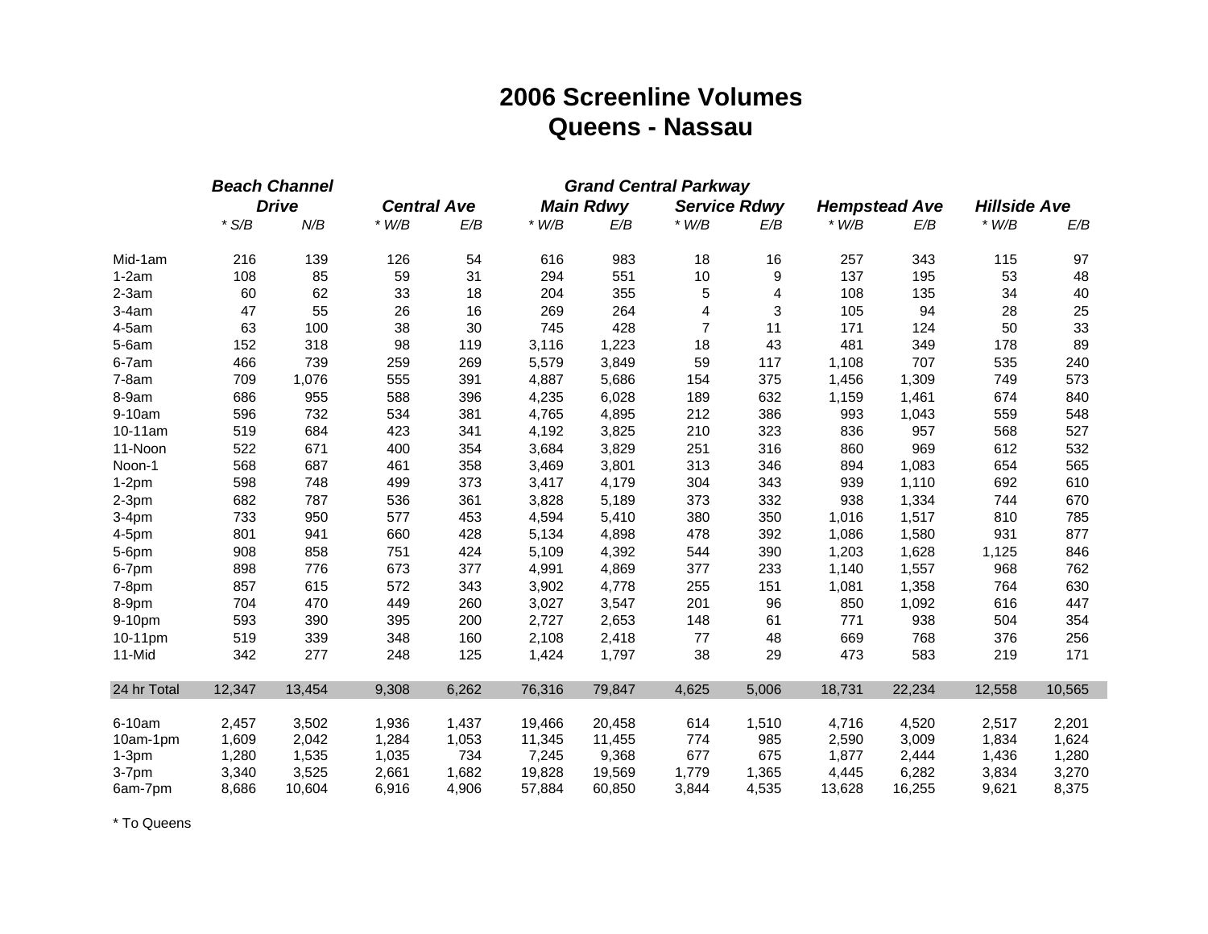# 2006 Screenline Volumes
## Queens - Nassau

| | Beach Channel Drive | | Central Ave | | Grand Central Parkway Main Rdwy | | Grand Central Parkway Service Rdwy | | Hempstead Ave | | Hillside Ave | |
|---|---|---|---|---|---|---|---|---|---|---|---|---|
| | * S/B | N/B | * W/B | E/B | * W/B | E/B | * W/B | E/B | * W/B | E/B | * W/B | E/B |
| Mid-1am | 216 | 139 | 126 | 54 | 616 | 983 | 18 | 16 | 257 | 343 | 115 | 97 |
| 1-2am | 108 | 85 | 59 | 31 | 294 | 551 | 10 | 9 | 137 | 195 | 53 | 48 |
| 2-3am | 60 | 62 | 33 | 18 | 204 | 355 | 5 | 4 | 108 | 135 | 34 | 40 |
| 3-4am | 47 | 55 | 26 | 16 | 269 | 264 | 4 | 3 | 105 | 94 | 28 | 25 |
| 4-5am | 63 | 100 | 38 | 30 | 745 | 428 | 7 | 11 | 171 | 124 | 50 | 33 |
| 5-6am | 152 | 318 | 98 | 119 | 3,116 | 1,223 | 18 | 43 | 481 | 349 | 178 | 89 |
| 6-7am | 466 | 739 | 259 | 269 | 5,579 | 3,849 | 59 | 117 | 1,108 | 707 | 535 | 240 |
| 7-8am | 709 | 1,076 | 555 | 391 | 4,887 | 5,686 | 154 | 375 | 1,456 | 1,309 | 749 | 573 |
| 8-9am | 686 | 955 | 588 | 396 | 4,235 | 6,028 | 189 | 632 | 1,159 | 1,461 | 674 | 840 |
| 9-10am | 596 | 732 | 534 | 381 | 4,765 | 4,895 | 212 | 386 | 993 | 1,043 | 559 | 548 |
| 10-11am | 519 | 684 | 423 | 341 | 4,192 | 3,825 | 210 | 323 | 836 | 957 | 568 | 527 |
| 11-Noon | 522 | 671 | 400 | 354 | 3,684 | 3,829 | 251 | 316 | 860 | 969 | 612 | 532 |
| Noon-1 | 568 | 687 | 461 | 358 | 3,469 | 3,801 | 313 | 346 | 894 | 1,083 | 654 | 565 |
| 1-2pm | 598 | 748 | 499 | 373 | 3,417 | 4,179 | 304 | 343 | 939 | 1,110 | 692 | 610 |
| 2-3pm | 682 | 787 | 536 | 361 | 3,828 | 5,189 | 373 | 332 | 938 | 1,334 | 744 | 670 |
| 3-4pm | 733 | 950 | 577 | 453 | 4,594 | 5,410 | 380 | 350 | 1,016 | 1,517 | 810 | 785 |
| 4-5pm | 801 | 941 | 660 | 428 | 5,134 | 4,898 | 478 | 392 | 1,086 | 1,580 | 931 | 877 |
| 5-6pm | 908 | 858 | 751 | 424 | 5,109 | 4,392 | 544 | 390 | 1,203 | 1,628 | 1,125 | 846 |
| 6-7pm | 898 | 776 | 673 | 377 | 4,991 | 4,869 | 377 | 233 | 1,140 | 1,557 | 968 | 762 |
| 7-8pm | 857 | 615 | 572 | 343 | 3,902 | 4,778 | 255 | 151 | 1,081 | 1,358 | 764 | 630 |
| 8-9pm | 704 | 470 | 449 | 260 | 3,027 | 3,547 | 201 | 96 | 850 | 1,092 | 616 | 447 |
| 9-10pm | 593 | 390 | 395 | 200 | 2,727 | 2,653 | 148 | 61 | 771 | 938 | 504 | 354 |
| 10-11pm | 519 | 339 | 348 | 160 | 2,108 | 2,418 | 77 | 48 | 669 | 768 | 376 | 256 |
| 11-Mid | 342 | 277 | 248 | 125 | 1,424 | 1,797 | 38 | 29 | 473 | 583 | 219 | 171 |
| 24 hr Total | 12,347 | 13,454 | 9,308 | 6,262 | 76,316 | 79,847 | 4,625 | 5,006 | 18,731 | 22,234 | 12,558 | 10,565 |
| 6-10am | 2,457 | 3,502 | 1,936 | 1,437 | 19,466 | 20,458 | 614 | 1,510 | 4,716 | 4,520 | 2,517 | 2,201 |
| 10am-1pm | 1,609 | 2,042 | 1,284 | 1,053 | 11,345 | 11,455 | 774 | 985 | 2,590 | 3,009 | 1,834 | 1,624 |
| 1-3pm | 1,280 | 1,535 | 1,035 | 734 | 7,245 | 9,368 | 677 | 675 | 1,877 | 2,444 | 1,436 | 1,280 |
| 3-7pm | 3,340 | 3,525 | 2,661 | 1,682 | 19,828 | 19,569 | 1,779 | 1,365 | 4,445 | 6,282 | 3,834 | 3,270 |
| 6am-7pm | 8,686 | 10,604 | 6,916 | 4,906 | 57,884 | 60,850 | 3,844 | 4,535 | 13,628 | 16,255 | 9,621 | 8,375 |

* To Queens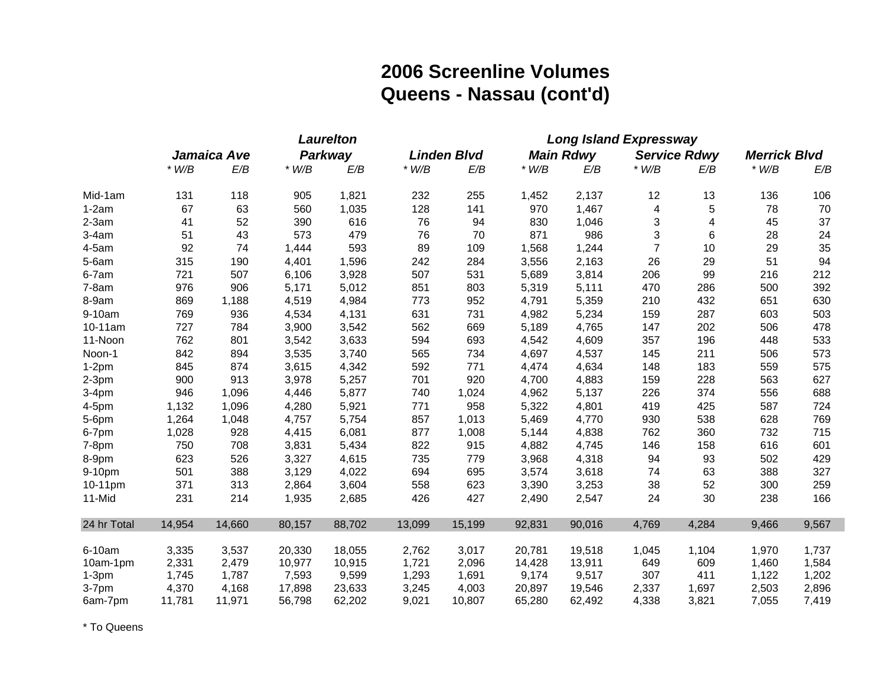# 2006 Screenline Volumes
## Queens - Nassau (cont'd)

| | *Jamaica Ave* | | *Laurelton Parkway* | | *Linden Blvd* | | *Long Island Expressway Main Rdwy* | | *Long Island Expressway Service Rdwy* | | *Merrick Blvd* | |
|---|---|---|---|---|---|---|---|---|---|---|---|---|
| | *\* W/B* | *E/B* | *\* W/B* | *E/B* | *\* W/B* | *E/B* | *\* W/B* | *E/B* | *\* W/B* | *E/B* | *\* W/B* | *E/B* |
| Mid-1am | 131 | 118 | 905 | 1,821 | 232 | 255 | 1,452 | 2,137 | 12 | 13 | 136 | 106 |
| 1-2am | 67 | 63 | 560 | 1,035 | 128 | 141 | 970 | 1,467 | 4 | 5 | 78 | 70 |
| 2-3am | 41 | 52 | 390 | 616 | 76 | 94 | 830 | 1,046 | 3 | 4 | 45 | 37 |
| 3-4am | 51 | 43 | 573 | 479 | 76 | 70 | 871 | 986 | 3 | 6 | 28 | 24 |
| 4-5am | 92 | 74 | 1,444 | 593 | 89 | 109 | 1,568 | 1,244 | 7 | 10 | 29 | 35 |
| 5-6am | 315 | 190 | 4,401 | 1,596 | 242 | 284 | 3,556 | 2,163 | 26 | 29 | 51 | 94 |
| 6-7am | 721 | 507 | 6,106 | 3,928 | 507 | 531 | 5,689 | 3,814 | 206 | 99 | 216 | 212 |
| 7-8am | 976 | 906 | 5,171 | 5,012 | 851 | 803 | 5,319 | 5,111 | 470 | 286 | 500 | 392 |
| 8-9am | 869 | 1,188 | 4,519 | 4,984 | 773 | 952 | 4,791 | 5,359 | 210 | 432 | 651 | 630 |
| 9-10am | 769 | 936 | 4,534 | 4,131 | 631 | 731 | 4,982 | 5,234 | 159 | 287 | 603 | 503 |
| 10-11am | 727 | 784 | 3,900 | 3,542 | 562 | 669 | 5,189 | 4,765 | 147 | 202 | 506 | 478 |
| 11-Noon | 762 | 801 | 3,542 | 3,633 | 594 | 693 | 4,542 | 4,609 | 357 | 196 | 448 | 533 |
| Noon-1 | 842 | 894 | 3,535 | 3,740 | 565 | 734 | 4,697 | 4,537 | 145 | 211 | 506 | 573 |
| 1-2pm | 845 | 874 | 3,615 | 4,342 | 592 | 771 | 4,474 | 4,634 | 148 | 183 | 559 | 575 |
| 2-3pm | 900 | 913 | 3,978 | 5,257 | 701 | 920 | 4,700 | 4,883 | 159 | 228 | 563 | 627 |
| 3-4pm | 946 | 1,096 | 4,446 | 5,877 | 740 | 1,024 | 4,962 | 5,137 | 226 | 374 | 556 | 688 |
| 4-5pm | 1,132 | 1,096 | 4,280 | 5,921 | 771 | 958 | 5,322 | 4,801 | 419 | 425 | 587 | 724 |
| 5-6pm | 1,264 | 1,048 | 4,757 | 5,754 | 857 | 1,013 | 5,469 | 4,770 | 930 | 538 | 628 | 769 |
| 6-7pm | 1,028 | 928 | 4,415 | 6,081 | 877 | 1,008 | 5,144 | 4,838 | 762 | 360 | 732 | 715 |
| 7-8pm | 750 | 708 | 3,831 | 5,434 | 822 | 915 | 4,882 | 4,745 | 146 | 158 | 616 | 601 |
| 8-9pm | 623 | 526 | 3,327 | 4,615 | 735 | 779 | 3,968 | 4,318 | 94 | 93 | 502 | 429 |
| 9-10pm | 501 | 388 | 3,129 | 4,022 | 694 | 695 | 3,574 | 3,618 | 74 | 63 | 388 | 327 |
| 10-11pm | 371 | 313 | 2,864 | 3,604 | 558 | 623 | 3,390 | 3,253 | 38 | 52 | 300 | 259 |
| 11-Mid | 231 | 214 | 1,935 | 2,685 | 426 | 427 | 2,490 | 2,547 | 24 | 30 | 238 | 166 |
| 24 hr Total | 14,954 | 14,660 | 80,157 | 88,702 | 13,099 | 15,199 | 92,831 | 90,016 | 4,769 | 4,284 | 9,466 | 9,567 |
| 6-10am | 3,335 | 3,537 | 20,330 | 18,055 | 2,762 | 3,017 | 20,781 | 19,518 | 1,045 | 1,104 | 1,970 | 1,737 |
| 10am-1pm | 2,331 | 2,479 | 10,977 | 10,915 | 1,721 | 2,096 | 14,428 | 13,911 | 649 | 609 | 1,460 | 1,584 |
| 1-3pm | 1,745 | 1,787 | 7,593 | 9,599 | 1,293 | 1,691 | 9,174 | 9,517 | 307 | 411 | 1,122 | 1,202 |
| 3-7pm | 4,370 | 4,168 | 17,898 | 23,633 | 3,245 | 4,003 | 20,897 | 19,546 | 2,337 | 1,697 | 2,503 | 2,896 |
| 6am-7pm | 11,781 | 11,971 | 56,798 | 62,202 | 9,021 | 10,807 | 65,280 | 62,492 | 4,338 | 3,821 | 7,055 | 7,419 |

\* To Queens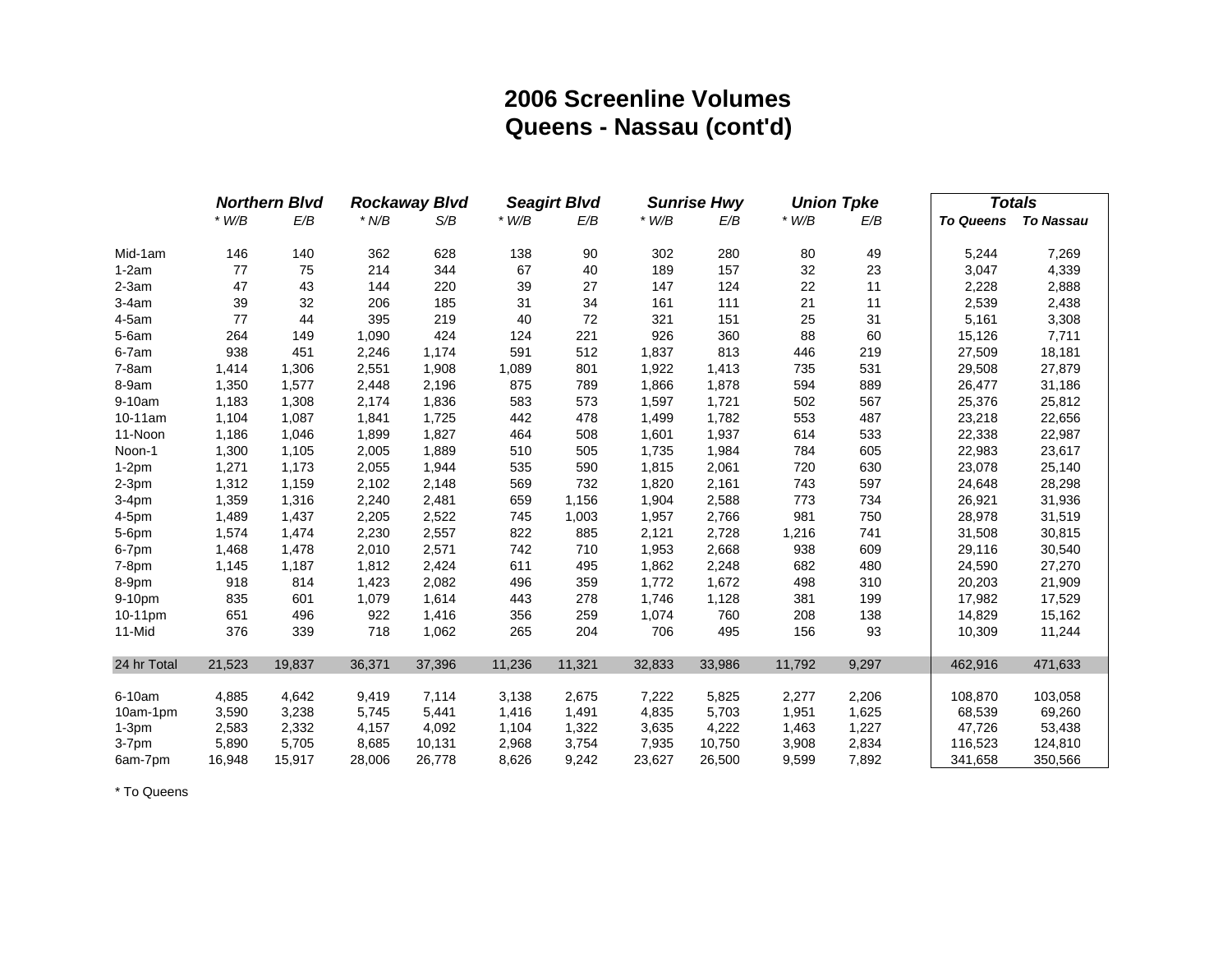# 2006 Screenline Volumes
## Queens - Nassau (cont'd)

| | *Northern Blvd* | | *Rockaway Blvd* | | *Seagirt Blvd* | | *Sunrise Hwy* | | *Union Tpke* | | *Totals* | |
|---|---|---|---|---|---|---|---|---|---|---|---|---|
| | *\* W/B* | *E/B* | *\* N/B* | *S/B* | *\* W/B* | *E/B* | *\* W/B* | *E/B* | *\* W/B* | *E/B* | ***To Queens*** | ***To Nassau*** |
| Mid-1am | 146 | 140 | 362 | 628 | 138 | 90 | 302 | 280 | 80 | 49 | 5,244 | 7,269 |
| 1-2am | 77 | 75 | 214 | 344 | 67 | 40 | 189 | 157 | 32 | 23 | 3,047 | 4,339 |
| 2-3am | 47 | 43 | 144 | 220 | 39 | 27 | 147 | 124 | 22 | 11 | 2,228 | 2,888 |
| 3-4am | 39 | 32 | 206 | 185 | 31 | 34 | 161 | 111 | 21 | 11 | 2,539 | 2,438 |
| 4-5am | 77 | 44 | 395 | 219 | 40 | 72 | 321 | 151 | 25 | 31 | 5,161 | 3,308 |
| 5-6am | 264 | 149 | 1,090 | 424 | 124 | 221 | 926 | 360 | 88 | 60 | 15,126 | 7,711 |
| 6-7am | 938 | 451 | 2,246 | 1,174 | 591 | 512 | 1,837 | 813 | 446 | 219 | 27,509 | 18,181 |
| 7-8am | 1,414 | 1,306 | 2,551 | 1,908 | 1,089 | 801 | 1,922 | 1,413 | 735 | 531 | 29,508 | 27,879 |
| 8-9am | 1,350 | 1,577 | 2,448 | 2,196 | 875 | 789 | 1,866 | 1,878 | 594 | 889 | 26,477 | 31,186 |
| 9-10am | 1,183 | 1,308 | 2,174 | 1,836 | 583 | 573 | 1,597 | 1,721 | 502 | 567 | 25,376 | 25,812 |
| 10-11am | 1,104 | 1,087 | 1,841 | 1,725 | 442 | 478 | 1,499 | 1,782 | 553 | 487 | 23,218 | 22,656 |
| 11-Noon | 1,186 | 1,046 | 1,899 | 1,827 | 464 | 508 | 1,601 | 1,937 | 614 | 533 | 22,338 | 22,987 |
| Noon-1 | 1,300 | 1,105 | 2,005 | 1,889 | 510 | 505 | 1,735 | 1,984 | 784 | 605 | 22,983 | 23,617 |
| 1-2pm | 1,271 | 1,173 | 2,055 | 1,944 | 535 | 590 | 1,815 | 2,061 | 720 | 630 | 23,078 | 25,140 |
| 2-3pm | 1,312 | 1,159 | 2,102 | 2,148 | 569 | 732 | 1,820 | 2,161 | 743 | 597 | 24,648 | 28,298 |
| 3-4pm | 1,359 | 1,316 | 2,240 | 2,481 | 659 | 1,156 | 1,904 | 2,588 | 773 | 734 | 26,921 | 31,936 |
| 4-5pm | 1,489 | 1,437 | 2,205 | 2,522 | 745 | 1,003 | 1,957 | 2,766 | 981 | 750 | 28,978 | 31,519 |
| 5-6pm | 1,574 | 1,474 | 2,230 | 2,557 | 822 | 885 | 2,121 | 2,728 | 1,216 | 741 | 31,508 | 30,815 |
| 6-7pm | 1,468 | 1,478 | 2,010 | 2,571 | 742 | 710 | 1,953 | 2,668 | 938 | 609 | 29,116 | 30,540 |
| 7-8pm | 1,145 | 1,187 | 1,812 | 2,424 | 611 | 495 | 1,862 | 2,248 | 682 | 480 | 24,590 | 27,270 |
| 8-9pm | 918 | 814 | 1,423 | 2,082 | 496 | 359 | 1,772 | 1,672 | 498 | 310 | 20,203 | 21,909 |
| 9-10pm | 835 | 601 | 1,079 | 1,614 | 443 | 278 | 1,746 | 1,128 | 381 | 199 | 17,982 | 17,529 |
| 10-11pm | 651 | 496 | 922 | 1,416 | 356 | 259 | 1,074 | 760 | 208 | 138 | 14,829 | 15,162 |
| 11-Mid | 376 | 339 | 718 | 1,062 | 265 | 204 | 706 | 495 | 156 | 93 | 10,309 | 11,244 |
| 24 hr Total | 21,523 | 19,837 | 36,371 | 37,396 | 11,236 | 11,321 | 32,833 | 33,986 | 11,792 | 9,297 | 462,916 | 471,633 |
| 6-10am | 4,885 | 4,642 | 9,419 | 7,114 | 3,138 | 2,675 | 7,222 | 5,825 | 2,277 | 2,206 | 108,870 | 103,058 |
| 10am-1pm | 3,590 | 3,238 | 5,745 | 5,441 | 1,416 | 1,491 | 4,835 | 5,703 | 1,951 | 1,625 | 68,539 | 69,260 |
| 1-3pm | 2,583 | 2,332 | 4,157 | 4,092 | 1,104 | 1,322 | 3,635 | 4,222 | 1,463 | 1,227 | 47,726 | 53,438 |
| 3-7pm | 5,890 | 5,705 | 8,685 | 10,131 | 2,968 | 3,754 | 7,935 | 10,750 | 3,908 | 2,834 | 116,523 | 124,810 |
| 6am-7pm | 16,948 | 15,917 | 28,006 | 26,778 | 8,626 | 9,242 | 23,627 | 26,500 | 9,599 | 7,892 | 341,658 | 350,566 |

\* To Queens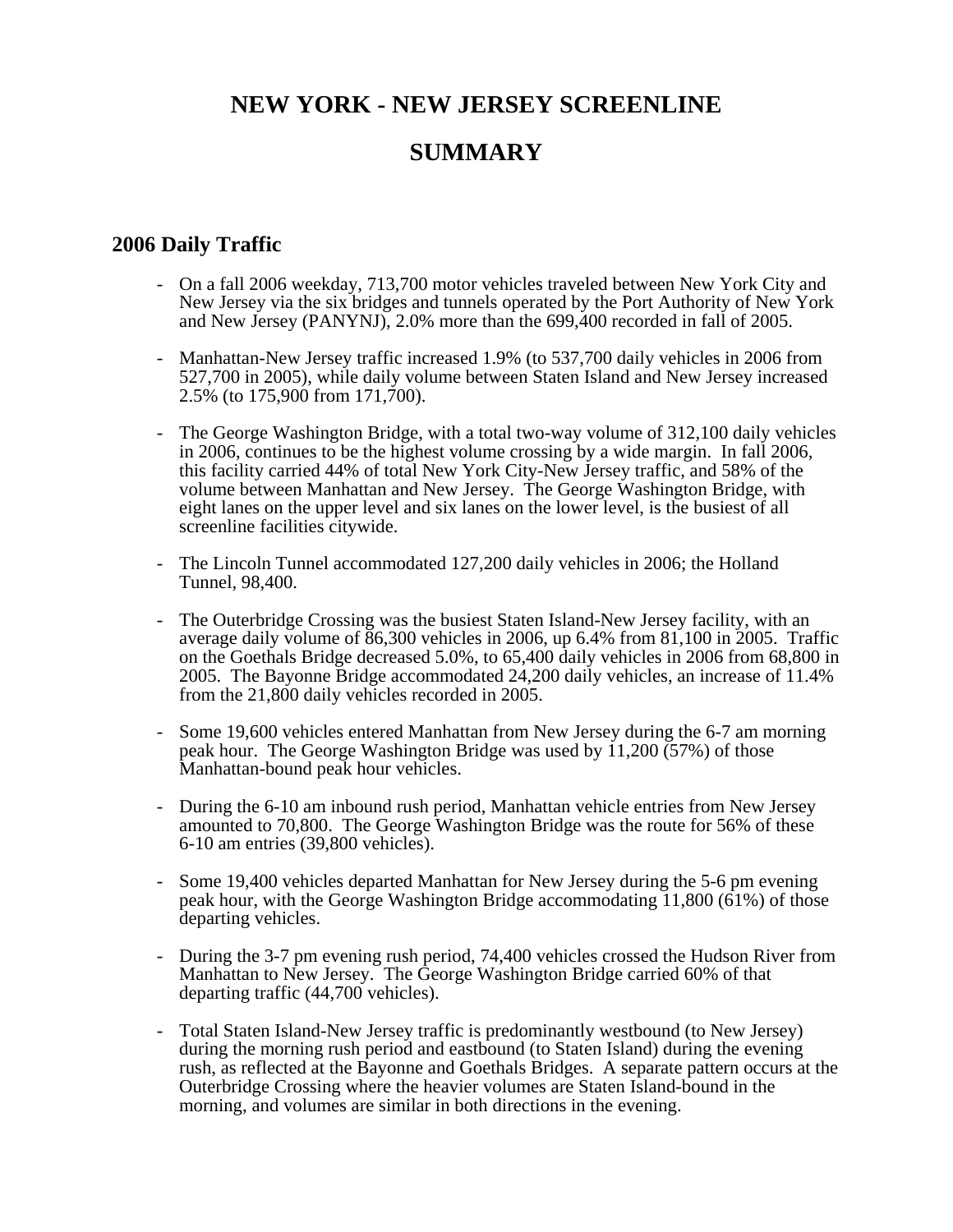# NEW YORK - NEW JERSEY SCREENLINE

# SUMMARY

## 2006 Daily Traffic

- On a fall 2006 weekday, 713,700 motor vehicles traveled between New York City and New Jersey via the six bridges and tunnels operated by the Port Authority of New York and New Jersey (PANYNJ), 2.0% more than the 699,400 recorded in fall of 2005.

- Manhattan-New Jersey traffic increased 1.9% (to 537,700 daily vehicles in 2006 from 527,700 in 2005), while daily volume between Staten Island and New Jersey increased 2.5% (to 175,900 from 171,700).

- The George Washington Bridge, with a total two-way volume of 312,100 daily vehicles in 2006, continues to be the highest volume crossing by a wide margin. In fall 2006, this facility carried 44% of total New York City-New Jersey traffic, and 58% of the volume between Manhattan and New Jersey. The George Washington Bridge, with eight lanes on the upper level and six lanes on the lower level, is the busiest of all screenline facilities citywide.

- The Lincoln Tunnel accommodated 127,200 daily vehicles in 2006; the Holland Tunnel, 98,400.

- The Outerbridge Crossing was the busiest Staten Island-New Jersey facility, with an average daily volume of 86,300 vehicles in 2006, up 6.4% from 81,100 in 2005. Traffic on the Goethals Bridge decreased 5.0%, to 65,400 daily vehicles in 2006 from 68,800 in 2005. The Bayonne Bridge accommodated 24,200 daily vehicles, an increase of 11.4% from the 21,800 daily vehicles recorded in 2005.

- Some 19,600 vehicles entered Manhattan from New Jersey during the 6-7 am morning peak hour. The George Washington Bridge was used by 11,200 (57%) of those Manhattan-bound peak hour vehicles.

- During the 6-10 am inbound rush period, Manhattan vehicle entries from New Jersey amounted to 70,800. The George Washington Bridge was the route for 56% of these 6-10 am entries (39,800 vehicles).

- Some 19,400 vehicles departed Manhattan for New Jersey during the 5-6 pm evening peak hour, with the George Washington Bridge accommodating 11,800 (61%) of those departing vehicles.

- During the 3-7 pm evening rush period, 74,400 vehicles crossed the Hudson River from Manhattan to New Jersey. The George Washington Bridge carried 60% of that departing traffic (44,700 vehicles).

- Total Staten Island-New Jersey traffic is predominantly westbound (to New Jersey) during the morning rush period and eastbound (to Staten Island) during the evening rush, as reflected at the Bayonne and Goethals Bridges. A separate pattern occurs at the Outerbridge Crossing where the heavier volumes are Staten Island-bound in the morning, and volumes are similar in both directions in the evening.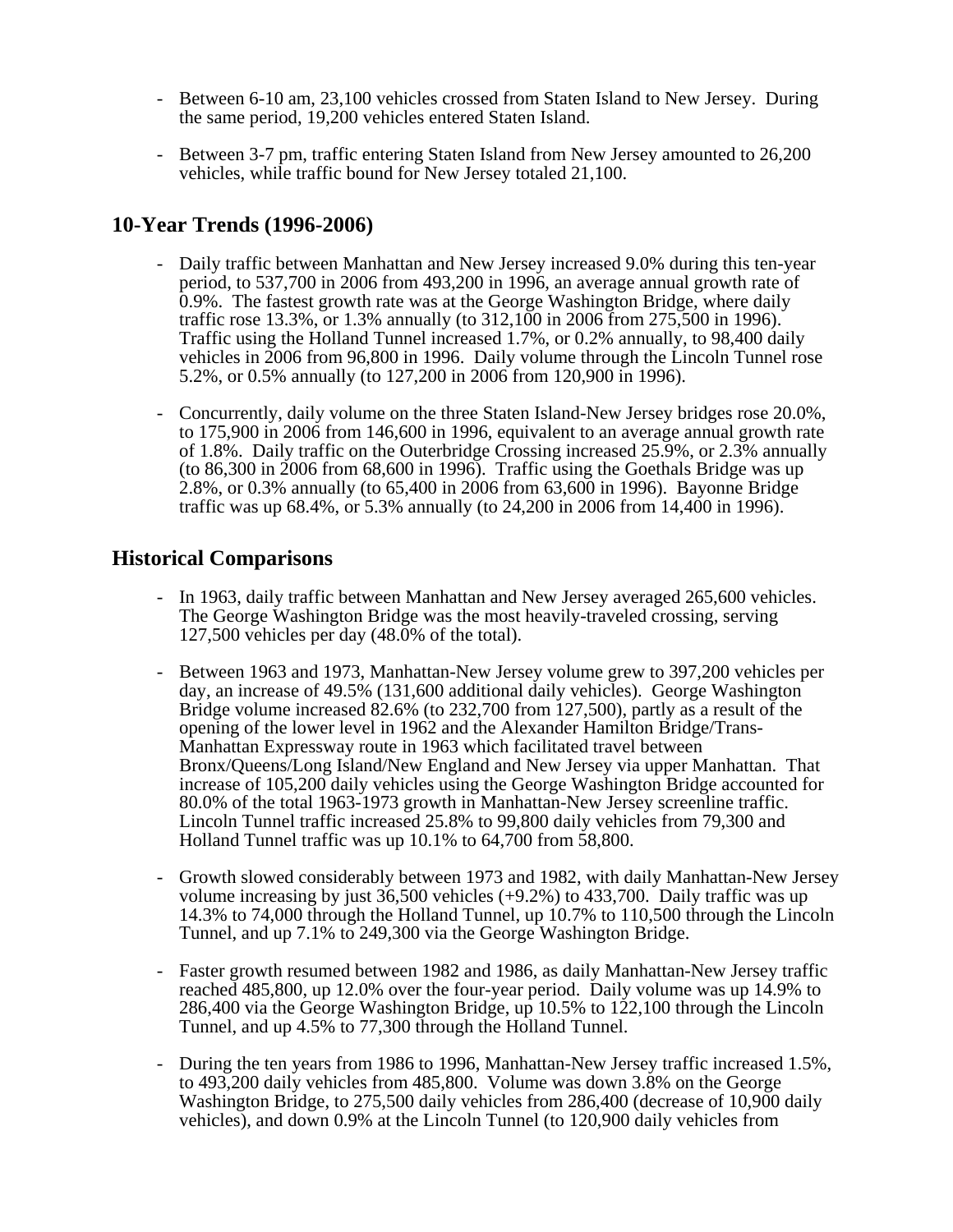- Between 6-10 am, 23,100 vehicles crossed from Staten Island to New Jersey. During the same period, 19,200 vehicles entered Staten Island.

- Between 3-7 pm, traffic entering Staten Island from New Jersey amounted to 26,200 vehicles, while traffic bound for New Jersey totaled 21,100.

## 10-Year Trends (1996-2006)

- Daily traffic between Manhattan and New Jersey increased 9.0% during this ten-year period, to 537,700 in 2006 from 493,200 in 1996, an average annual growth rate of 0.9%. The fastest growth rate was at the George Washington Bridge, where daily traffic rose 13.3%, or 1.3% annually (to 312,100 in 2006 from 275,500 in 1996). Traffic using the Holland Tunnel increased 1.7%, or 0.2% annually, to 98,400 daily vehicles in 2006 from 96,800 in 1996. Daily volume through the Lincoln Tunnel rose 5.2%, or 0.5% annually (to 127,200 in 2006 from 120,900 in 1996).

- Concurrently, daily volume on the three Staten Island-New Jersey bridges rose 20.0%, to 175,900 in 2006 from 146,600 in 1996, equivalent to an average annual growth rate of 1.8%. Daily traffic on the Outerbridge Crossing increased 25.9%, or 2.3% annually (to 86,300 in 2006 from 68,600 in 1996). Traffic using the Goethals Bridge was up 2.8%, or 0.3% annually (to 65,400 in 2006 from 63,600 in 1996). Bayonne Bridge traffic was up 68.4%, or 5.3% annually (to 24,200 in 2006 from 14,400 in 1996).

## Historical Comparisons

- In 1963, daily traffic between Manhattan and New Jersey averaged 265,600 vehicles. The George Washington Bridge was the most heavily-traveled crossing, serving 127,500 vehicles per day (48.0% of the total).

- Between 1963 and 1973, Manhattan-New Jersey volume grew to 397,200 vehicles per day, an increase of 49.5% (131,600 additional daily vehicles). George Washington Bridge volume increased 82.6% (to 232,700 from 127,500), partly as a result of the opening of the lower level in 1962 and the Alexander Hamilton Bridge/Trans-Manhattan Expressway route in 1963 which facilitated travel between Bronx/Queens/Long Island/New England and New Jersey via upper Manhattan. That increase of 105,200 daily vehicles using the George Washington Bridge accounted for 80.0% of the total 1963-1973 growth in Manhattan-New Jersey screenline traffic. Lincoln Tunnel traffic increased 25.8% to 99,800 daily vehicles from 79,300 and Holland Tunnel traffic was up 10.1% to 64,700 from 58,800.

- Growth slowed considerably between 1973 and 1982, with daily Manhattan-New Jersey volume increasing by just 36,500 vehicles (+9.2%) to 433,700. Daily traffic was up 14.3% to 74,000 through the Holland Tunnel, up 10.7% to 110,500 through the Lincoln Tunnel, and up 7.1% to 249,300 via the George Washington Bridge.

- Faster growth resumed between 1982 and 1986, as daily Manhattan-New Jersey traffic reached 485,800, up 12.0% over the four-year period. Daily volume was up 14.9% to 286,400 via the George Washington Bridge, up 10.5% to 122,100 through the Lincoln Tunnel, and up 4.5% to 77,300 through the Holland Tunnel.

- During the ten years from 1986 to 1996, Manhattan-New Jersey traffic increased 1.5%, to 493,200 daily vehicles from 485,800. Volume was down 3.8% on the George Washington Bridge, to 275,500 daily vehicles from 286,400 (decrease of 10,900 daily vehicles), and down 0.9% at the Lincoln Tunnel (to 120,900 daily vehicles from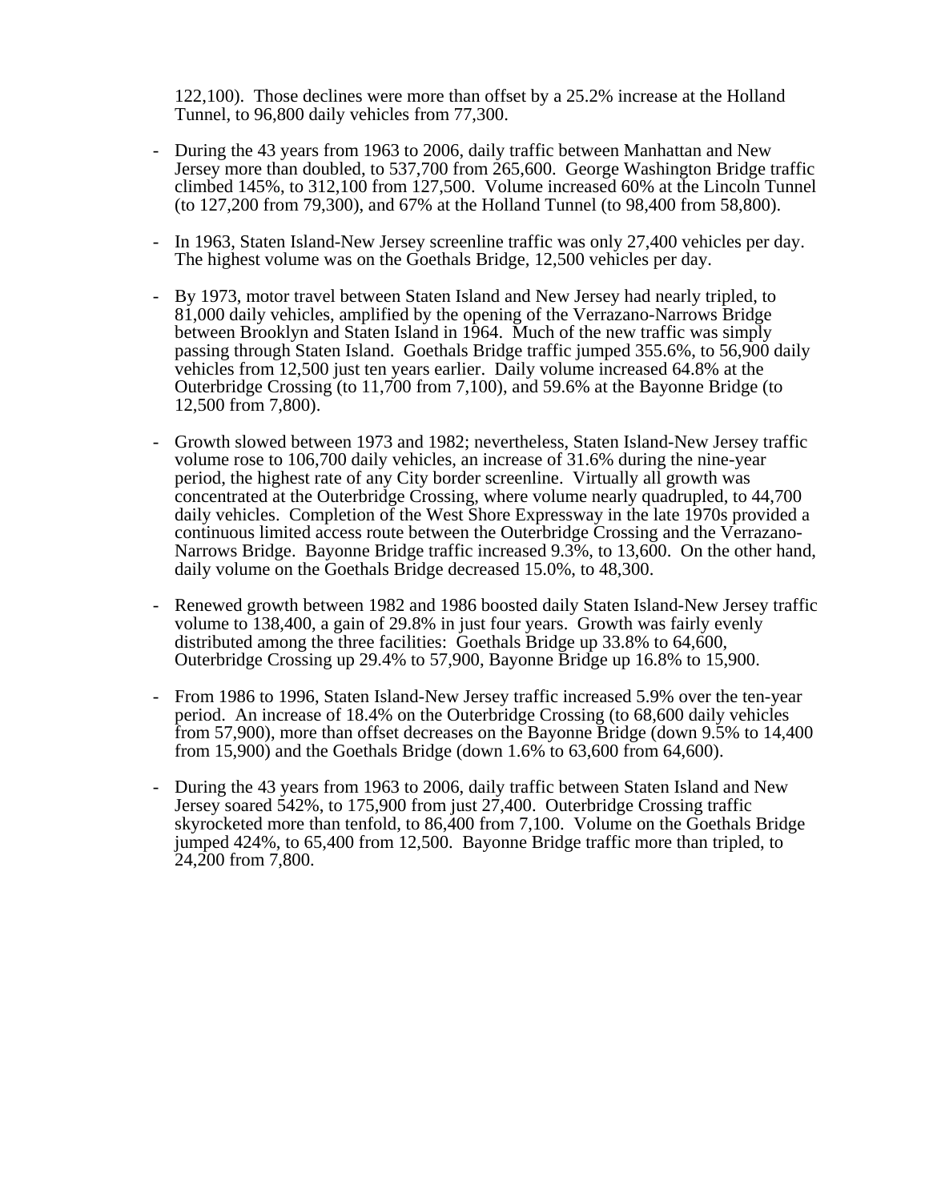122,100). Those declines were more than offset by a 25.2% increase at the Holland Tunnel, to 96,800 daily vehicles from 77,300.

- During the 43 years from 1963 to 2006, daily traffic between Manhattan and New Jersey more than doubled, to 537,700 from 265,600. George Washington Bridge traffic climbed 145%, to 312,100 from 127,500. Volume increased 60% at the Lincoln Tunnel (to 127,200 from 79,300), and 67% at the Holland Tunnel (to 98,400 from 58,800).

- In 1963, Staten Island-New Jersey screenline traffic was only 27,400 vehicles per day. The highest volume was on the Goethals Bridge, 12,500 vehicles per day.

- By 1973, motor travel between Staten Island and New Jersey had nearly tripled, to 81,000 daily vehicles, amplified by the opening of the Verrazano-Narrows Bridge between Brooklyn and Staten Island in 1964. Much of the new traffic was simply passing through Staten Island. Goethals Bridge traffic jumped 355.6%, to 56,900 daily vehicles from 12,500 just ten years earlier. Daily volume increased 64.8% at the Outerbridge Crossing (to 11,700 from 7,100), and 59.6% at the Bayonne Bridge (to 12,500 from 7,800).

- Growth slowed between 1973 and 1982; nevertheless, Staten Island-New Jersey traffic volume rose to 106,700 daily vehicles, an increase of 31.6% during the nine-year period, the highest rate of any City border screenline. Virtually all growth was concentrated at the Outerbridge Crossing, where volume nearly quadrupled, to 44,700 daily vehicles. Completion of the West Shore Expressway in the late 1970s provided a continuous limited access route between the Outerbridge Crossing and the Verrazano-Narrows Bridge. Bayonne Bridge traffic increased 9.3%, to 13,600. On the other hand, daily volume on the Goethals Bridge decreased 15.0%, to 48,300.

- Renewed growth between 1982 and 1986 boosted daily Staten Island-New Jersey traffic volume to 138,400, a gain of 29.8% in just four years. Growth was fairly evenly distributed among the three facilities: Goethals Bridge up 33.8% to 64,600, Outerbridge Crossing up 29.4% to 57,900, Bayonne Bridge up 16.8% to 15,900.

- From 1986 to 1996, Staten Island-New Jersey traffic increased 5.9% over the ten-year period. An increase of 18.4% on the Outerbridge Crossing (to 68,600 daily vehicles from 57,900), more than offset decreases on the Bayonne Bridge (down 9.5% to 14,400 from 15,900) and the Goethals Bridge (down 1.6% to 63,600 from 64,600).

- During the 43 years from 1963 to 2006, daily traffic between Staten Island and New Jersey soared 542%, to 175,900 from just 27,400. Outerbridge Crossing traffic skyrocketed more than tenfold, to 86,400 from 7,100. Volume on the Goethals Bridge jumped 424%, to 65,400 from 12,500. Bayonne Bridge traffic more than tripled, to 24,200 from 7,800.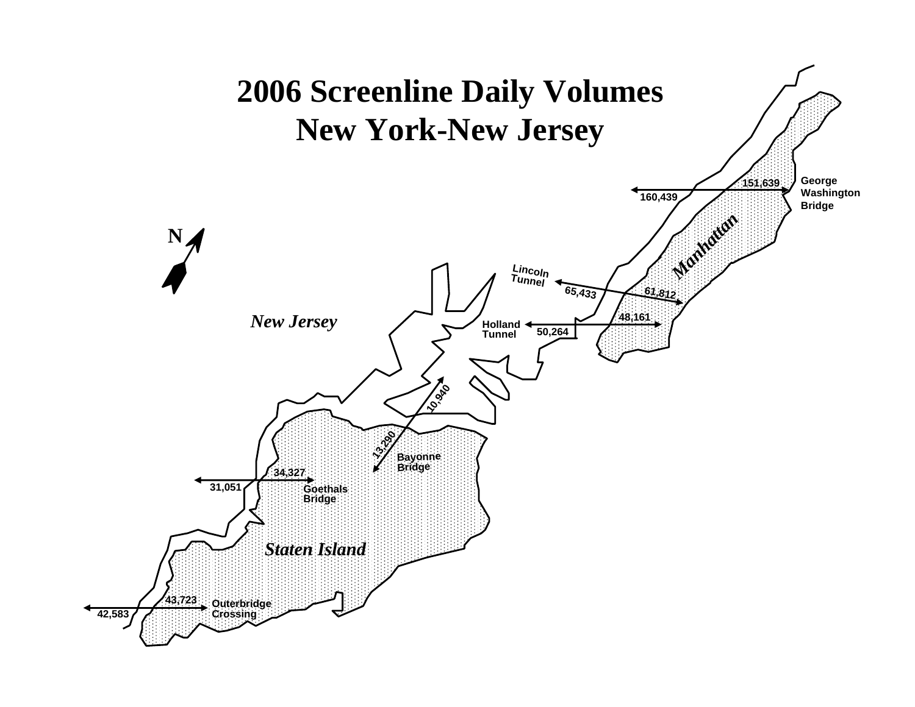# 2006 Screenline Daily Volumes
# New York-New Jersey

N

*New Jersey*

*Manhattan*

*Staten Island*

George Washington Bridge: 151,639 / 160,439

Lincoln Tunnel: 65,433 / 61,812

Holland Tunnel: 48,161 / 50,264

Bayonne Bridge: 10,940 / 13,290

Goethals Bridge: 34,327 / 31,051

Outerbridge Crossing: 43,723 / 42,583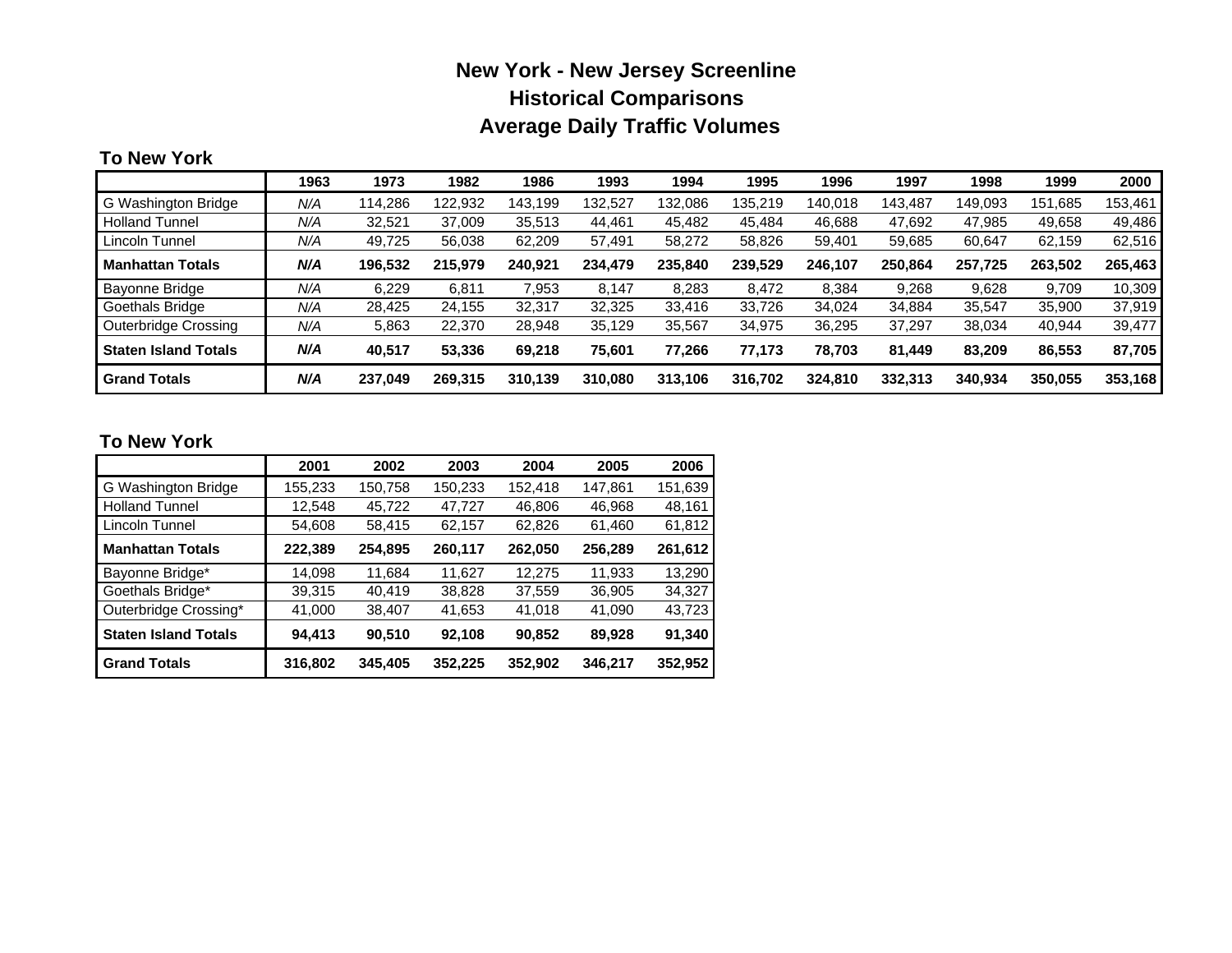# New York - New Jersey Screenline
# Historical Comparisons
# Average Daily Traffic Volumes

**To New York**

| | 1963 | 1973 | 1982 | 1986 | 1993 | 1994 | 1995 | 1996 | 1997 | 1998 | 1999 | 2000 |
|---|---|---|---|---|---|---|---|---|---|---|---|---|
| G Washington Bridge | *N/A* | 114,286 | 122,932 | 143,199 | 132,527 | 132,086 | 135,219 | 140,018 | 143,487 | 149,093 | 151,685 | 153,461 |
| Holland Tunnel | *N/A* | 32,521 | 37,009 | 35,513 | 44,461 | 45,482 | 45,484 | 46,688 | 47,692 | 47,985 | 49,658 | 49,486 |
| Lincoln Tunnel | *N/A* | 49,725 | 56,038 | 62,209 | 57,491 | 58,272 | 58,826 | 59,401 | 59,685 | 60,647 | 62,159 | 62,516 |
| **Manhattan Totals** | ***N/A*** | **196,532** | **215,979** | **240,921** | **234,479** | **235,840** | **239,529** | **246,107** | **250,864** | **257,725** | **263,502** | **265,463** |
| Bayonne Bridge | *N/A* | 6,229 | 6,811 | 7,953 | 8,147 | 8,283 | 8,472 | 8,384 | 9,268 | 9,628 | 9,709 | 10,309 |
| Goethals Bridge | *N/A* | 28,425 | 24,155 | 32,317 | 32,325 | 33,416 | 33,726 | 34,024 | 34,884 | 35,547 | 35,900 | 37,919 |
| Outerbridge Crossing | *N/A* | 5,863 | 22,370 | 28,948 | 35,129 | 35,567 | 34,975 | 36,295 | 37,297 | 38,034 | 40,944 | 39,477 |
| **Staten Island Totals** | ***N/A*** | **40,517** | **53,336** | **69,218** | **75,601** | **77,266** | **77,173** | **78,703** | **81,449** | **83,209** | **86,553** | **87,705** |
| **Grand Totals** | ***N/A*** | **237,049** | **269,315** | **310,139** | **310,080** | **313,106** | **316,702** | **324,810** | **332,313** | **340,934** | **350,055** | **353,168** |

**To New York**

| | 2001 | 2002 | 2003 | 2004 | 2005 | 2006 |
|---|---|---|---|---|---|---|
| G Washington Bridge | 155,233 | 150,758 | 150,233 | 152,418 | 147,861 | 151,639 |
| Holland Tunnel | 12,548 | 45,722 | 47,727 | 46,806 | 46,968 | 48,161 |
| Lincoln Tunnel | 54,608 | 58,415 | 62,157 | 62,826 | 61,460 | 61,812 |
| **Manhattan Totals** | **222,389** | **254,895** | **260,117** | **262,050** | **256,289** | **261,612** |
| Bayonne Bridge* | 14,098 | 11,684 | 11,627 | 12,275 | 11,933 | 13,290 |
| Goethals Bridge* | 39,315 | 40,419 | 38,828 | 37,559 | 36,905 | 34,327 |
| Outerbridge Crossing* | 41,000 | 38,407 | 41,653 | 41,018 | 41,090 | 43,723 |
| **Staten Island Totals** | **94,413** | **90,510** | **92,108** | **90,852** | **89,928** | **91,340** |
| **Grand Totals** | **316,802** | **345,405** | **352,225** | **352,902** | **346,217** | **352,952** |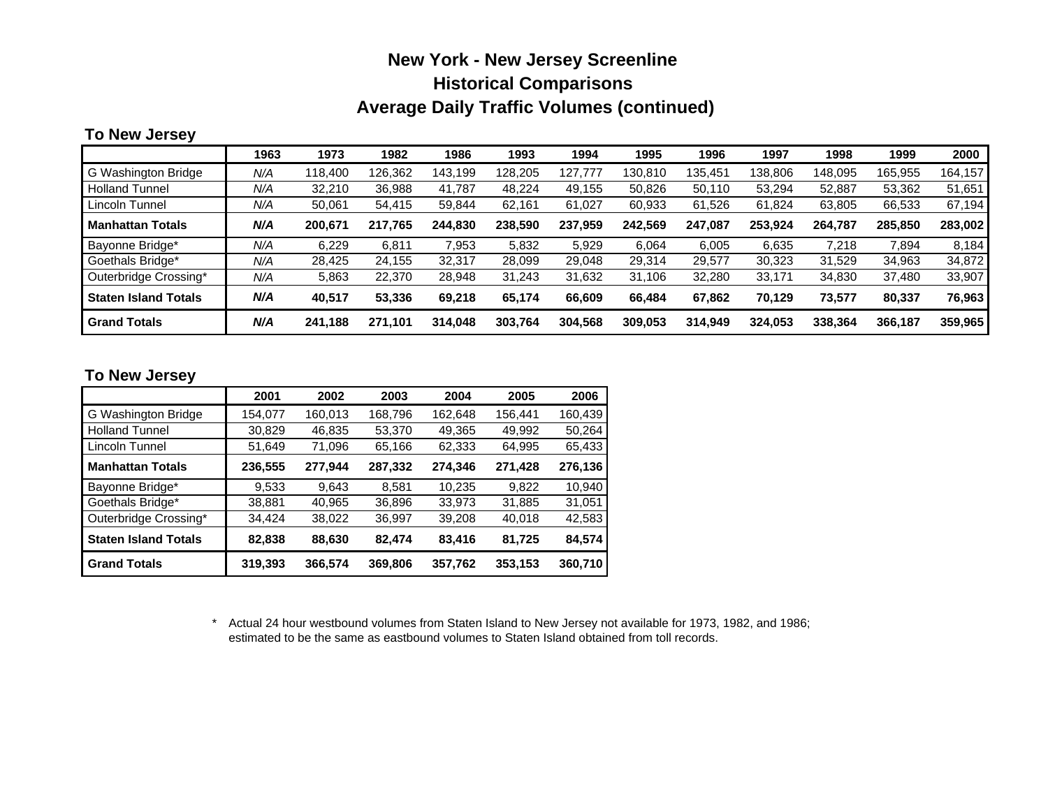# New York - New Jersey Screenline
## Historical Comparisons
## Average Daily Traffic Volumes (continued)

### To New Jersey

| | 1963 | 1973 | 1982 | 1986 | 1993 | 1994 | 1995 | 1996 | 1997 | 1998 | 1999 | 2000 |
|---|---|---|---|---|---|---|---|---|---|---|---|---|
| G Washington Bridge | *N/A* | 118,400 | 126,362 | 143,199 | 128,205 | 127,777 | 130,810 | 135,451 | 138,806 | 148,095 | 165,955 | 164,157 |
| Holland Tunnel | *N/A* | 32,210 | 36,988 | 41,787 | 48,224 | 49,155 | 50,826 | 50,110 | 53,294 | 52,887 | 53,362 | 51,651 |
| Lincoln Tunnel | *N/A* | 50,061 | 54,415 | 59,844 | 62,161 | 61,027 | 60,933 | 61,526 | 61,824 | 63,805 | 66,533 | 67,194 |
| **Manhattan Totals** | ***N/A*** | **200,671** | **217,765** | **244,830** | **238,590** | **237,959** | **242,569** | **247,087** | **253,924** | **264,787** | **285,850** | **283,002** |
| Bayonne Bridge* | *N/A* | 6,229 | 6,811 | 7,953 | 5,832 | 5,929 | 6,064 | 6,005 | 6,635 | 7,218 | 7,894 | 8,184 |
| Goethals Bridge* | *N/A* | 28,425 | 24,155 | 32,317 | 28,099 | 29,048 | 29,314 | 29,577 | 30,323 | 31,529 | 34,963 | 34,872 |
| Outerbridge Crossing* | *N/A* | 5,863 | 22,370 | 28,948 | 31,243 | 31,632 | 31,106 | 32,280 | 33,171 | 34,830 | 37,480 | 33,907 |
| **Staten Island Totals** | ***N/A*** | **40,517** | **53,336** | **69,218** | **65,174** | **66,609** | **66,484** | **67,862** | **70,129** | **73,577** | **80,337** | **76,963** |
| **Grand Totals** | ***N/A*** | **241,188** | **271,101** | **314,048** | **303,764** | **304,568** | **309,053** | **314,949** | **324,053** | **338,364** | **366,187** | **359,965** |

### To New Jersey

| | 2001 | 2002 | 2003 | 2004 | 2005 | 2006 |
|---|---|---|---|---|---|---|
| G Washington Bridge | 154,077 | 160,013 | 168,796 | 162,648 | 156,441 | 160,439 |
| Holland Tunnel | 30,829 | 46,835 | 53,370 | 49,365 | 49,992 | 50,264 |
| Lincoln Tunnel | 51,649 | 71,096 | 65,166 | 62,333 | 64,995 | 65,433 |
| **Manhattan Totals** | **236,555** | **277,944** | **287,332** | **274,346** | **271,428** | **276,136** |
| Bayonne Bridge* | 9,533 | 9,643 | 8,581 | 10,235 | 9,822 | 10,940 |
| Goethals Bridge* | 38,881 | 40,965 | 36,896 | 33,973 | 31,885 | 31,051 |
| Outerbridge Crossing* | 34,424 | 38,022 | 36,997 | 39,208 | 40,018 | 42,583 |
| **Staten Island Totals** | **82,838** | **88,630** | **82,474** | **83,416** | **81,725** | **84,574** |
| **Grand Totals** | **319,393** | **366,574** | **369,806** | **357,762** | **353,153** | **360,710** |

\* Actual 24 hour westbound volumes from Staten Island to New Jersey not available for 1973, 1982, and 1986; estimated to be the same as eastbound volumes to Staten Island obtained from toll records.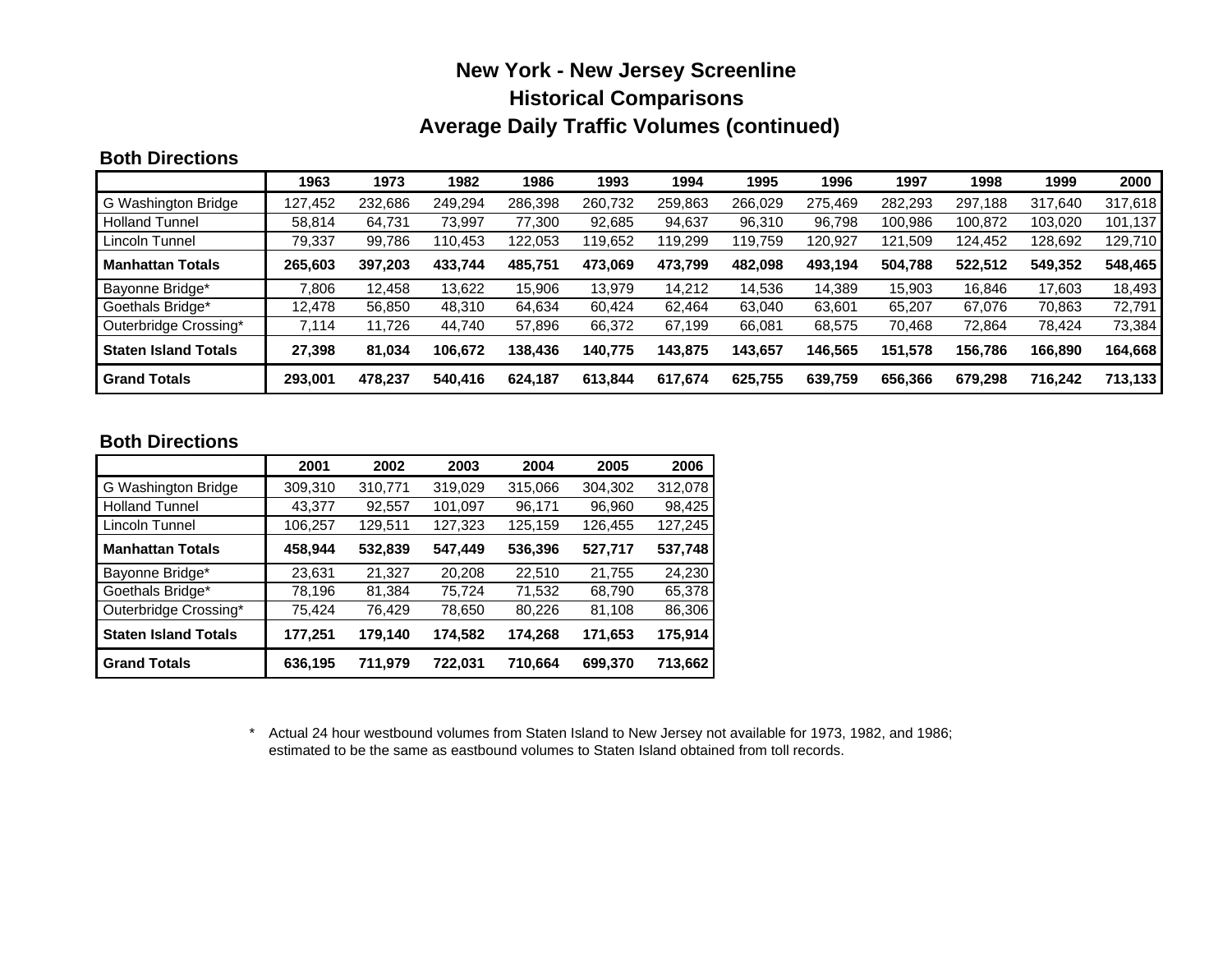# New York - New Jersey Screenline
## Historical Comparisons
## Average Daily Traffic Volumes (continued)

**Both Directions**

| | 1963 | 1973 | 1982 | 1986 | 1993 | 1994 | 1995 | 1996 | 1997 | 1998 | 1999 | 2000 |
|---|---|---|---|---|---|---|---|---|---|---|---|---|
| G Washington Bridge | 127,452 | 232,686 | 249,294 | 286,398 | 260,732 | 259,863 | 266,029 | 275,469 | 282,293 | 297,188 | 317,640 | 317,618 |
| Holland Tunnel | 58,814 | 64,731 | 73,997 | 77,300 | 92,685 | 94,637 | 96,310 | 96,798 | 100,986 | 100,872 | 103,020 | 101,137 |
| Lincoln Tunnel | 79,337 | 99,786 | 110,453 | 122,053 | 119,652 | 119,299 | 119,759 | 120,927 | 121,509 | 124,452 | 128,692 | 129,710 |
| **Manhattan Totals** | **265,603** | **397,203** | **433,744** | **485,751** | **473,069** | **473,799** | **482,098** | **493,194** | **504,788** | **522,512** | **549,352** | **548,465** |
| Bayonne Bridge* | 7,806 | 12,458 | 13,622 | 15,906 | 13,979 | 14,212 | 14,536 | 14,389 | 15,903 | 16,846 | 17,603 | 18,493 |
| Goethals Bridge* | 12,478 | 56,850 | 48,310 | 64,634 | 60,424 | 62,464 | 63,040 | 63,601 | 65,207 | 67,076 | 70,863 | 72,791 |
| Outerbridge Crossing* | 7,114 | 11,726 | 44,740 | 57,896 | 66,372 | 67,199 | 66,081 | 68,575 | 70,468 | 72,864 | 78,424 | 73,384 |
| **Staten Island Totals** | **27,398** | **81,034** | **106,672** | **138,436** | **140,775** | **143,875** | **143,657** | **146,565** | **151,578** | **156,786** | **166,890** | **164,668** |
| **Grand Totals** | **293,001** | **478,237** | **540,416** | **624,187** | **613,844** | **617,674** | **625,755** | **639,759** | **656,366** | **679,298** | **716,242** | **713,133** |

**Both Directions**

| | 2001 | 2002 | 2003 | 2004 | 2005 | 2006 |
|---|---|---|---|---|---|---|
| G Washington Bridge | 309,310 | 310,771 | 319,029 | 315,066 | 304,302 | 312,078 |
| Holland Tunnel | 43,377 | 92,557 | 101,097 | 96,171 | 96,960 | 98,425 |
| Lincoln Tunnel | 106,257 | 129,511 | 127,323 | 125,159 | 126,455 | 127,245 |
| **Manhattan Totals** | **458,944** | **532,839** | **547,449** | **536,396** | **527,717** | **537,748** |
| Bayonne Bridge* | 23,631 | 21,327 | 20,208 | 22,510 | 21,755 | 24,230 |
| Goethals Bridge* | 78,196 | 81,384 | 75,724 | 71,532 | 68,790 | 65,378 |
| Outerbridge Crossing* | 75,424 | 76,429 | 78,650 | 80,226 | 81,108 | 86,306 |
| **Staten Island Totals** | **177,251** | **179,140** | **174,582** | **174,268** | **171,653** | **175,914** |
| **Grand Totals** | **636,195** | **711,979** | **722,031** | **710,664** | **699,370** | **713,662** |

\* Actual 24 hour westbound volumes from Staten Island to New Jersey not available for 1973, 1982, and 1986; estimated to be the same as eastbound volumes to Staten Island obtained from toll records.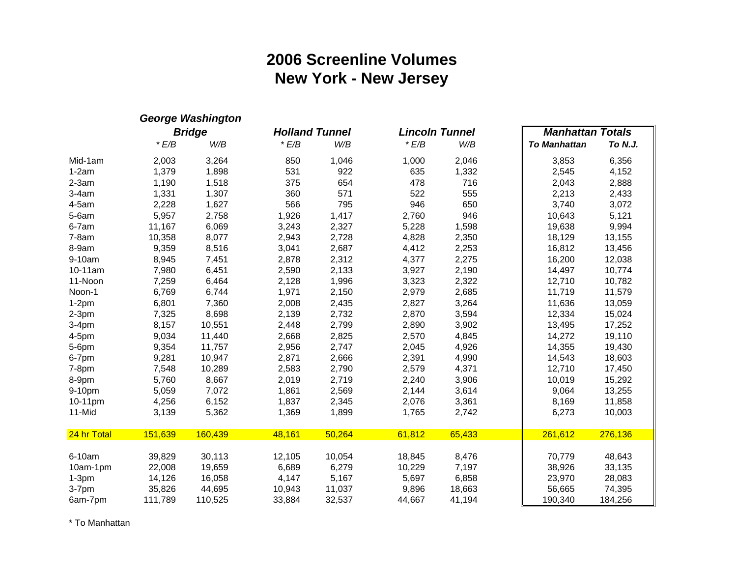# 2006 Screenline Volumes
## New York - New Jersey

| | George Washington Bridge | | Holland Tunnel | | Lincoln Tunnel | | Manhattan Totals | |
|---|---|---|---|---|---|---|---|---|
| | * E/B | W/B | * E/B | W/B | * E/B | W/B | To Manhattan | To N.J. |
| Mid-1am | 2,003 | 3,264 | 850 | 1,046 | 1,000 | 2,046 | 3,853 | 6,356 |
| 1-2am | 1,379 | 1,898 | 531 | 922 | 635 | 1,332 | 2,545 | 4,152 |
| 2-3am | 1,190 | 1,518 | 375 | 654 | 478 | 716 | 2,043 | 2,888 |
| 3-4am | 1,331 | 1,307 | 360 | 571 | 522 | 555 | 2,213 | 2,433 |
| 4-5am | 2,228 | 1,627 | 566 | 795 | 946 | 650 | 3,740 | 3,072 |
| 5-6am | 5,957 | 2,758 | 1,926 | 1,417 | 2,760 | 946 | 10,643 | 5,121 |
| 6-7am | 11,167 | 6,069 | 3,243 | 2,327 | 5,228 | 1,598 | 19,638 | 9,994 |
| 7-8am | 10,358 | 8,077 | 2,943 | 2,728 | 4,828 | 2,350 | 18,129 | 13,155 |
| 8-9am | 9,359 | 8,516 | 3,041 | 2,687 | 4,412 | 2,253 | 16,812 | 13,456 |
| 9-10am | 8,945 | 7,451 | 2,878 | 2,312 | 4,377 | 2,275 | 16,200 | 12,038 |
| 10-11am | 7,980 | 6,451 | 2,590 | 2,133 | 3,927 | 2,190 | 14,497 | 10,774 |
| 11-Noon | 7,259 | 6,464 | 2,128 | 1,996 | 3,323 | 2,322 | 12,710 | 10,782 |
| Noon-1 | 6,769 | 6,744 | 1,971 | 2,150 | 2,979 | 2,685 | 11,719 | 11,579 |
| 1-2pm | 6,801 | 7,360 | 2,008 | 2,435 | 2,827 | 3,264 | 11,636 | 13,059 |
| 2-3pm | 7,325 | 8,698 | 2,139 | 2,732 | 2,870 | 3,594 | 12,334 | 15,024 |
| 3-4pm | 8,157 | 10,551 | 2,448 | 2,799 | 2,890 | 3,902 | 13,495 | 17,252 |
| 4-5pm | 9,034 | 11,440 | 2,668 | 2,825 | 2,570 | 4,845 | 14,272 | 19,110 |
| 5-6pm | 9,354 | 11,757 | 2,956 | 2,747 | 2,045 | 4,926 | 14,355 | 19,430 |
| 6-7pm | 9,281 | 10,947 | 2,871 | 2,666 | 2,391 | 4,990 | 14,543 | 18,603 |
| 7-8pm | 7,548 | 10,289 | 2,583 | 2,790 | 2,579 | 4,371 | 12,710 | 17,450 |
| 8-9pm | 5,760 | 8,667 | 2,019 | 2,719 | 2,240 | 3,906 | 10,019 | 15,292 |
| 9-10pm | 5,059 | 7,072 | 1,861 | 2,569 | 2,144 | 3,614 | 9,064 | 13,255 |
| 10-11pm | 4,256 | 6,152 | 1,837 | 2,345 | 2,076 | 3,361 | 8,169 | 11,858 |
| 11-Mid | 3,139 | 5,362 | 1,369 | 1,899 | 1,765 | 2,742 | 6,273 | 10,003 |
| 24 hr Total | 151,639 | 160,439 | 48,161 | 50,264 | 61,812 | 65,433 | 261,612 | 276,136 |
| 6-10am | 39,829 | 30,113 | 12,105 | 10,054 | 18,845 | 8,476 | 70,779 | 48,643 |
| 10am-1pm | 22,008 | 19,659 | 6,689 | 6,279 | 10,229 | 7,197 | 38,926 | 33,135 |
| 1-3pm | 14,126 | 16,058 | 4,147 | 5,167 | 5,697 | 6,858 | 23,970 | 28,083 |
| 3-7pm | 35,826 | 44,695 | 10,943 | 11,037 | 9,896 | 18,663 | 56,665 | 74,395 |
| 6am-7pm | 111,789 | 110,525 | 33,884 | 32,537 | 44,667 | 41,194 | 190,340 | 184,256 |

* To Manhattan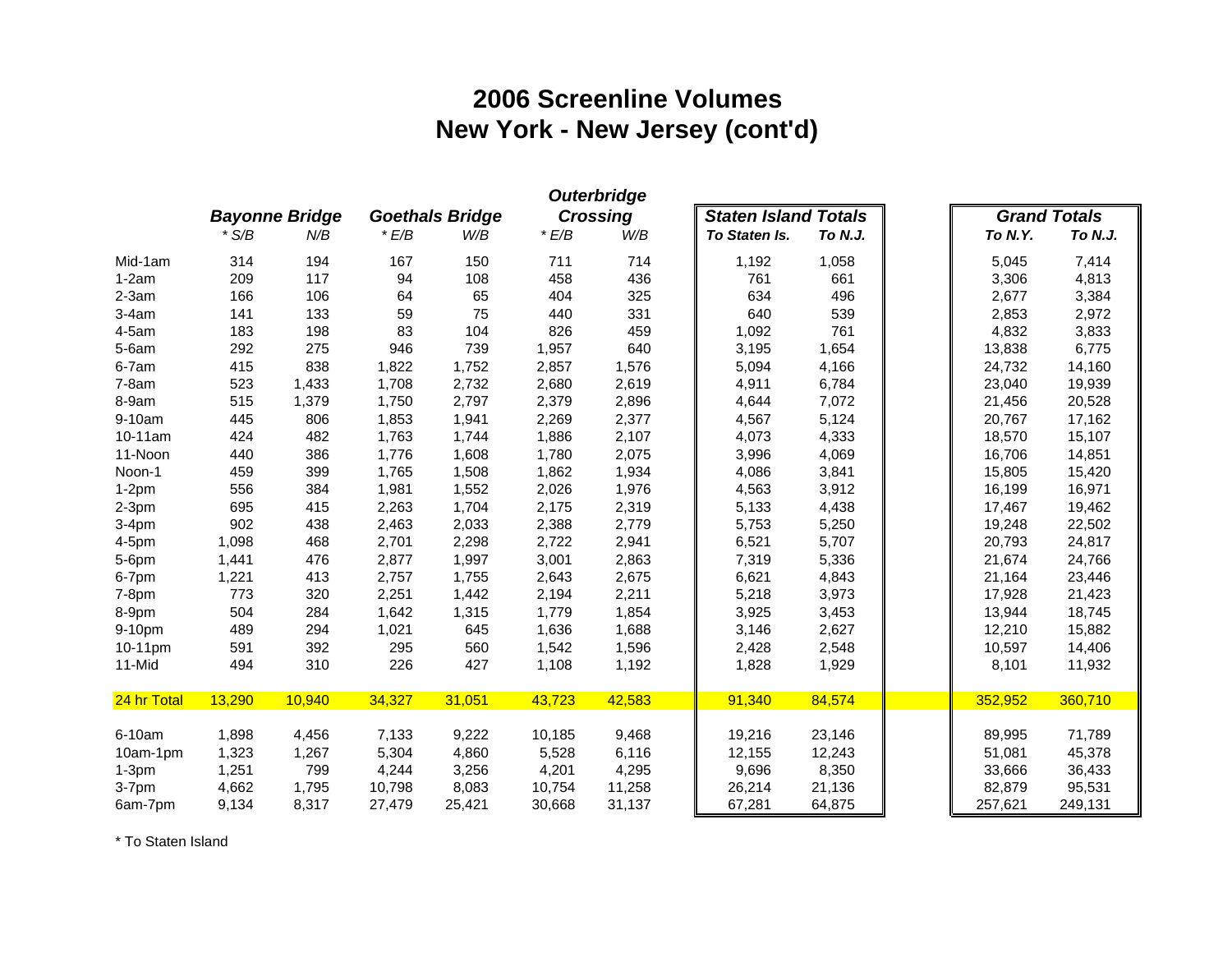# 2006 Screenline Volumes
# New York - New Jersey (cont'd)

| | Bayonne Bridge | | Goethals Bridge | | Outerbridge Crossing | | Staten Island Totals | | Grand Totals | |
|---|---|---|---|---|---|---|---|---|---|---|
| | * S/B | N/B | * E/B | W/B | * E/B | W/B | To Staten Is. | To N.J. | To N.Y. | To N.J. |
| Mid-1am | 314 | 194 | 167 | 150 | 711 | 714 | 1,192 | 1,058 | 5,045 | 7,414 |
| 1-2am | 209 | 117 | 94 | 108 | 458 | 436 | 761 | 661 | 3,306 | 4,813 |
| 2-3am | 166 | 106 | 64 | 65 | 404 | 325 | 634 | 496 | 2,677 | 3,384 |
| 3-4am | 141 | 133 | 59 | 75 | 440 | 331 | 640 | 539 | 2,853 | 2,972 |
| 4-5am | 183 | 198 | 83 | 104 | 826 | 459 | 1,092 | 761 | 4,832 | 3,833 |
| 5-6am | 292 | 275 | 946 | 739 | 1,957 | 640 | 3,195 | 1,654 | 13,838 | 6,775 |
| 6-7am | 415 | 838 | 1,822 | 1,752 | 2,857 | 1,576 | 5,094 | 4,166 | 24,732 | 14,160 |
| 7-8am | 523 | 1,433 | 1,708 | 2,732 | 2,680 | 2,619 | 4,911 | 6,784 | 23,040 | 19,939 |
| 8-9am | 515 | 1,379 | 1,750 | 2,797 | 2,379 | 2,896 | 4,644 | 7,072 | 21,456 | 20,528 |
| 9-10am | 445 | 806 | 1,853 | 1,941 | 2,269 | 2,377 | 4,567 | 5,124 | 20,767 | 17,162 |
| 10-11am | 424 | 482 | 1,763 | 1,744 | 1,886 | 2,107 | 4,073 | 4,333 | 18,570 | 15,107 |
| 11-Noon | 440 | 386 | 1,776 | 1,608 | 1,780 | 2,075 | 3,996 | 4,069 | 16,706 | 14,851 |
| Noon-1 | 459 | 399 | 1,765 | 1,508 | 1,862 | 1,934 | 4,086 | 3,841 | 15,805 | 15,420 |
| 1-2pm | 556 | 384 | 1,981 | 1,552 | 2,026 | 1,976 | 4,563 | 3,912 | 16,199 | 16,971 |
| 2-3pm | 695 | 415 | 2,263 | 1,704 | 2,175 | 2,319 | 5,133 | 4,438 | 17,467 | 19,462 |
| 3-4pm | 902 | 438 | 2,463 | 2,033 | 2,388 | 2,779 | 5,753 | 5,250 | 19,248 | 22,502 |
| 4-5pm | 1,098 | 468 | 2,701 | 2,298 | 2,722 | 2,941 | 6,521 | 5,707 | 20,793 | 24,817 |
| 5-6pm | 1,441 | 476 | 2,877 | 1,997 | 3,001 | 2,863 | 7,319 | 5,336 | 21,674 | 24,766 |
| 6-7pm | 1,221 | 413 | 2,757 | 1,755 | 2,643 | 2,675 | 6,621 | 4,843 | 21,164 | 23,446 |
| 7-8pm | 773 | 320 | 2,251 | 1,442 | 2,194 | 2,211 | 5,218 | 3,973 | 17,928 | 21,423 |
| 8-9pm | 504 | 284 | 1,642 | 1,315 | 1,779 | 1,854 | 3,925 | 3,453 | 13,944 | 18,745 |
| 9-10pm | 489 | 294 | 1,021 | 645 | 1,636 | 1,688 | 3,146 | 2,627 | 12,210 | 15,882 |
| 10-11pm | 591 | 392 | 295 | 560 | 1,542 | 1,596 | 2,428 | 2,548 | 10,597 | 14,406 |
| 11-Mid | 494 | 310 | 226 | 427 | 1,108 | 1,192 | 1,828 | 1,929 | 8,101 | 11,932 |
| 24 hr Total | 13,290 | 10,940 | 34,327 | 31,051 | 43,723 | 42,583 | 91,340 | 84,574 | 352,952 | 360,710 |
| 6-10am | 1,898 | 4,456 | 7,133 | 9,222 | 10,185 | 9,468 | 19,216 | 23,146 | 89,995 | 71,789 |
| 10am-1pm | 1,323 | 1,267 | 5,304 | 4,860 | 5,528 | 6,116 | 12,155 | 12,243 | 51,081 | 45,378 |
| 1-3pm | 1,251 | 799 | 4,244 | 3,256 | 4,201 | 4,295 | 9,696 | 8,350 | 33,666 | 36,433 |
| 3-7pm | 4,662 | 1,795 | 10,798 | 8,083 | 10,754 | 11,258 | 26,214 | 21,136 | 82,879 | 95,531 |
| 6am-7pm | 9,134 | 8,317 | 27,479 | 25,421 | 30,668 | 31,137 | 67,281 | 64,875 | 257,621 | 249,131 |

* To Staten Island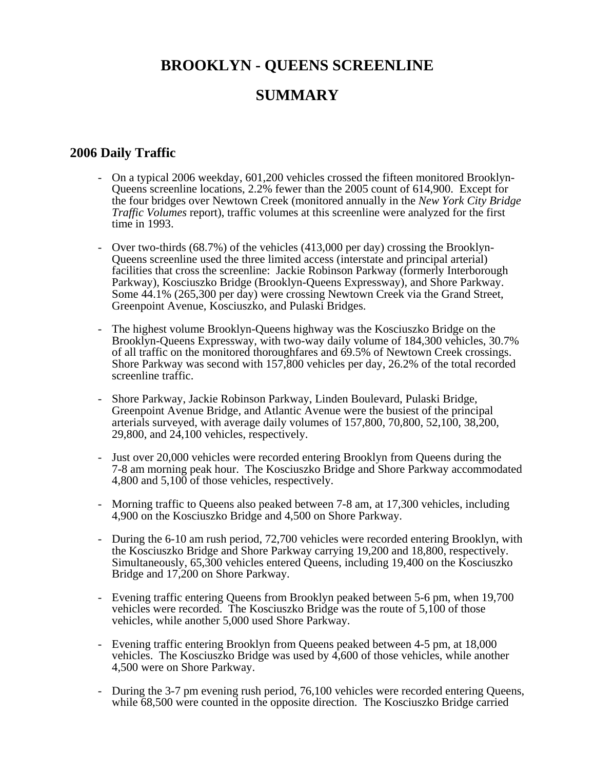# BROOKLYN - QUEENS SCREENLINE

# SUMMARY

## 2006 Daily Traffic

- On a typical 2006 weekday, 601,200 vehicles crossed the fifteen monitored Brooklyn-Queens screenline locations, 2.2% fewer than the 2005 count of 614,900. Except for the four bridges over Newtown Creek (monitored annually in the *New York City Bridge Traffic Volumes* report), traffic volumes at this screenline were analyzed for the first time in 1993.

- Over two-thirds (68.7%) of the vehicles (413,000 per day) crossing the Brooklyn-Queens screenline used the three limited access (interstate and principal arterial) facilities that cross the screenline: Jackie Robinson Parkway (formerly Interborough Parkway), Kosciuszko Bridge (Brooklyn-Queens Expressway), and Shore Parkway. Some 44.1% (265,300 per day) were crossing Newtown Creek via the Grand Street, Greenpoint Avenue, Kosciuszko, and Pulaski Bridges.

- The highest volume Brooklyn-Queens highway was the Kosciuszko Bridge on the Brooklyn-Queens Expressway, with two-way daily volume of 184,300 vehicles, 30.7% of all traffic on the monitored thoroughfares and 69.5% of Newtown Creek crossings. Shore Parkway was second with 157,800 vehicles per day, 26.2% of the total recorded screenline traffic.

- Shore Parkway, Jackie Robinson Parkway, Linden Boulevard, Pulaski Bridge, Greenpoint Avenue Bridge, and Atlantic Avenue were the busiest of the principal arterials surveyed, with average daily volumes of 157,800, 70,800, 52,100, 38,200, 29,800, and 24,100 vehicles, respectively.

- Just over 20,000 vehicles were recorded entering Brooklyn from Queens during the 7-8 am morning peak hour. The Kosciuszko Bridge and Shore Parkway accommodated 4,800 and 5,100 of those vehicles, respectively.

- Morning traffic to Queens also peaked between 7-8 am, at 17,300 vehicles, including 4,900 on the Kosciuszko Bridge and 4,500 on Shore Parkway.

- During the 6-10 am rush period, 72,700 vehicles were recorded entering Brooklyn, with the Kosciuszko Bridge and Shore Parkway carrying 19,200 and 18,800, respectively. Simultaneously, 65,300 vehicles entered Queens, including 19,400 on the Kosciuszko Bridge and 17,200 on Shore Parkway.

- Evening traffic entering Queens from Brooklyn peaked between 5-6 pm, when 19,700 vehicles were recorded. The Kosciuszko Bridge was the route of 5,100 of those vehicles, while another 5,000 used Shore Parkway.

- Evening traffic entering Brooklyn from Queens peaked between 4-5 pm, at 18,000 vehicles. The Kosciuszko Bridge was used by 4,600 of those vehicles, while another 4,500 were on Shore Parkway.

- During the 3-7 pm evening rush period, 76,100 vehicles were recorded entering Queens, while 68,500 were counted in the opposite direction. The Kosciuszko Bridge carried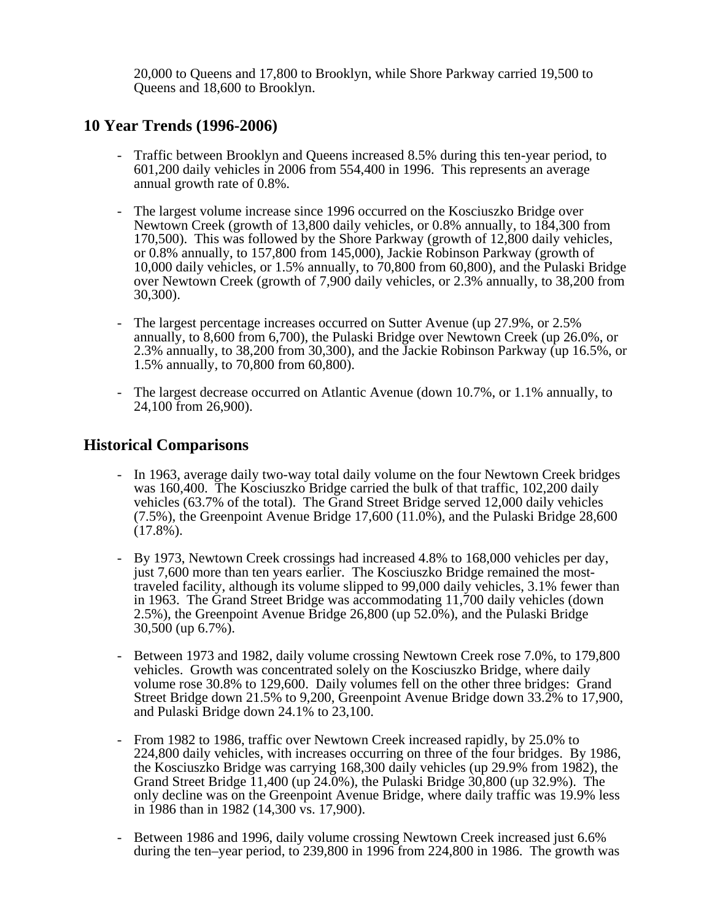20,000 to Queens and 17,800 to Brooklyn, while Shore Parkway carried 19,500 to Queens and 18,600 to Brooklyn.

## 10 Year Trends (1996-2006)

- Traffic between Brooklyn and Queens increased 8.5% during this ten-year period, to 601,200 daily vehicles in 2006 from 554,400 in 1996. This represents an average annual growth rate of 0.8%.

- The largest volume increase since 1996 occurred on the Kosciuszko Bridge over Newtown Creek (growth of 13,800 daily vehicles, or 0.8% annually, to 184,300 from 170,500). This was followed by the Shore Parkway (growth of 12,800 daily vehicles, or 0.8% annually, to 157,800 from 145,000), Jackie Robinson Parkway (growth of 10,000 daily vehicles, or 1.5% annually, to 70,800 from 60,800), and the Pulaski Bridge over Newtown Creek (growth of 7,900 daily vehicles, or 2.3% annually, to 38,200 from 30,300).

- The largest percentage increases occurred on Sutter Avenue (up 27.9%, or 2.5% annually, to 8,600 from 6,700), the Pulaski Bridge over Newtown Creek (up 26.0%, or 2.3% annually, to 38,200 from 30,300), and the Jackie Robinson Parkway (up 16.5%, or 1.5% annually, to 70,800 from 60,800).

- The largest decrease occurred on Atlantic Avenue (down 10.7%, or 1.1% annually, to 24,100 from 26,900).

## Historical Comparisons

- In 1963, average daily two-way total daily volume on the four Newtown Creek bridges was 160,400. The Kosciuszko Bridge carried the bulk of that traffic, 102,200 daily vehicles (63.7% of the total). The Grand Street Bridge served 12,000 daily vehicles (7.5%), the Greenpoint Avenue Bridge 17,600 (11.0%), and the Pulaski Bridge 28,600 (17.8%).

- By 1973, Newtown Creek crossings had increased 4.8% to 168,000 vehicles per day, just 7,600 more than ten years earlier. The Kosciuszko Bridge remained the most-traveled facility, although its volume slipped to 99,000 daily vehicles, 3.1% fewer than in 1963. The Grand Street Bridge was accommodating 11,700 daily vehicles (down 2.5%), the Greenpoint Avenue Bridge 26,800 (up 52.0%), and the Pulaski Bridge 30,500 (up 6.7%).

- Between 1973 and 1982, daily volume crossing Newtown Creek rose 7.0%, to 179,800 vehicles. Growth was concentrated solely on the Kosciuszko Bridge, where daily volume rose 30.8% to 129,600. Daily volumes fell on the other three bridges: Grand Street Bridge down 21.5% to 9,200, Greenpoint Avenue Bridge down 33.2% to 17,900, and Pulaski Bridge down 24.1% to 23,100.

- From 1982 to 1986, traffic over Newtown Creek increased rapidly, by 25.0% to 224,800 daily vehicles, with increases occurring on three of the four bridges. By 1986, the Kosciuszko Bridge was carrying 168,300 daily vehicles (up 29.9% from 1982), the Grand Street Bridge 11,400 (up 24.0%), the Pulaski Bridge 30,800 (up 32.9%). The only decline was on the Greenpoint Avenue Bridge, where daily traffic was 19.9% less in 1986 than in 1982 (14,300 vs. 17,900).

- Between 1986 and 1996, daily volume crossing Newtown Creek increased just 6.6% during the ten–year period, to 239,800 in 1996 from 224,800 in 1986. The growth was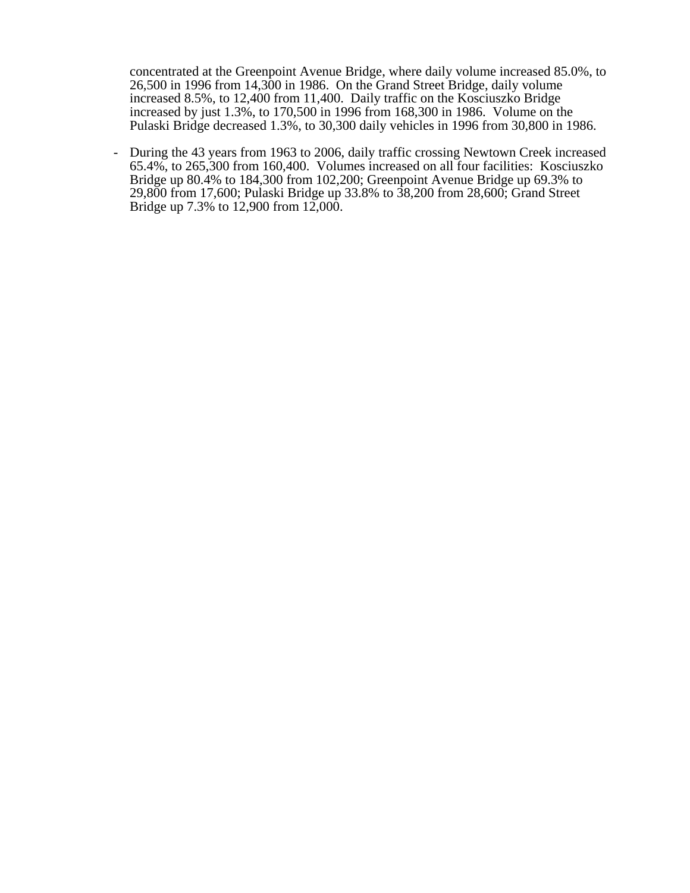concentrated at the Greenpoint Avenue Bridge, where daily volume increased 85.0%, to 26,500 in 1996 from 14,300 in 1986. On the Grand Street Bridge, daily volume increased 8.5%, to 12,400 from 11,400. Daily traffic on the Kosciuszko Bridge increased by just 1.3%, to 170,500 in 1996 from 168,300 in 1986. Volume on the Pulaski Bridge decreased 1.3%, to 30,300 daily vehicles in 1996 from 30,800 in 1986.

- During the 43 years from 1963 to 2006, daily traffic crossing Newtown Creek increased 65.4%, to 265,300 from 160,400. Volumes increased on all four facilities: Kosciuszko Bridge up 80.4% to 184,300 from 102,200; Greenpoint Avenue Bridge up 69.3% to 29,800 from 17,600; Pulaski Bridge up 33.8% to 38,200 from 28,600; Grand Street Bridge up 7.3% to 12,900 from 12,000.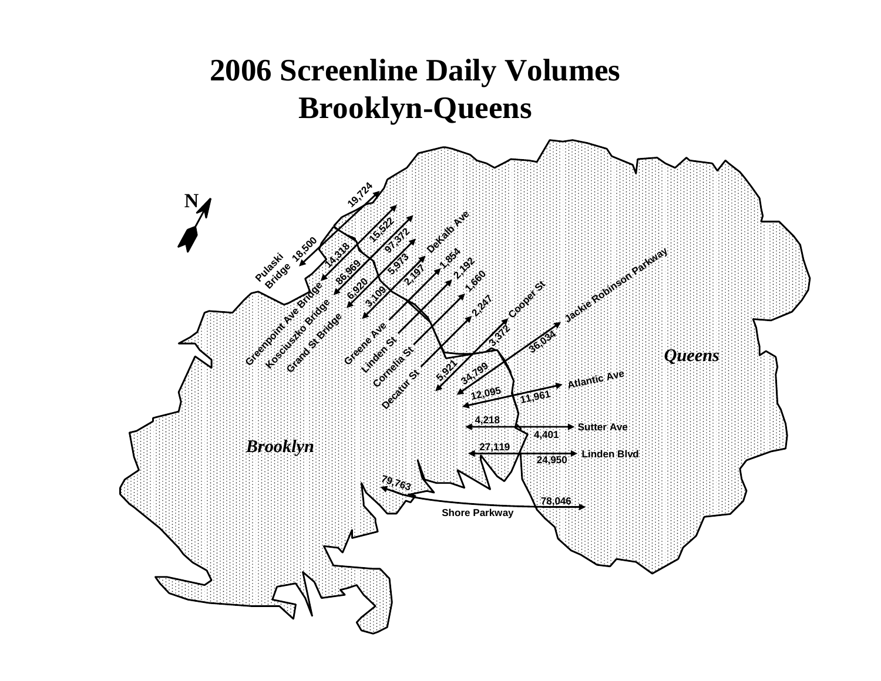# 2006 Screenline Daily Volumes
# Brooklyn-Queens

| Crossing | Volume | Volume |
|---|---|---|
| Pulaski Bridge | 18,500 | 19,724 |
| Greenpoint Ave Bridge | 14,318 | 15,522 |
| Kosciuszko Bridge | 86,969 | 97,372 |
| Grand St Bridge | 6,920 | 5,973 |
| DeKalb Ave | 3,109 | |
| Greene Ave | 2,197 | |
| Linden St | 1,854 | |
| Cornelia St | 2,192 | |
| Decatur St | 1,660 | |
| Cooper St | 5,921 | 2,247 |
| Jackie Robinson Parkway | 34,799 | 36,034 |
| Atlantic Ave | 12,095 | 11,961 |
| Sutter Ave | 4,218 | 4,401 |
| Linden Blvd | 27,119 | 24,950 |
| Shore Parkway | 79,763 | 78,046 |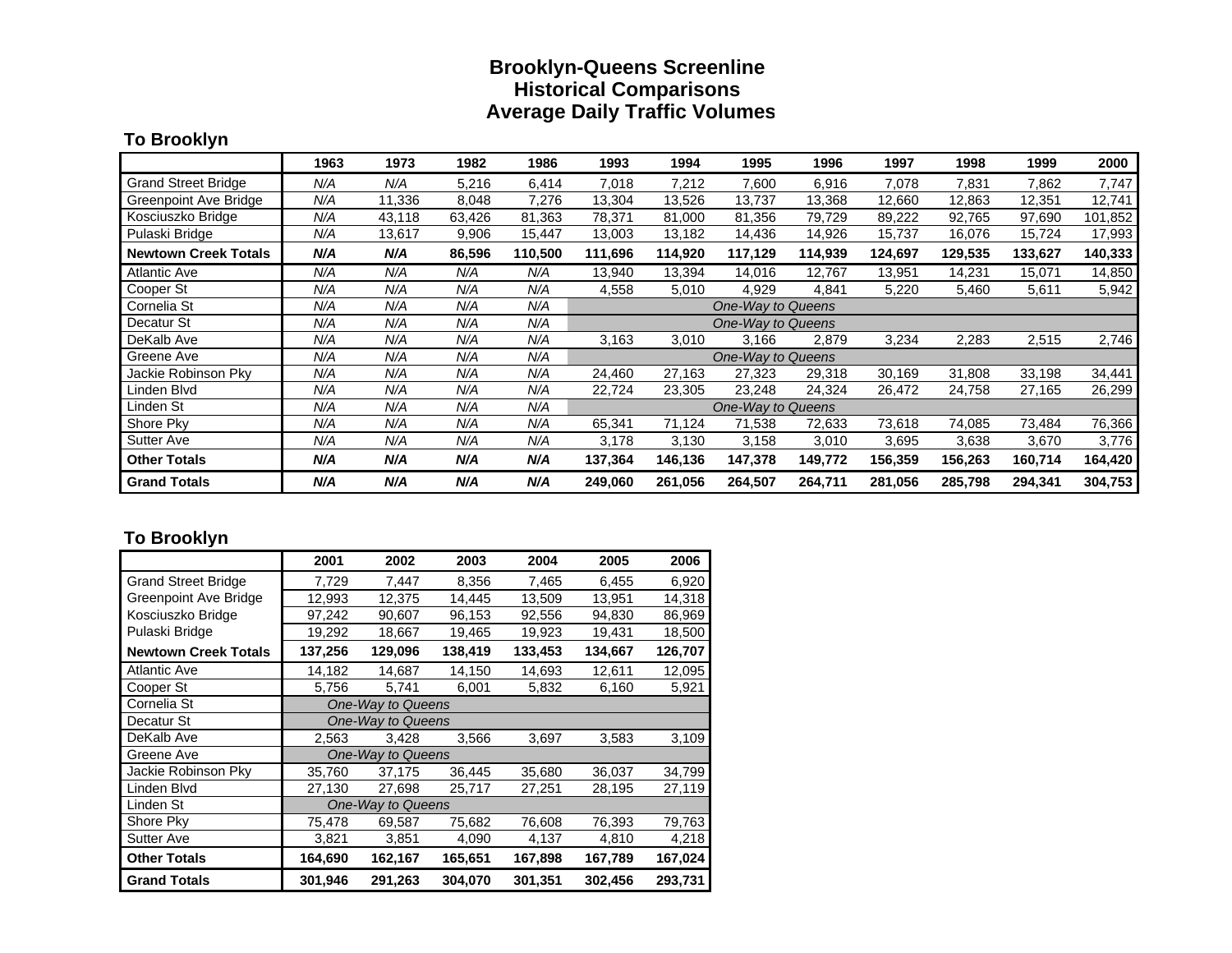# Brooklyn-Queens Screenline
## Historical Comparisons
## Average Daily Traffic Volumes

### To Brooklyn

| | 1963 | 1973 | 1982 | 1986 | 1993 | 1994 | 1995 | 1996 | 1997 | 1998 | 1999 | 2000 |
|---|---|---|---|---|---|---|---|---|---|---|---|---|
| Grand Street Bridge | *N/A* | *N/A* | 5,216 | 6,414 | 7,018 | 7,212 | 7,600 | 6,916 | 7,078 | 7,831 | 7,862 | 7,747 |
| Greenpoint Ave Bridge | *N/A* | 11,336 | 8,048 | 7,276 | 13,304 | 13,526 | 13,737 | 13,368 | 12,660 | 12,863 | 12,351 | 12,741 |
| Kosciuszko Bridge | *N/A* | 43,118 | 63,426 | 81,363 | 78,371 | 81,000 | 81,356 | 79,729 | 89,222 | 92,765 | 97,690 | 101,852 |
| Pulaski Bridge | *N/A* | 13,617 | 9,906 | 15,447 | 13,003 | 13,182 | 14,436 | 14,926 | 15,737 | 16,076 | 15,724 | 17,993 |
| **Newtown Creek Totals** | ***N/A*** | ***N/A*** | **86,596** | **110,500** | **111,696** | **114,920** | **117,129** | **114,939** | **124,697** | **129,535** | **133,627** | **140,333** |
| Atlantic Ave | *N/A* | *N/A* | *N/A* | *N/A* | 13,940 | 13,394 | 14,016 | 12,767 | 13,951 | 14,231 | 15,071 | 14,850 |
| Cooper St | *N/A* | *N/A* | *N/A* | *N/A* | 4,558 | 5,010 | 4,929 | 4,841 | 5,220 | 5,460 | 5,611 | 5,942 |
| Cornelia St | *N/A* | *N/A* | *N/A* | *N/A* | *One-Way to Queens* | | | | | | | |
| Decatur St | *N/A* | *N/A* | *N/A* | *N/A* | *One-Way to Queens* | | | | | | | |
| DeKalb Ave | *N/A* | *N/A* | *N/A* | *N/A* | 3,163 | 3,010 | 3,166 | 2,879 | 3,234 | 2,283 | 2,515 | 2,746 |
| Greene Ave | *N/A* | *N/A* | *N/A* | *N/A* | *One-Way to Queens* | | | | | | | |
| Jackie Robinson Pky | *N/A* | *N/A* | *N/A* | *N/A* | 24,460 | 27,163 | 27,323 | 29,318 | 30,169 | 31,808 | 33,198 | 34,441 |
| Linden Blvd | *N/A* | *N/A* | *N/A* | *N/A* | 22,724 | 23,305 | 23,248 | 24,324 | 26,472 | 24,758 | 27,165 | 26,299 |
| Linden St | *N/A* | *N/A* | *N/A* | *N/A* | *One-Way to Queens* | | | | | | | |
| Shore Pky | *N/A* | *N/A* | *N/A* | *N/A* | 65,341 | 71,124 | 71,538 | 72,633 | 73,618 | 74,085 | 73,484 | 76,366 |
| Sutter Ave | *N/A* | *N/A* | *N/A* | *N/A* | 3,178 | 3,130 | 3,158 | 3,010 | 3,695 | 3,638 | 3,670 | 3,776 |
| **Other Totals** | ***N/A*** | ***N/A*** | ***N/A*** | ***N/A*** | **137,364** | **146,136** | **147,378** | **149,772** | **156,359** | **156,263** | **160,714** | **164,420** |
| **Grand Totals** | ***N/A*** | ***N/A*** | ***N/A*** | ***N/A*** | **249,060** | **261,056** | **264,507** | **264,711** | **281,056** | **285,798** | **294,341** | **304,753** |

### To Brooklyn

| | 2001 | 2002 | 2003 | 2004 | 2005 | 2006 |
|---|---|---|---|---|---|---|
| Grand Street Bridge | 7,729 | 7,447 | 8,356 | 7,465 | 6,455 | 6,920 |
| Greenpoint Ave Bridge | 12,993 | 12,375 | 14,445 | 13,509 | 13,951 | 14,318 |
| Kosciuszko Bridge | 97,242 | 90,607 | 96,153 | 92,556 | 94,830 | 86,969 |
| Pulaski Bridge | 19,292 | 18,667 | 19,465 | 19,923 | 19,431 | 18,500 |
| **Newtown Creek Totals** | **137,256** | **129,096** | **138,419** | **133,453** | **134,667** | **126,707** |
| Atlantic Ave | 14,182 | 14,687 | 14,150 | 14,693 | 12,611 | 12,095 |
| Cooper St | 5,756 | 5,741 | 6,001 | 5,832 | 6,160 | 5,921 |
| Cornelia St | *One-Way to Queens* | | | | | |
| Decatur St | *One-Way to Queens* | | | | | |
| DeKalb Ave | 2,563 | 3,428 | 3,566 | 3,697 | 3,583 | 3,109 |
| Greene Ave | *One-Way to Queens* | | | | | |
| Jackie Robinson Pky | 35,760 | 37,175 | 36,445 | 35,680 | 36,037 | 34,799 |
| Linden Blvd | 27,130 | 27,698 | 25,717 | 27,251 | 28,195 | 27,119 |
| Linden St | *One-Way to Queens* | | | | | |
| Shore Pky | 75,478 | 69,587 | 75,682 | 76,608 | 76,393 | 79,763 |
| Sutter Ave | 3,821 | 3,851 | 4,090 | 4,137 | 4,810 | 4,218 |
| **Other Totals** | **164,690** | **162,167** | **165,651** | **167,898** | **167,789** | **167,024** |
| **Grand Totals** | **301,946** | **291,263** | **304,070** | **301,351** | **302,456** | **293,731** |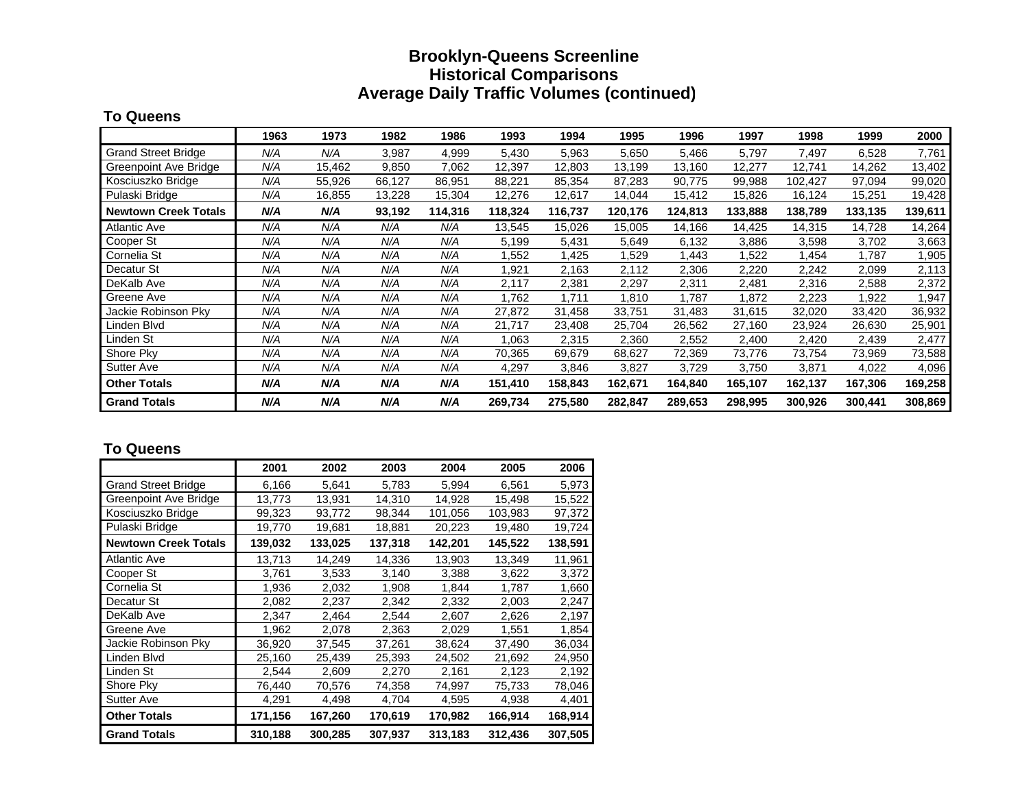# Brooklyn-Queens Screenline
## Historical Comparisons
## Average Daily Traffic Volumes (continued)

### To Queens

| | 1963 | 1973 | 1982 | 1986 | 1993 | 1994 | 1995 | 1996 | 1997 | 1998 | 1999 | 2000 |
|---|---|---|---|---|---|---|---|---|---|---|---|---|
| Grand Street Bridge | *N/A* | *N/A* | 3,987 | 4,999 | 5,430 | 5,963 | 5,650 | 5,466 | 5,797 | 7,497 | 6,528 | 7,761 |
| Greenpoint Ave Bridge | *N/A* | 15,462 | 9,850 | 7,062 | 12,397 | 12,803 | 13,199 | 13,160 | 12,277 | 12,741 | 14,262 | 13,402 |
| Kosciuszko Bridge | *N/A* | 55,926 | 66,127 | 86,951 | 88,221 | 85,354 | 87,283 | 90,775 | 99,988 | 102,427 | 97,094 | 99,020 |
| Pulaski Bridge | *N/A* | 16,855 | 13,228 | 15,304 | 12,276 | 12,617 | 14,044 | 15,412 | 15,826 | 16,124 | 15,251 | 19,428 |
| **Newtown Creek Totals** | ***N/A*** | ***N/A*** | **93,192** | **114,316** | **118,324** | **116,737** | **120,176** | **124,813** | **133,888** | **138,789** | **133,135** | **139,611** |
| Atlantic Ave | *N/A* | *N/A* | *N/A* | *N/A* | 13,545 | 15,026 | 15,005 | 14,166 | 14,425 | 14,315 | 14,728 | 14,264 |
| Cooper St | *N/A* | *N/A* | *N/A* | *N/A* | 5,199 | 5,431 | 5,649 | 6,132 | 3,886 | 3,598 | 3,702 | 3,663 |
| Cornelia St | *N/A* | *N/A* | *N/A* | *N/A* | 1,552 | 1,425 | 1,529 | 1,443 | 1,522 | 1,454 | 1,787 | 1,905 |
| Decatur St | *N/A* | *N/A* | *N/A* | *N/A* | 1,921 | 2,163 | 2,112 | 2,306 | 2,220 | 2,242 | 2,099 | 2,113 |
| DeKalb Ave | *N/A* | *N/A* | *N/A* | *N/A* | 2,117 | 2,381 | 2,297 | 2,311 | 2,481 | 2,316 | 2,588 | 2,372 |
| Greene Ave | *N/A* | *N/A* | *N/A* | *N/A* | 1,762 | 1,711 | 1,810 | 1,787 | 1,872 | 2,223 | 1,922 | 1,947 |
| Jackie Robinson Pky | *N/A* | *N/A* | *N/A* | *N/A* | 27,872 | 31,458 | 33,751 | 31,483 | 31,615 | 32,020 | 33,420 | 36,932 |
| Linden Blvd | *N/A* | *N/A* | *N/A* | *N/A* | 21,717 | 23,408 | 25,704 | 26,562 | 27,160 | 23,924 | 26,630 | 25,901 |
| Linden St | *N/A* | *N/A* | *N/A* | *N/A* | 1,063 | 2,315 | 2,360 | 2,552 | 2,400 | 2,420 | 2,439 | 2,477 |
| Shore Pky | *N/A* | *N/A* | *N/A* | *N/A* | 70,365 | 69,679 | 68,627 | 72,369 | 73,776 | 73,754 | 73,969 | 73,588 |
| Sutter Ave | *N/A* | *N/A* | *N/A* | *N/A* | 4,297 | 3,846 | 3,827 | 3,729 | 3,750 | 3,871 | 4,022 | 4,096 |
| **Other Totals** | ***N/A*** | ***N/A*** | ***N/A*** | ***N/A*** | **151,410** | **158,843** | **162,671** | **164,840** | **165,107** | **162,137** | **167,306** | **169,258** |
| **Grand Totals** | ***N/A*** | ***N/A*** | ***N/A*** | ***N/A*** | **269,734** | **275,580** | **282,847** | **289,653** | **298,995** | **300,926** | **300,441** | **308,869** |

### To Queens

| | 2001 | 2002 | 2003 | 2004 | 2005 | 2006 |
|---|---|---|---|---|---|---|
| Grand Street Bridge | 6,166 | 5,641 | 5,783 | 5,994 | 6,561 | 5,973 |
| Greenpoint Ave Bridge | 13,773 | 13,931 | 14,310 | 14,928 | 15,498 | 15,522 |
| Kosciuszko Bridge | 99,323 | 93,772 | 98,344 | 101,056 | 103,983 | 97,372 |
| Pulaski Bridge | 19,770 | 19,681 | 18,881 | 20,223 | 19,480 | 19,724 |
| **Newtown Creek Totals** | **139,032** | **133,025** | **137,318** | **142,201** | **145,522** | **138,591** |
| Atlantic Ave | 13,713 | 14,249 | 14,336 | 13,903 | 13,349 | 11,961 |
| Cooper St | 3,761 | 3,533 | 3,140 | 3,388 | 3,622 | 3,372 |
| Cornelia St | 1,936 | 2,032 | 1,908 | 1,844 | 1,787 | 1,660 |
| Decatur St | 2,082 | 2,237 | 2,342 | 2,332 | 2,003 | 2,247 |
| DeKalb Ave | 2,347 | 2,464 | 2,544 | 2,607 | 2,626 | 2,197 |
| Greene Ave | 1,962 | 2,078 | 2,363 | 2,029 | 1,551 | 1,854 |
| Jackie Robinson Pky | 36,920 | 37,545 | 37,261 | 38,624 | 37,490 | 36,034 |
| Linden Blvd | 25,160 | 25,439 | 25,393 | 24,502 | 21,692 | 24,950 |
| Linden St | 2,544 | 2,609 | 2,270 | 2,161 | 2,123 | 2,192 |
| Shore Pky | 76,440 | 70,576 | 74,358 | 74,997 | 75,733 | 78,046 |
| Sutter Ave | 4,291 | 4,498 | 4,704 | 4,595 | 4,938 | 4,401 |
| **Other Totals** | **171,156** | **167,260** | **170,619** | **170,982** | **166,914** | **168,914** |
| **Grand Totals** | **310,188** | **300,285** | **307,937** | **313,183** | **312,436** | **307,505** |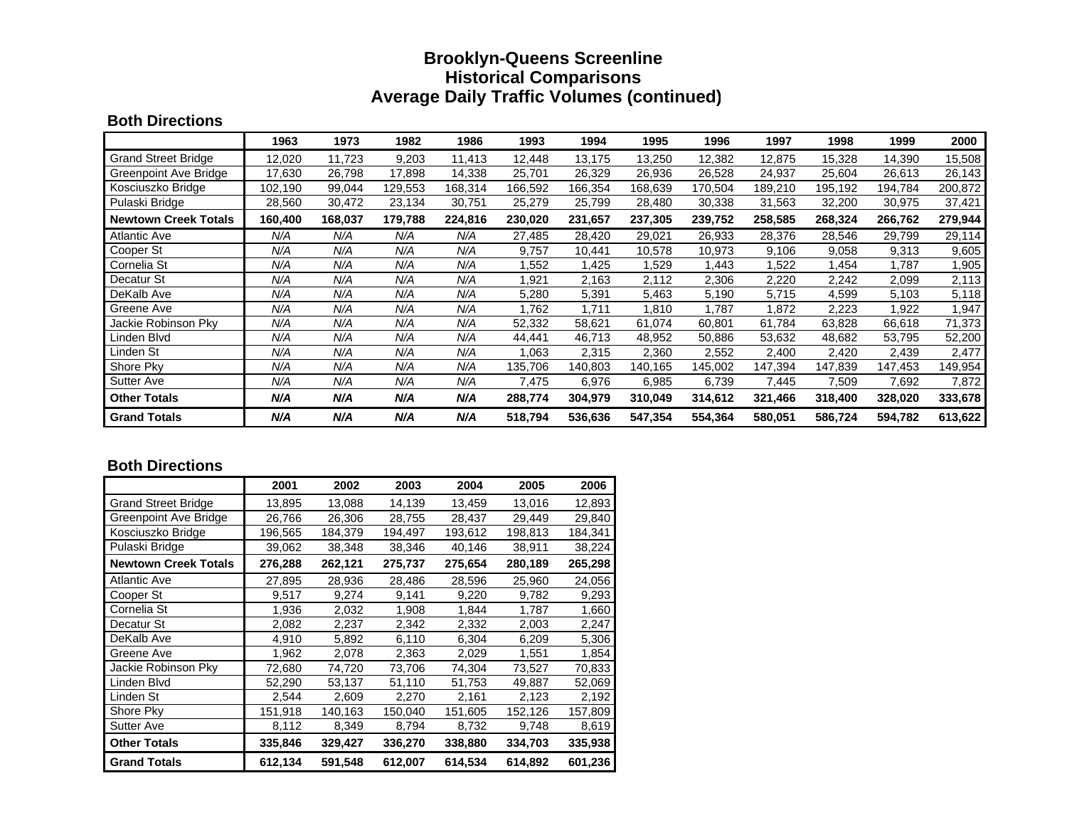# Brooklyn-Queens Screenline
# Historical Comparisons
# Average Daily Traffic Volumes (continued)

### Both Directions

| | 1963 | 1973 | 1982 | 1986 | 1993 | 1994 | 1995 | 1996 | 1997 | 1998 | 1999 | 2000 |
|---|---|---|---|---|---|---|---|---|---|---|---|---|
| Grand Street Bridge | 12,020 | 11,723 | 9,203 | 11,413 | 12,448 | 13,175 | 13,250 | 12,382 | 12,875 | 15,328 | 14,390 | 15,508 |
| Greenpoint Ave Bridge | 17,630 | 26,798 | 17,898 | 14,338 | 25,701 | 26,329 | 26,936 | 26,528 | 24,937 | 25,604 | 26,613 | 26,143 |
| Kosciuszko Bridge | 102,190 | 99,044 | 129,553 | 168,314 | 166,592 | 166,354 | 168,639 | 170,504 | 189,210 | 195,192 | 194,784 | 200,872 |
| Pulaski Bridge | 28,560 | 30,472 | 23,134 | 30,751 | 25,279 | 25,799 | 28,480 | 30,338 | 31,563 | 32,200 | 30,975 | 37,421 |
| **Newtown Creek Totals** | **160,400** | **168,037** | **179,788** | **224,816** | **230,020** | **231,657** | **237,305** | **239,752** | **258,585** | **268,324** | **266,762** | **279,944** |
| Atlantic Ave | *N/A* | *N/A* | *N/A* | *N/A* | 27,485 | 28,420 | 29,021 | 26,933 | 28,376 | 28,546 | 29,799 | 29,114 |
| Cooper St | *N/A* | *N/A* | *N/A* | *N/A* | 9,757 | 10,441 | 10,578 | 10,973 | 9,106 | 9,058 | 9,313 | 9,605 |
| Cornelia St | *N/A* | *N/A* | *N/A* | *N/A* | 1,552 | 1,425 | 1,529 | 1,443 | 1,522 | 1,454 | 1,787 | 1,905 |
| Decatur St | *N/A* | *N/A* | *N/A* | *N/A* | 1,921 | 2,163 | 2,112 | 2,306 | 2,220 | 2,242 | 2,099 | 2,113 |
| DeKalb Ave | *N/A* | *N/A* | *N/A* | *N/A* | 5,280 | 5,391 | 5,463 | 5,190 | 5,715 | 4,599 | 5,103 | 5,118 |
| Greene Ave | *N/A* | *N/A* | *N/A* | *N/A* | 1,762 | 1,711 | 1,810 | 1,787 | 1,872 | 2,223 | 1,922 | 1,947 |
| Jackie Robinson Pky | *N/A* | *N/A* | *N/A* | *N/A* | 52,332 | 58,621 | 61,074 | 60,801 | 61,784 | 63,828 | 66,618 | 71,373 |
| Linden Blvd | *N/A* | *N/A* | *N/A* | *N/A* | 44,441 | 46,713 | 48,952 | 50,886 | 53,632 | 48,682 | 53,795 | 52,200 |
| Linden St | *N/A* | *N/A* | *N/A* | *N/A* | 1,063 | 2,315 | 2,360 | 2,552 | 2,400 | 2,420 | 2,439 | 2,477 |
| Shore Pky | *N/A* | *N/A* | *N/A* | *N/A* | 135,706 | 140,803 | 140,165 | 145,002 | 147,394 | 147,839 | 147,453 | 149,954 |
| Sutter Ave | *N/A* | *N/A* | *N/A* | *N/A* | 7,475 | 6,976 | 6,985 | 6,739 | 7,445 | 7,509 | 7,692 | 7,872 |
| **Other Totals** | ***N/A*** | ***N/A*** | ***N/A*** | ***N/A*** | **288,774** | **304,979** | **310,049** | **314,612** | **321,466** | **318,400** | **328,020** | **333,678** |
| **Grand Totals** | ***N/A*** | ***N/A*** | ***N/A*** | ***N/A*** | **518,794** | **536,636** | **547,354** | **554,364** | **580,051** | **586,724** | **594,782** | **613,622** |

### Both Directions

| | 2001 | 2002 | 2003 | 2004 | 2005 | 2006 |
|---|---|---|---|---|---|---|
| Grand Street Bridge | 13,895 | 13,088 | 14,139 | 13,459 | 13,016 | 12,893 |
| Greenpoint Ave Bridge | 26,766 | 26,306 | 28,755 | 28,437 | 29,449 | 29,840 |
| Kosciuszko Bridge | 196,565 | 184,379 | 194,497 | 193,612 | 198,813 | 184,341 |
| Pulaski Bridge | 39,062 | 38,348 | 38,346 | 40,146 | 38,911 | 38,224 |
| **Newtown Creek Totals** | **276,288** | **262,121** | **275,737** | **275,654** | **280,189** | **265,298** |
| Atlantic Ave | 27,895 | 28,936 | 28,486 | 28,596 | 25,960 | 24,056 |
| Cooper St | 9,517 | 9,274 | 9,141 | 9,220 | 9,782 | 9,293 |
| Cornelia St | 1,936 | 2,032 | 1,908 | 1,844 | 1,787 | 1,660 |
| Decatur St | 2,082 | 2,237 | 2,342 | 2,332 | 2,003 | 2,247 |
| DeKalb Ave | 4,910 | 5,892 | 6,110 | 6,304 | 6,209 | 5,306 |
| Greene Ave | 1,962 | 2,078 | 2,363 | 2,029 | 1,551 | 1,854 |
| Jackie Robinson Pky | 72,680 | 74,720 | 73,706 | 74,304 | 73,527 | 70,833 |
| Linden Blvd | 52,290 | 53,137 | 51,110 | 51,753 | 49,887 | 52,069 |
| Linden St | 2,544 | 2,609 | 2,270 | 2,161 | 2,123 | 2,192 |
| Shore Pky | 151,918 | 140,163 | 150,040 | 151,605 | 152,126 | 157,809 |
| Sutter Ave | 8,112 | 8,349 | 8,794 | 8,732 | 9,748 | 8,619 |
| **Other Totals** | **335,846** | **329,427** | **336,270** | **338,880** | **334,703** | **335,938** |
| **Grand Totals** | **612,134** | **591,548** | **612,007** | **614,534** | **614,892** | **601,236** |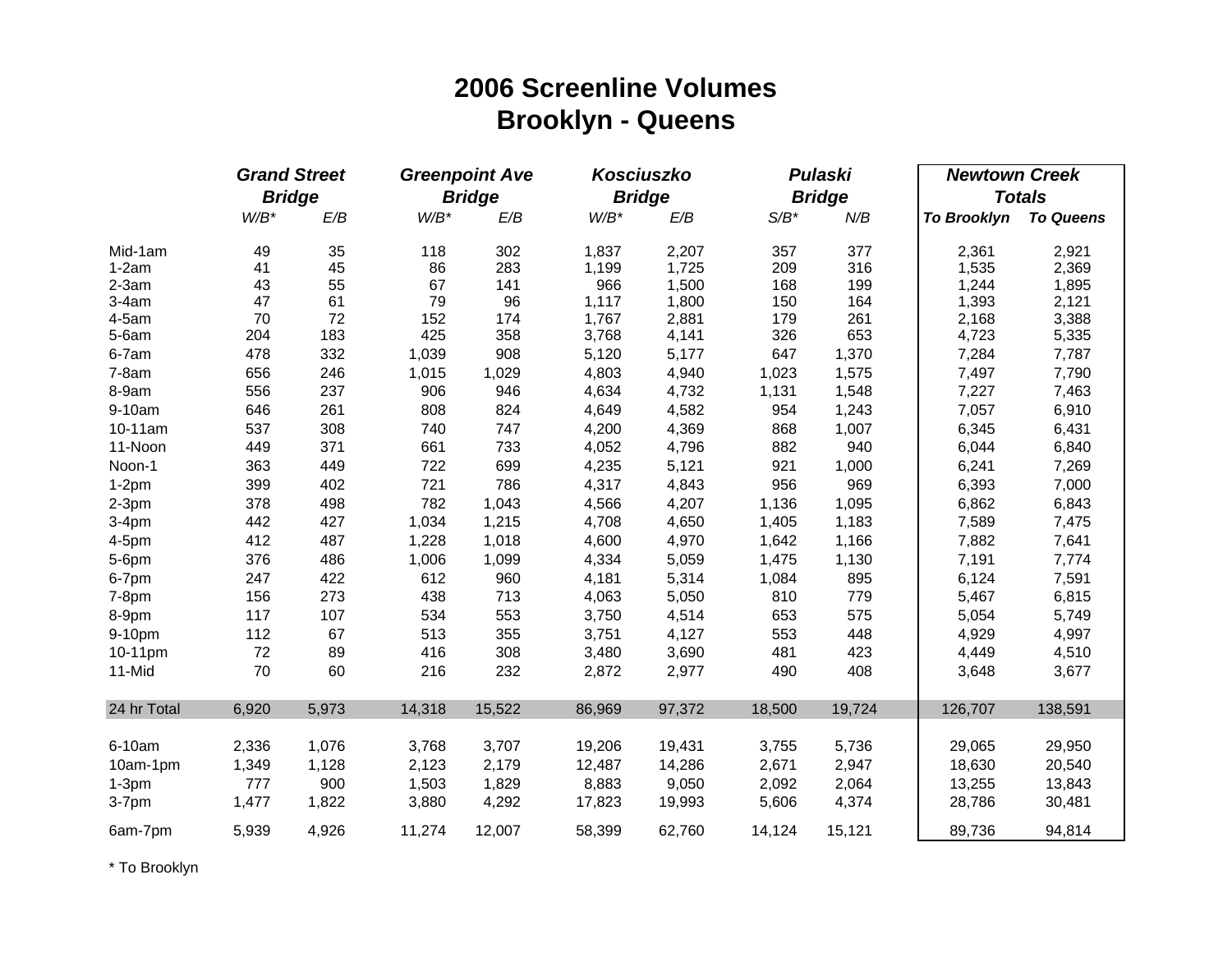# 2006 Screenline Volumes
# Brooklyn - Queens

| | Grand Street Bridge | | Greenpoint Ave Bridge | | Kosciuszko Bridge | | Pulaski Bridge | | Newtown Creek Totals | |
|---|---|---|---|---|---|---|---|---|---|---|
| | *W/B** | *E/B* | *W/B** | *E/B* | *W/B** | *E/B* | *S/B** | *N/B* | **To Brooklyn** | **To Queens** |
| Mid-1am | 49 | 35 | 118 | 302 | 1,837 | 2,207 | 357 | 377 | 2,361 | 2,921 |
| 1-2am | 41 | 45 | 86 | 283 | 1,199 | 1,725 | 209 | 316 | 1,535 | 2,369 |
| 2-3am | 43 | 55 | 67 | 141 | 966 | 1,500 | 168 | 199 | 1,244 | 1,895 |
| 3-4am | 47 | 61 | 79 | 96 | 1,117 | 1,800 | 150 | 164 | 1,393 | 2,121 |
| 4-5am | 70 | 72 | 152 | 174 | 1,767 | 2,881 | 179 | 261 | 2,168 | 3,388 |
| 5-6am | 204 | 183 | 425 | 358 | 3,768 | 4,141 | 326 | 653 | 4,723 | 5,335 |
| 6-7am | 478 | 332 | 1,039 | 908 | 5,120 | 5,177 | 647 | 1,370 | 7,284 | 7,787 |
| 7-8am | 656 | 246 | 1,015 | 1,029 | 4,803 | 4,940 | 1,023 | 1,575 | 7,497 | 7,790 |
| 8-9am | 556 | 237 | 906 | 946 | 4,634 | 4,732 | 1,131 | 1,548 | 7,227 | 7,463 |
| 9-10am | 646 | 261 | 808 | 824 | 4,649 | 4,582 | 954 | 1,243 | 7,057 | 6,910 |
| 10-11am | 537 | 308 | 740 | 747 | 4,200 | 4,369 | 868 | 1,007 | 6,345 | 6,431 |
| 11-Noon | 449 | 371 | 661 | 733 | 4,052 | 4,796 | 882 | 940 | 6,044 | 6,840 |
| Noon-1 | 363 | 449 | 722 | 699 | 4,235 | 5,121 | 921 | 1,000 | 6,241 | 7,269 |
| 1-2pm | 399 | 402 | 721 | 786 | 4,317 | 4,843 | 956 | 969 | 6,393 | 7,000 |
| 2-3pm | 378 | 498 | 782 | 1,043 | 4,566 | 4,207 | 1,136 | 1,095 | 6,862 | 6,843 |
| 3-4pm | 442 | 427 | 1,034 | 1,215 | 4,708 | 4,650 | 1,405 | 1,183 | 7,589 | 7,475 |
| 4-5pm | 412 | 487 | 1,228 | 1,018 | 4,600 | 4,970 | 1,642 | 1,166 | 7,882 | 7,641 |
| 5-6pm | 376 | 486 | 1,006 | 1,099 | 4,334 | 5,059 | 1,475 | 1,130 | 7,191 | 7,774 |
| 6-7pm | 247 | 422 | 612 | 960 | 4,181 | 5,314 | 1,084 | 895 | 6,124 | 7,591 |
| 7-8pm | 156 | 273 | 438 | 713 | 4,063 | 5,050 | 810 | 779 | 5,467 | 6,815 |
| 8-9pm | 117 | 107 | 534 | 553 | 3,750 | 4,514 | 653 | 575 | 5,054 | 5,749 |
| 9-10pm | 112 | 67 | 513 | 355 | 3,751 | 4,127 | 553 | 448 | 4,929 | 4,997 |
| 10-11pm | 72 | 89 | 416 | 308 | 3,480 | 3,690 | 481 | 423 | 4,449 | 4,510 |
| 11-Mid | 70 | 60 | 216 | 232 | 2,872 | 2,977 | 490 | 408 | 3,648 | 3,677 |
| 24 hr Total | 6,920 | 5,973 | 14,318 | 15,522 | 86,969 | 97,372 | 18,500 | 19,724 | 126,707 | 138,591 |
| 6-10am | 2,336 | 1,076 | 3,768 | 3,707 | 19,206 | 19,431 | 3,755 | 5,736 | 29,065 | 29,950 |
| 10am-1pm | 1,349 | 1,128 | 2,123 | 2,179 | 12,487 | 14,286 | 2,671 | 2,947 | 18,630 | 20,540 |
| 1-3pm | 777 | 900 | 1,503 | 1,829 | 8,883 | 9,050 | 2,092 | 2,064 | 13,255 | 13,843 |
| 3-7pm | 1,477 | 1,822 | 3,880 | 4,292 | 17,823 | 19,993 | 5,606 | 4,374 | 28,786 | 30,481 |
| 6am-7pm | 5,939 | 4,926 | 11,274 | 12,007 | 58,399 | 62,760 | 14,124 | 15,121 | 89,736 | 94,814 |

\* To Brooklyn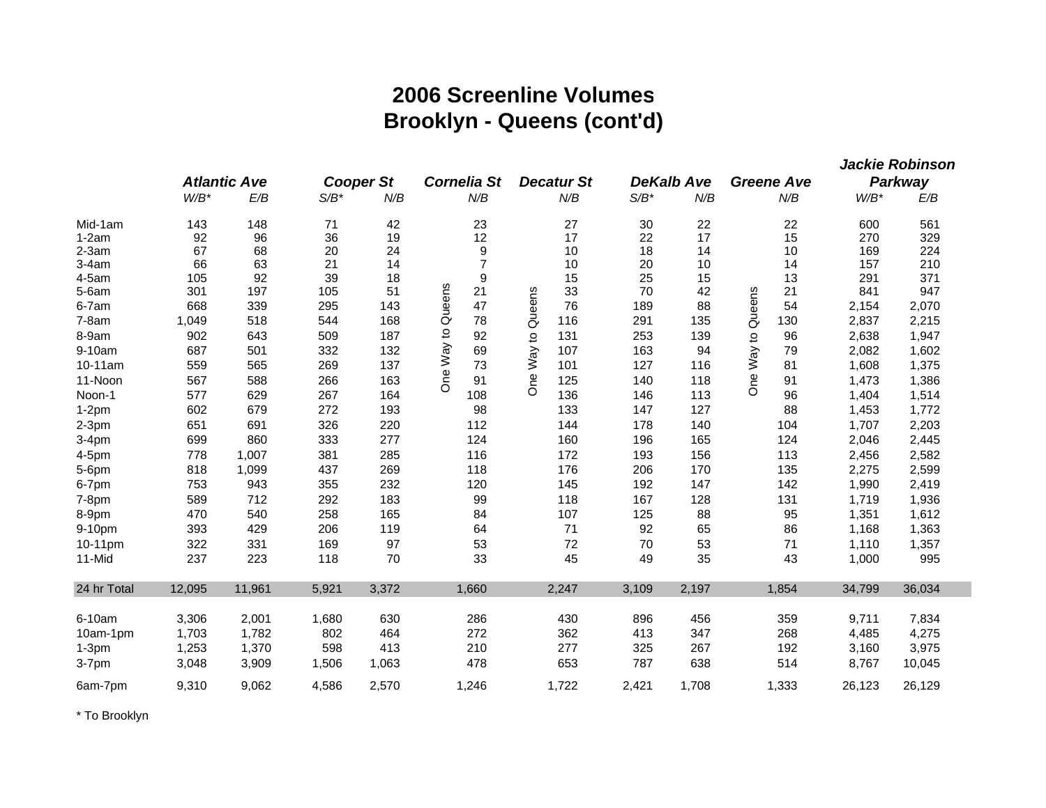# 2006 Screenline Volumes
# Brooklyn - Queens (cont'd)

| | Atlantic Ave | | Cooper St | | Cornelia St | Decatur St | DeKalb Ave | | Greene Ave | Jackie Robinson Parkway | |
|---|---|---|---|---|---|---|---|---|---|---|---|
| | W/B* | E/B | S/B* | N/B | N/B | N/B | S/B* | N/B | N/B | W/B* | E/B |
| Mid-1am | 143 | 148 | 71 | 42 | 23 | 27 | 30 | 22 | 22 | 600 | 561 |
| 1-2am | 92 | 96 | 36 | 19 | 12 | 17 | 22 | 17 | 15 | 270 | 329 |
| 2-3am | 67 | 68 | 20 | 24 | 9 | 10 | 18 | 14 | 10 | 169 | 224 |
| 3-4am | 66 | 63 | 21 | 14 | 7 | 10 | 20 | 10 | 14 | 157 | 210 |
| 4-5am | 105 | 92 | 39 | 18 | 9 | 15 | 25 | 15 | 13 | 291 | 371 |
| 5-6am | 301 | 197 | 105 | 51 | 21 | 33 | 70 | 42 | 21 | 841 | 947 |
| 6-7am | 668 | 339 | 295 | 143 | 47 | 76 | 189 | 88 | 54 | 2,154 | 2,070 |
| 7-8am | 1,049 | 518 | 544 | 168 | 78 | 116 | 291 | 135 | 130 | 2,837 | 2,215 |
| 8-9am | 902 | 643 | 509 | 187 | 92 | 131 | 253 | 139 | 96 | 2,638 | 1,947 |
| 9-10am | 687 | 501 | 332 | 132 | 69 | 107 | 163 | 94 | 79 | 2,082 | 1,602 |
| 10-11am | 559 | 565 | 269 | 137 | 73 | 101 | 127 | 116 | 81 | 1,608 | 1,375 |
| 11-Noon | 567 | 588 | 266 | 163 | 91 | 125 | 140 | 118 | 91 | 1,473 | 1,386 |
| Noon-1 | 577 | 629 | 267 | 164 | 108 | 136 | 146 | 113 | 96 | 1,404 | 1,514 |
| 1-2pm | 602 | 679 | 272 | 193 | 98 | 133 | 147 | 127 | 88 | 1,453 | 1,772 |
| 2-3pm | 651 | 691 | 326 | 220 | 112 | 144 | 178 | 140 | 104 | 1,707 | 2,203 |
| 3-4pm | 699 | 860 | 333 | 277 | 124 | 160 | 196 | 165 | 124 | 2,046 | 2,445 |
| 4-5pm | 778 | 1,007 | 381 | 285 | 116 | 172 | 193 | 156 | 113 | 2,456 | 2,582 |
| 5-6pm | 818 | 1,099 | 437 | 269 | 118 | 176 | 206 | 170 | 135 | 2,275 | 2,599 |
| 6-7pm | 753 | 943 | 355 | 232 | 120 | 145 | 192 | 147 | 142 | 1,990 | 2,419 |
| 7-8pm | 589 | 712 | 292 | 183 | 99 | 118 | 167 | 128 | 131 | 1,719 | 1,936 |
| 8-9pm | 470 | 540 | 258 | 165 | 84 | 107 | 125 | 88 | 95 | 1,351 | 1,612 |
| 9-10pm | 393 | 429 | 206 | 119 | 64 | 71 | 92 | 65 | 86 | 1,168 | 1,363 |
| 10-11pm | 322 | 331 | 169 | 97 | 53 | 72 | 70 | 53 | 71 | 1,110 | 1,357 |
| 11-Mid | 237 | 223 | 118 | 70 | 33 | 45 | 49 | 35 | 43 | 1,000 | 995 |
| 24 hr Total | 12,095 | 11,961 | 5,921 | 3,372 | 1,660 | 2,247 | 3,109 | 2,197 | 1,854 | 34,799 | 36,034 |
| 6-10am | 3,306 | 2,001 | 1,680 | 630 | 286 | 430 | 896 | 456 | 359 | 9,711 | 7,834 |
| 10am-1pm | 1,703 | 1,782 | 802 | 464 | 272 | 362 | 413 | 347 | 268 | 4,485 | 4,275 |
| 1-3pm | 1,253 | 1,370 | 598 | 413 | 210 | 277 | 325 | 267 | 192 | 3,160 | 3,975 |
| 3-7pm | 3,048 | 3,909 | 1,506 | 1,063 | 478 | 653 | 787 | 638 | 514 | 8,767 | 10,045 |
| 6am-7pm | 9,310 | 9,062 | 4,586 | 2,570 | 1,246 | 1,722 | 2,421 | 1,708 | 1,333 | 26,123 | 26,129 |

Cornelia St, Decatur St, Greene Ave: One Way to Queens

\* To Brooklyn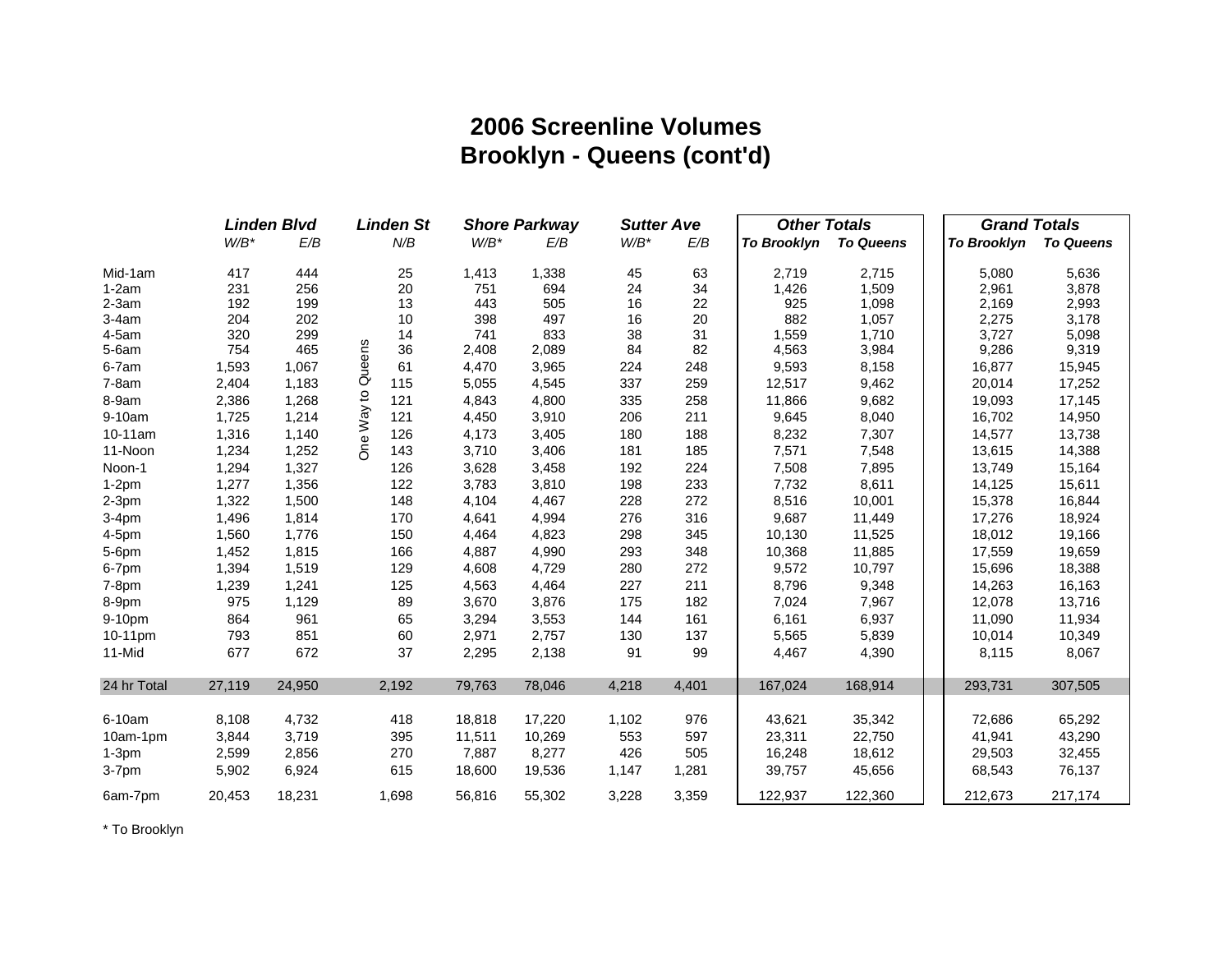# 2006 Screenline Volumes
## Brooklyn - Queens (cont'd)

| | Linden Blvd | | Linden St | Shore Parkway | | Sutter Ave | | Other Totals | | Grand Totals | |
|---|---|---|---|---|---|---|---|---|---|---|---|
| | W/B* | E/B | N/B | W/B* | E/B | W/B* | E/B | To Brooklyn | To Queens | To Brooklyn | To Queens |
| Mid-1am | 417 | 444 | 25 | 1,413 | 1,338 | 45 | 63 | 2,719 | 2,715 | 5,080 | 5,636 |
| 1-2am | 231 | 256 | 20 | 751 | 694 | 24 | 34 | 1,426 | 1,509 | 2,961 | 3,878 |
| 2-3am | 192 | 199 | 13 | 443 | 505 | 16 | 22 | 925 | 1,098 | 2,169 | 2,993 |
| 3-4am | 204 | 202 | 10 | 398 | 497 | 16 | 20 | 882 | 1,057 | 2,275 | 3,178 |
| 4-5am | 320 | 299 | 14 | 741 | 833 | 38 | 31 | 1,559 | 1,710 | 3,727 | 5,098 |
| 5-6am | 754 | 465 | 36 | 2,408 | 2,089 | 84 | 82 | 4,563 | 3,984 | 9,286 | 9,319 |
| 6-7am | 1,593 | 1,067 | 61 | 4,470 | 3,965 | 224 | 248 | 9,593 | 8,158 | 16,877 | 15,945 |
| 7-8am | 2,404 | 1,183 | 115 | 5,055 | 4,545 | 337 | 259 | 12,517 | 9,462 | 20,014 | 17,252 |
| 8-9am | 2,386 | 1,268 | 121 | 4,843 | 4,800 | 335 | 258 | 11,866 | 9,682 | 19,093 | 17,145 |
| 9-10am | 1,725 | 1,214 | 121 | 4,450 | 3,910 | 206 | 211 | 9,645 | 8,040 | 16,702 | 14,950 |
| 10-11am | 1,316 | 1,140 | 126 | 4,173 | 3,405 | 180 | 188 | 8,232 | 7,307 | 14,577 | 13,738 |
| 11-Noon | 1,234 | 1,252 | 143 | 3,710 | 3,406 | 181 | 185 | 7,571 | 7,548 | 13,615 | 14,388 |
| Noon-1 | 1,294 | 1,327 | 126 | 3,628 | 3,458 | 192 | 224 | 7,508 | 7,895 | 13,749 | 15,164 |
| 1-2pm | 1,277 | 1,356 | 122 | 3,783 | 3,810 | 198 | 233 | 7,732 | 8,611 | 14,125 | 15,611 |
| 2-3pm | 1,322 | 1,500 | 148 | 4,104 | 4,467 | 228 | 272 | 8,516 | 10,001 | 15,378 | 16,844 |
| 3-4pm | 1,496 | 1,814 | 170 | 4,641 | 4,994 | 276 | 316 | 9,687 | 11,449 | 17,276 | 18,924 |
| 4-5pm | 1,560 | 1,776 | 150 | 4,464 | 4,823 | 298 | 345 | 10,130 | 11,525 | 18,012 | 19,166 |
| 5-6pm | 1,452 | 1,815 | 166 | 4,887 | 4,990 | 293 | 348 | 10,368 | 11,885 | 17,559 | 19,659 |
| 6-7pm | 1,394 | 1,519 | 129 | 4,608 | 4,729 | 280 | 272 | 9,572 | 10,797 | 15,696 | 18,388 |
| 7-8pm | 1,239 | 1,241 | 125 | 4,563 | 4,464 | 227 | 211 | 8,796 | 9,348 | 14,263 | 16,163 |
| 8-9pm | 975 | 1,129 | 89 | 3,670 | 3,876 | 175 | 182 | 7,024 | 7,967 | 12,078 | 13,716 |
| 9-10pm | 864 | 961 | 65 | 3,294 | 3,553 | 144 | 161 | 6,161 | 6,937 | 11,090 | 11,934 |
| 10-11pm | 793 | 851 | 60 | 2,971 | 2,757 | 130 | 137 | 5,565 | 5,839 | 10,014 | 10,349 |
| 11-Mid | 677 | 672 | 37 | 2,295 | 2,138 | 91 | 99 | 4,467 | 4,390 | 8,115 | 8,067 |
| 24 hr Total | 27,119 | 24,950 | 2,192 | 79,763 | 78,046 | 4,218 | 4,401 | 167,024 | 168,914 | 293,731 | 307,505 |
| 6-10am | 8,108 | 4,732 | 418 | 18,818 | 17,220 | 1,102 | 976 | 43,621 | 35,342 | 72,686 | 65,292 |
| 10am-1pm | 3,844 | 3,719 | 395 | 11,511 | 10,269 | 553 | 597 | 23,311 | 22,750 | 41,941 | 43,290 |
| 1-3pm | 2,599 | 2,856 | 270 | 7,887 | 8,277 | 426 | 505 | 16,248 | 18,612 | 29,503 | 32,455 |
| 3-7pm | 5,902 | 6,924 | 615 | 18,600 | 19,536 | 1,147 | 1,281 | 39,757 | 45,656 | 68,543 | 76,137 |
| 6am-7pm | 20,453 | 18,231 | 1,698 | 56,816 | 55,302 | 3,228 | 3,359 | 122,937 | 122,360 | 212,673 | 217,174 |

Linden St: One Way to Queens

\* To Brooklyn